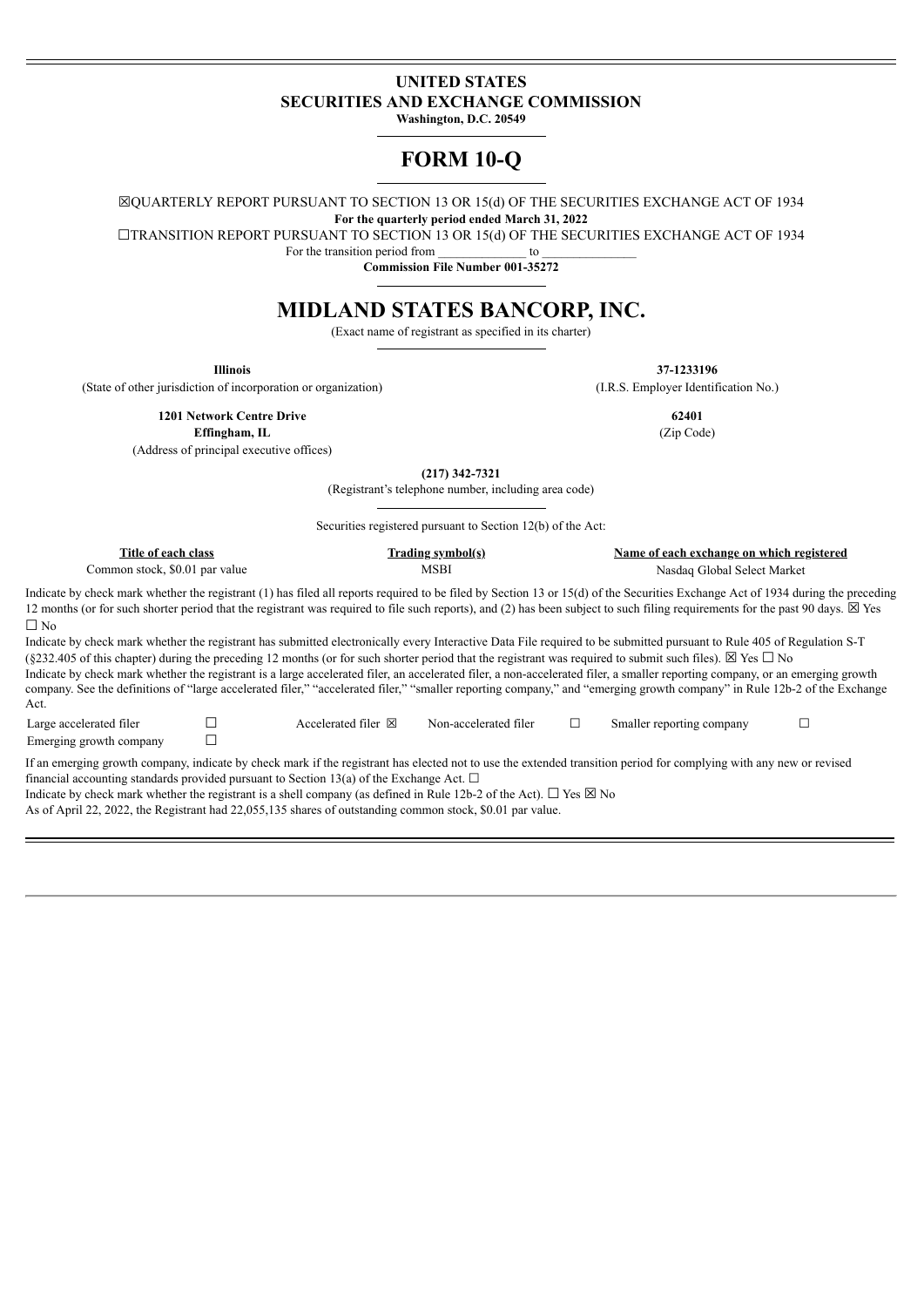**UNITED STATES**
**SECURITIES AND EXCHANGE COMMISSION**
**Washington, D.C. 20549**

# FORM 10-Q

☒QUARTERLY REPORT PURSUANT TO SECTION 13 OR 15(d) OF THE SECURITIES EXCHANGE ACT OF 1934
**For the quarterly period ended March 31, 2022**
☐TRANSITION REPORT PURSUANT TO SECTION 13 OR 15(d) OF THE SECURITIES EXCHANGE ACT OF 1934
For the transition period from _______________ to _______________
**Commission File Number 001-35272**

# MIDLAND STATES BANCORP, INC.

(Exact name of registrant as specified in its charter)

| | |
|---|---|
| **Illinois** | **37-1233196** |
| (State of other jurisdiction of incorporation or organization) | (I.R.S. Employer Identification No.) |
| **1201 Network Centre Drive** | **62401** |
| **Effingham, IL** | (Zip Code) |
| (Address of principal executive offices) | |

**(217) 342-7321**
(Registrant's telephone number, including area code)

Securities registered pursuant to Section 12(b) of the Act:

| Title of each class | Trading symbol(s) | Name of each exchange on which registered |
|---|---|---|
| Common stock, $0.01 par value | MSBI | Nasdaq Global Select Market |

Indicate by check mark whether the registrant (1) has filed all reports required to be filed by Section 13 or 15(d) of the Securities Exchange Act of 1934 during the preceding 12 months (or for such shorter period that the registrant was required to file such reports), and (2) has been subject to such filing requirements for the past 90 days. ☒ Yes ☐ No

Indicate by check mark whether the registrant has submitted electronically every Interactive Data File required to be submitted pursuant to Rule 405 of Regulation S-T (§232.405 of this chapter) during the preceding 12 months (or for such shorter period that the registrant was required to submit such files). ☒ Yes ☐ No

Indicate by check mark whether the registrant is a large accelerated filer, an accelerated filer, a non-accelerated filer, a smaller reporting company, or an emerging growth company. See the definitions of "large accelerated filer," "accelerated filer," "smaller reporting company," and "emerging growth company" in Rule 12b-2 of the Exchange Act.

| | | | | | |
|---|---|---|---|---|---|
| Large accelerated filer | ☐ | Accelerated filer ☒ | Non-accelerated filer ☐ | Smaller reporting company | ☐ |
| Emerging growth company | ☐ | | | | |

If an emerging growth company, indicate by check mark if the registrant has elected not to use the extended transition period for complying with any new or revised financial accounting standards provided pursuant to Section 13(a) of the Exchange Act. ☐

Indicate by check mark whether the registrant is a shell company (as defined in Rule 12b-2 of the Act). ☐ Yes ☒ No

As of April 22, 2022, the Registrant had 22,055,135 shares of outstanding common stock, $0.01 par value.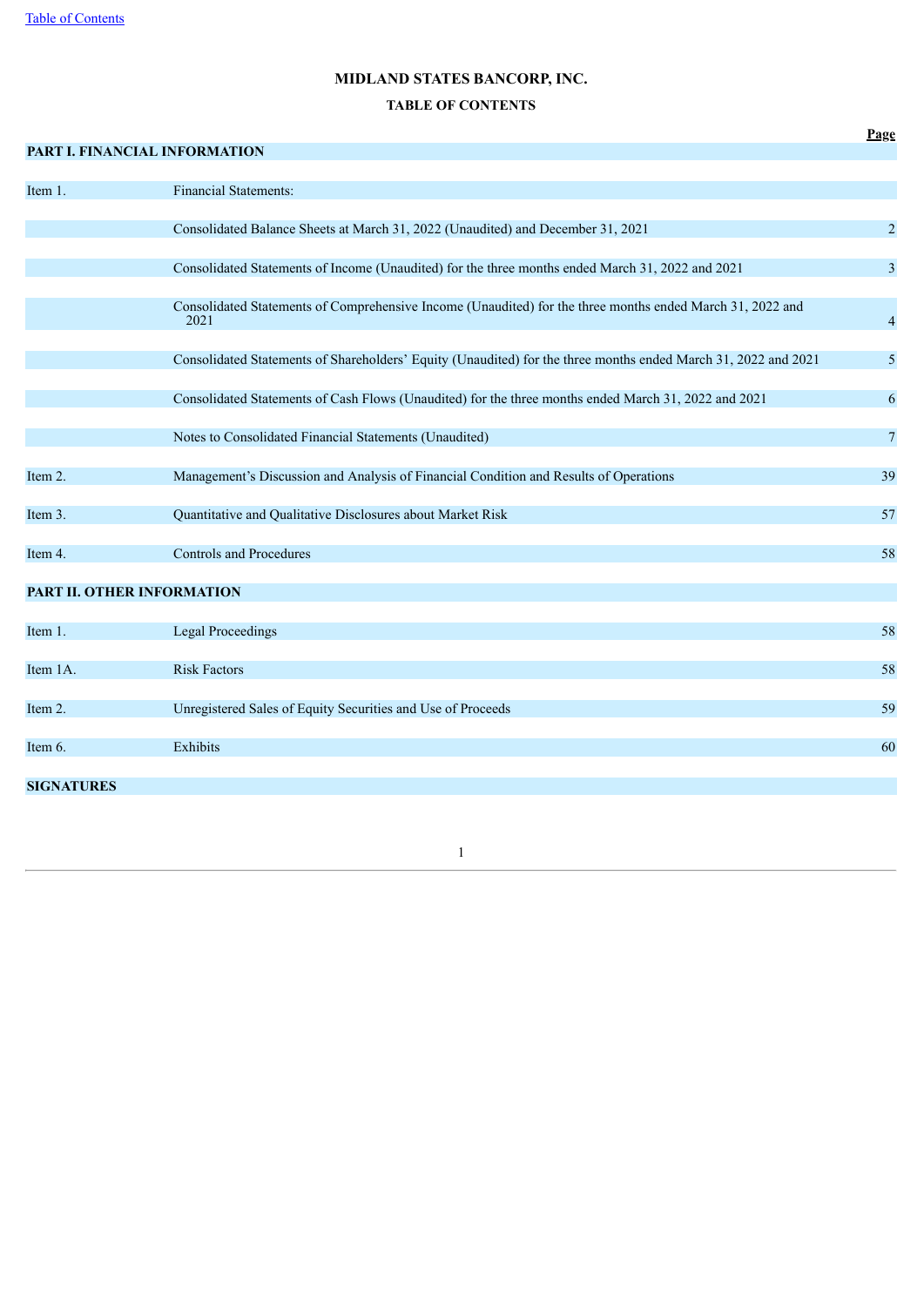# MIDLAND STATES BANCORP, INC.

## TABLE OF CONTENTS

| | | Page |
|---|---|---|
| **PART I. FINANCIAL INFORMATION** | | |
| Item 1. | Financial Statements: | |
| | Consolidated Balance Sheets at March 31, 2022 (Unaudited) and December 31, 2021 | 2 |
| | Consolidated Statements of Income (Unaudited) for the three months ended March 31, 2022 and 2021 | 3 |
| | Consolidated Statements of Comprehensive Income (Unaudited) for the three months ended March 31, 2022 and 2021 | 4 |
| | Consolidated Statements of Shareholders' Equity (Unaudited) for the three months ended March 31, 2022 and 2021 | 5 |
| | Consolidated Statements of Cash Flows (Unaudited) for the three months ended March 31, 2022 and 2021 | 6 |
| | Notes to Consolidated Financial Statements (Unaudited) | 7 |
| Item 2. | Management's Discussion and Analysis of Financial Condition and Results of Operations | 39 |
| Item 3. | Quantitative and Qualitative Disclosures about Market Risk | 57 |
| Item 4. | Controls and Procedures | 58 |
| **PART II. OTHER INFORMATION** | | |
| Item 1. | Legal Proceedings | 58 |
| Item 1A. | Risk Factors | 58 |
| Item 2. | Unregistered Sales of Equity Securities and Use of Proceeds | 59 |
| Item 6. | Exhibits | 60 |
| **SIGNATURES** | | |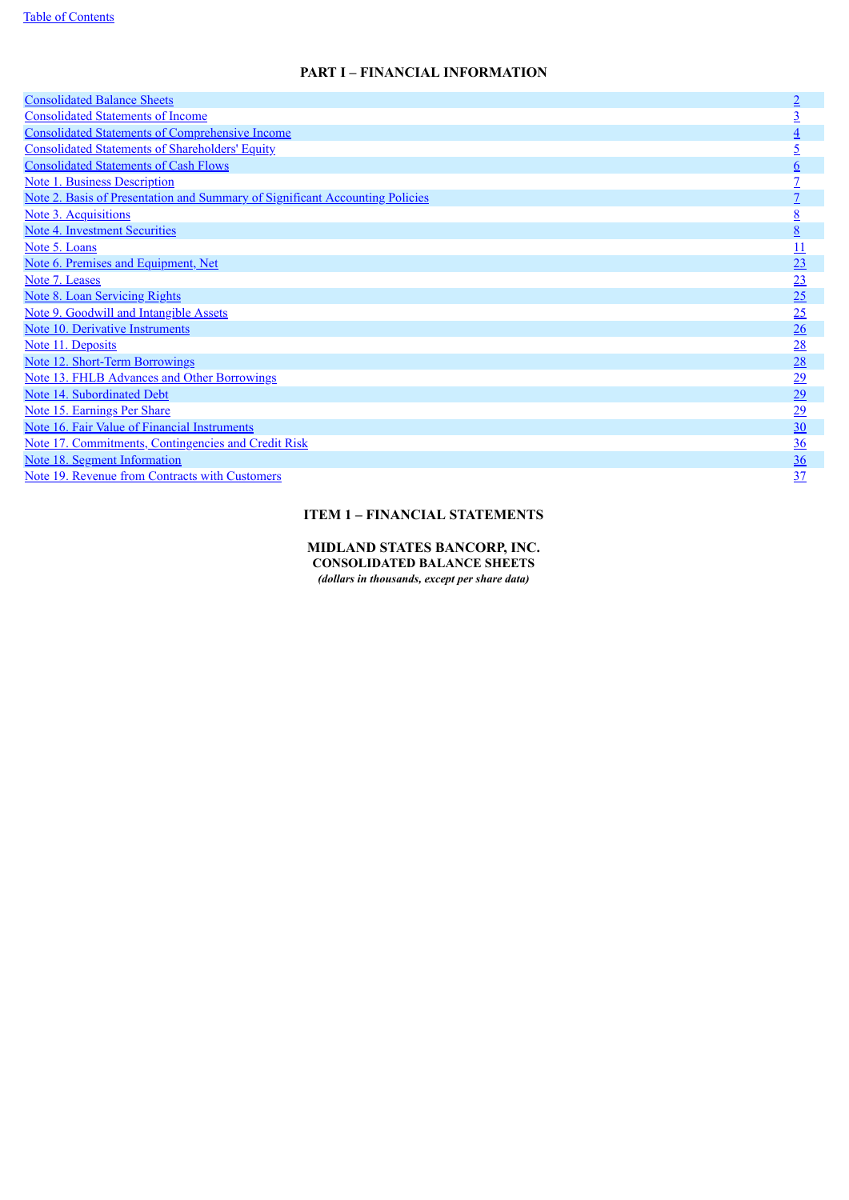# PART I – FINANCIAL INFORMATION

| | |
|---|---|
| Consolidated Balance Sheets | 2 |
| Consolidated Statements of Income | 3 |
| Consolidated Statements of Comprehensive Income | 4 |
| Consolidated Statements of Shareholders' Equity | 5 |
| Consolidated Statements of Cash Flows | 6 |
| Note 1. Business Description | 7 |
| Note 2. Basis of Presentation and Summary of Significant Accounting Policies | 7 |
| Note 3. Acquisitions | 8 |
| Note 4. Investment Securities | 8 |
| Note 5. Loans | 11 |
| Note 6. Premises and Equipment, Net | 23 |
| Note 7. Leases | 23 |
| Note 8. Loan Servicing Rights | 25 |
| Note 9. Goodwill and Intangible Assets | 25 |
| Note 10. Derivative Instruments | 26 |
| Note 11. Deposits | 28 |
| Note 12. Short-Term Borrowings | 28 |
| Note 13. FHLB Advances and Other Borrowings | 29 |
| Note 14. Subordinated Debt | 29 |
| Note 15. Earnings Per Share | 29 |
| Note 16. Fair Value of Financial Instruments | 30 |
| Note 17. Commitments, Contingencies and Credit Risk | 36 |
| Note 18. Segment Information | 36 |
| Note 19. Revenue from Contracts with Customers | 37 |

## ITEM 1 – FINANCIAL STATEMENTS

**MIDLAND STATES BANCORP, INC.**
**CONSOLIDATED BALANCE SHEETS**
***(dollars in thousands, except per share data)***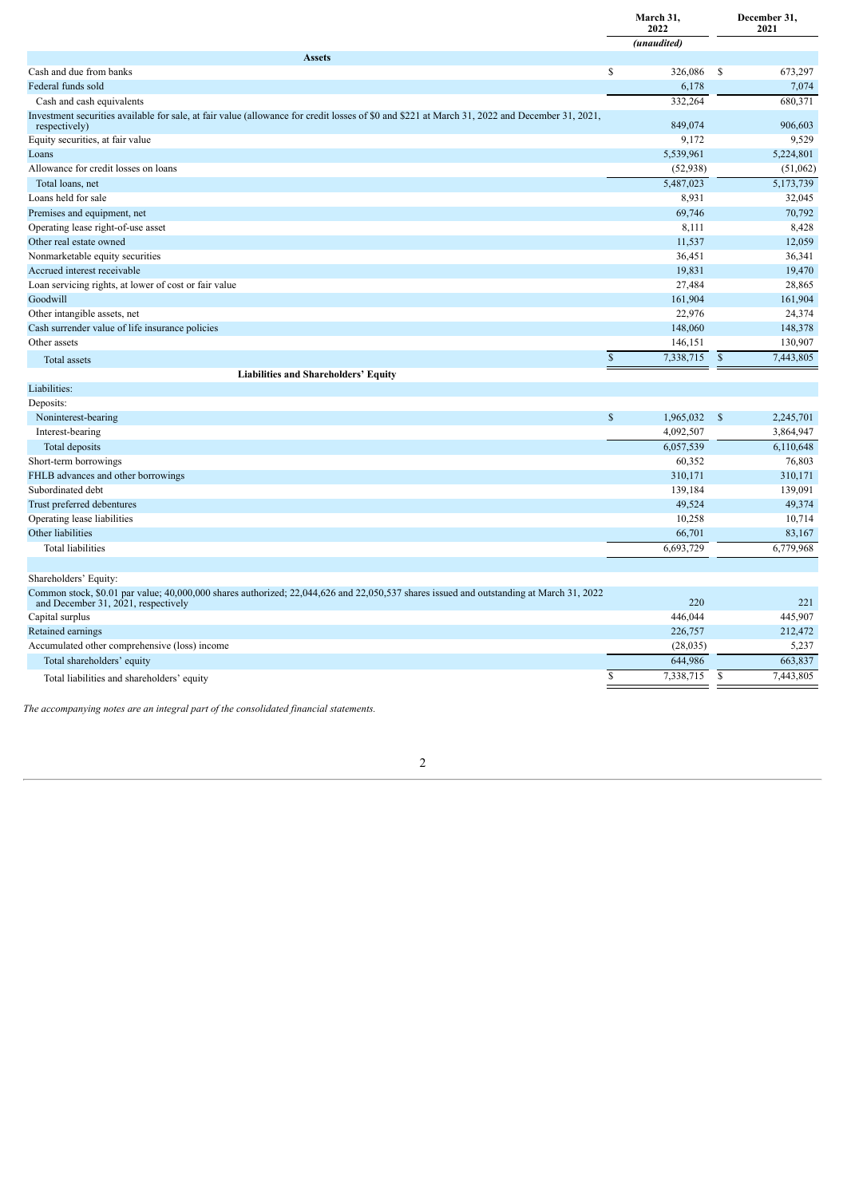| | March 31, 2022 | December 31, 2021 |
|---|---|---|
| | *(unaudited)* | |
| **Assets** | | |
| Cash and due from banks | $ 326,086 | $ 673,297 |
| Federal funds sold | 6,178 | 7,074 |
| Cash and cash equivalents | 332,264 | 680,371 |
| Investment securities available for sale, at fair value (allowance for credit losses of $0 and $221 at March 31, 2022 and December 31, 2021, respectively) | 849,074 | 906,603 |
| Equity securities, at fair value | 9,172 | 9,529 |
| Loans | 5,539,961 | 5,224,801 |
| Allowance for credit losses on loans | (52,938) | (51,062) |
| Total loans, net | 5,487,023 | 5,173,739 |
| Loans held for sale | 8,931 | 32,045 |
| Premises and equipment, net | 69,746 | 70,792 |
| Operating lease right-of-use asset | 8,111 | 8,428 |
| Other real estate owned | 11,537 | 12,059 |
| Nonmarketable equity securities | 36,451 | 36,341 |
| Accrued interest receivable | 19,831 | 19,470 |
| Loan servicing rights, at lower of cost or fair value | 27,484 | 28,865 |
| Goodwill | 161,904 | 161,904 |
| Other intangible assets, net | 22,976 | 24,374 |
| Cash surrender value of life insurance policies | 148,060 | 148,378 |
| Other assets | 146,151 | 130,907 |
| Total assets | $ 7,338,715 | $ 7,443,805 |
| **Liabilities and Shareholders' Equity** | | |
| Liabilities: | | |
| Deposits: | | |
| Noninterest-bearing | $ 1,965,032 | $ 2,245,701 |
| Interest-bearing | 4,092,507 | 3,864,947 |
| Total deposits | 6,057,539 | 6,110,648 |
| Short-term borrowings | 60,352 | 76,803 |
| FHLB advances and other borrowings | 310,171 | 310,171 |
| Subordinated debt | 139,184 | 139,091 |
| Trust preferred debentures | 49,524 | 49,374 |
| Operating lease liabilities | 10,258 | 10,714 |
| Other liabilities | 66,701 | 83,167 |
| Total liabilities | 6,693,729 | 6,779,968 |
| | | |
| Shareholders' Equity: | | |
| Common stock, $0.01 par value; 40,000,000 shares authorized; 22,044,626 and 22,050,537 shares issued and outstanding at March 31, 2022 and December 31, 2021, respectively | 220 | 221 |
| Capital surplus | 446,044 | 445,907 |
| Retained earnings | 226,757 | 212,472 |
| Accumulated other comprehensive (loss) income | (28,035) | 5,237 |
| Total shareholders' equity | 644,986 | 663,837 |
| Total liabilities and shareholders' equity | $ 7,338,715 | $ 7,443,805 |

*The accompanying notes are an integral part of the consolidated financial statements.*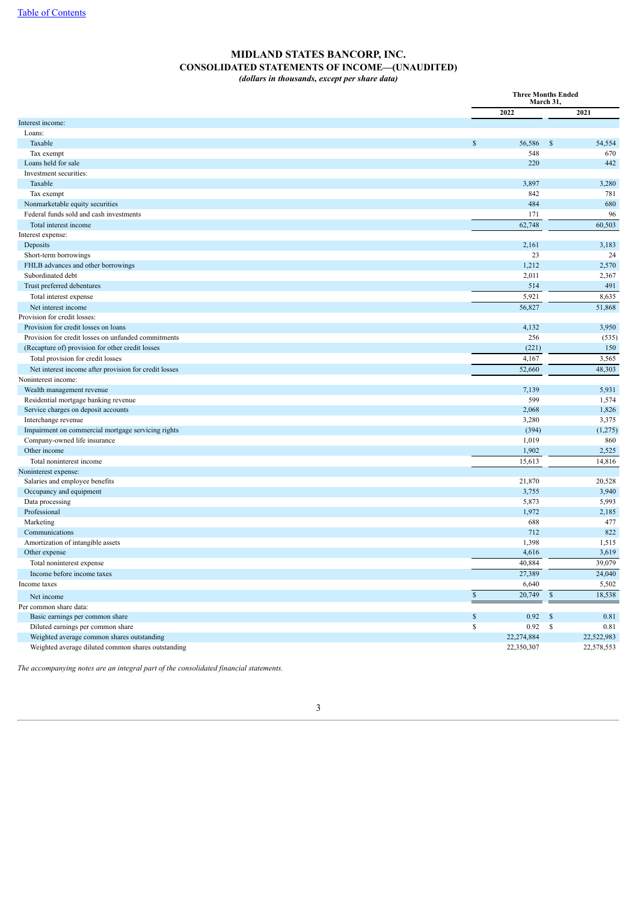# MIDLAND STATES BANCORP, INC.
## CONSOLIDATED STATEMENTS OF INCOME—(UNAUDITED)
*(dollars in thousands, except per share data)*

| | Three Months Ended March 31, | |
|---|---|---|
| | 2022 | 2021 |
| Interest income: | | |
| Loans: | | |
| Taxable | $ 56,586 | $ 54,554 |
| Tax exempt | 548 | 670 |
| Loans held for sale | 220 | 442 |
| Investment securities: | | |
| Taxable | 3,897 | 3,280 |
| Tax exempt | 842 | 781 |
| Nonmarketable equity securities | 484 | 680 |
| Federal funds sold and cash investments | 171 | 96 |
| Total interest income | 62,748 | 60,503 |
| Interest expense: | | |
| Deposits | 2,161 | 3,183 |
| Short-term borrowings | 23 | 24 |
| FHLB advances and other borrowings | 1,212 | 2,570 |
| Subordinated debt | 2,011 | 2,367 |
| Trust preferred debentures | 514 | 491 |
| Total interest expense | 5,921 | 8,635 |
| Net interest income | 56,827 | 51,868 |
| Provision for credit losses: | | |
| Provision for credit losses on loans | 4,132 | 3,950 |
| Provision for credit losses on unfunded commitments | 256 | (535) |
| (Recapture of) provision for other credit losses | (221) | 150 |
| Total provision for credit losses | 4,167 | 3,565 |
| Net interest income after provision for credit losses | 52,660 | 48,303 |
| Noninterest income: | | |
| Wealth management revenue | 7,139 | 5,931 |
| Residential mortgage banking revenue | 599 | 1,574 |
| Service charges on deposit accounts | 2,068 | 1,826 |
| Interchange revenue | 3,280 | 3,375 |
| Impairment on commercial mortgage servicing rights | (394) | (1,275) |
| Company-owned life insurance | 1,019 | 860 |
| Other income | 1,902 | 2,525 |
| Total noninterest income | 15,613 | 14,816 |
| Noninterest expense: | | |
| Salaries and employee benefits | 21,870 | 20,528 |
| Occupancy and equipment | 3,755 | 3,940 |
| Data processing | 5,873 | 5,993 |
| Professional | 1,972 | 2,185 |
| Marketing | 688 | 477 |
| Communications | 712 | 822 |
| Amortization of intangible assets | 1,398 | 1,515 |
| Other expense | 4,616 | 3,619 |
| Total noninterest expense | 40,884 | 39,079 |
| Income before income taxes | 27,389 | 24,040 |
| Income taxes | 6,640 | 5,502 |
| Net income | $ 20,749 | $ 18,538 |
| Per common share data: | | |
| Basic earnings per common share | $ 0.92 | $ 0.81 |
| Diluted earnings per common share | $ 0.92 | $ 0.81 |
| Weighted average common shares outstanding | 22,274,884 | 22,522,983 |
| Weighted average diluted common shares outstanding | 22,350,307 | 22,578,553 |

*The accompanying notes are an integral part of the consolidated financial statements.*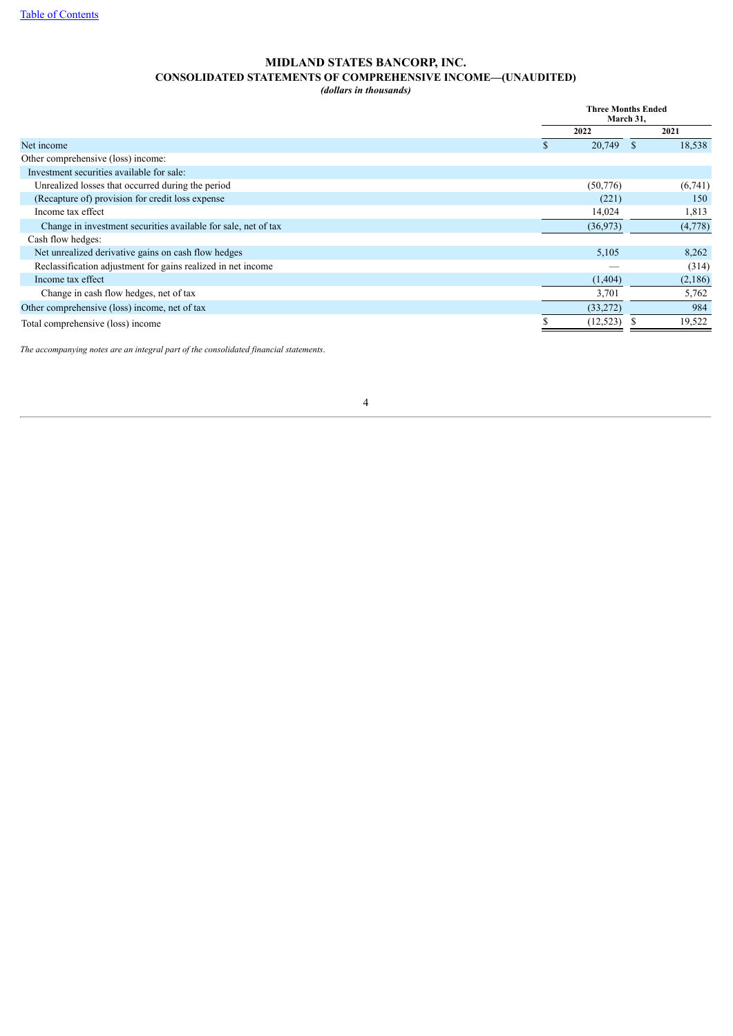# MIDLAND STATES BANCORP, INC.

## CONSOLIDATED STATEMENTS OF COMPREHENSIVE INCOME—(UNAUDITED)

*(dollars in thousands)*

| | Three Months Ended March 31, | |
|---|---|---|
| | 2022 | 2021 |
| Net income | $ 20,749 | $ 18,538 |
| Other comprehensive (loss) income: | | |
| Investment securities available for sale: | | |
| Unrealized losses that occurred during the period | (50,776) | (6,741) |
| (Recapture of) provision for credit loss expense | (221) | 150 |
| Income tax effect | 14,024 | 1,813 |
| Change in investment securities available for sale, net of tax | (36,973) | (4,778) |
| Cash flow hedges: | | |
| Net unrealized derivative gains on cash flow hedges | 5,105 | 8,262 |
| Reclassification adjustment for gains realized in net income | — | (314) |
| Income tax effect | (1,404) | (2,186) |
| Change in cash flow hedges, net of tax | 3,701 | 5,762 |
| Other comprehensive (loss) income, net of tax | (33,272) | 984 |
| Total comprehensive (loss) income | $ (12,523) | $ 19,522 |

*The accompanying notes are an integral part of the consolidated financial statements.*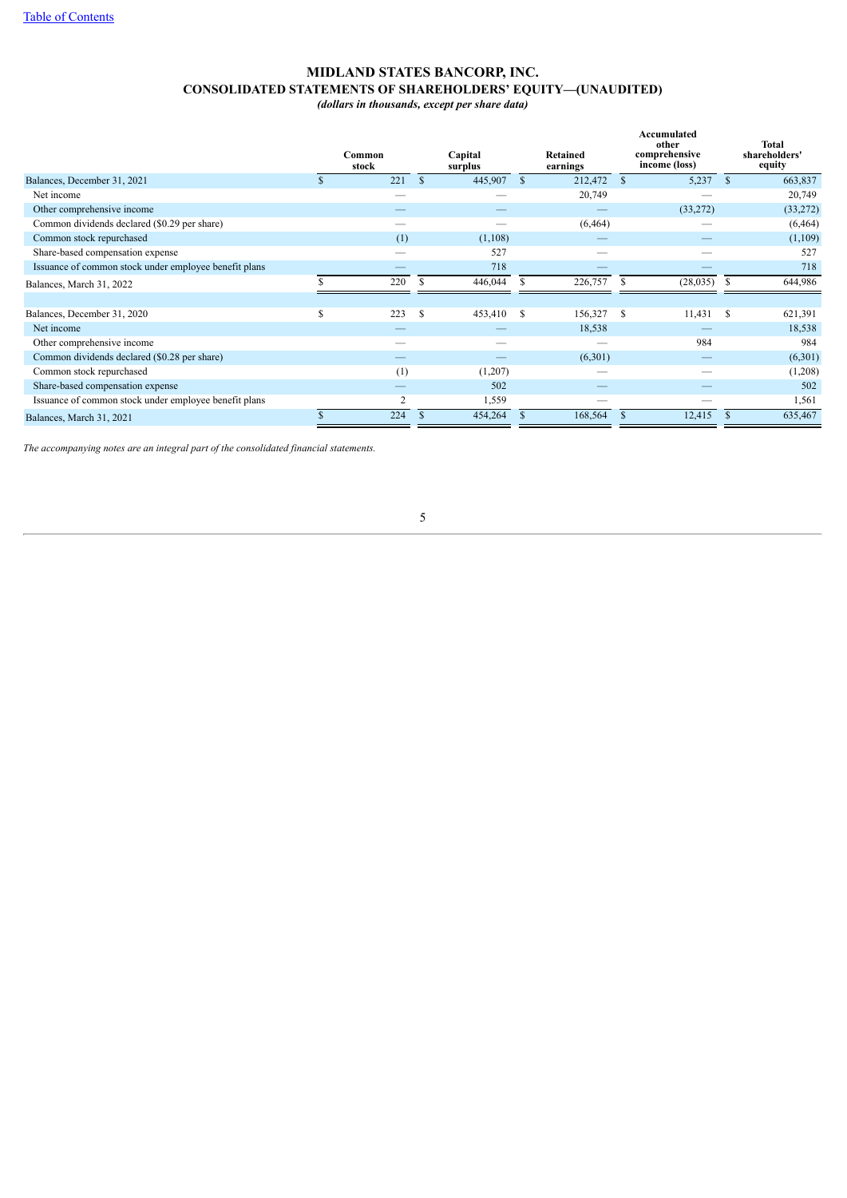# MIDLAND STATES BANCORP, INC.

## CONSOLIDATED STATEMENTS OF SHAREHOLDERS' EQUITY—(UNAUDITED)

*(dollars in thousands, except per share data)*

| | Common stock | Capital surplus | Retained earnings | Accumulated other comprehensive income (loss) | Total shareholders' equity |
|---|---|---|---|---|---|
| Balances, December 31, 2021 | $ 221 | $ 445,907 | $ 212,472 | $ 5,237 | $ 663,837 |
| Net income | — | — | 20,749 | — | 20,749 |
| Other comprehensive income | — | — | — | (33,272) | (33,272) |
| Common dividends declared ($0.29 per share) | — | — | (6,464) | — | (6,464) |
| Common stock repurchased | (1) | (1,108) | — | — | (1,109) |
| Share-based compensation expense | — | 527 | — | — | 527 |
| Issuance of common stock under employee benefit plans | — | 718 | — | — | 718 |
| Balances, March 31, 2022 | $ 220 | $ 446,044 | $ 226,757 | $ (28,035) | $ 644,986 |
| | | | | | |
| Balances, December 31, 2020 | $ 223 | $ 453,410 | $ 156,327 | $ 11,431 | $ 621,391 |
| Net income | — | — | 18,538 | — | 18,538 |
| Other comprehensive income | — | — | — | 984 | 984 |
| Common dividends declared ($0.28 per share) | — | — | (6,301) | — | (6,301) |
| Common stock repurchased | (1) | (1,207) | — | — | (1,208) |
| Share-based compensation expense | — | 502 | — | — | 502 |
| Issuance of common stock under employee benefit plans | 2 | 1,559 | — | — | 1,561 |
| Balances, March 31, 2021 | $ 224 | $ 454,264 | $ 168,564 | $ 12,415 | $ 635,467 |

*The accompanying notes are an integral part of the consolidated financial statements.*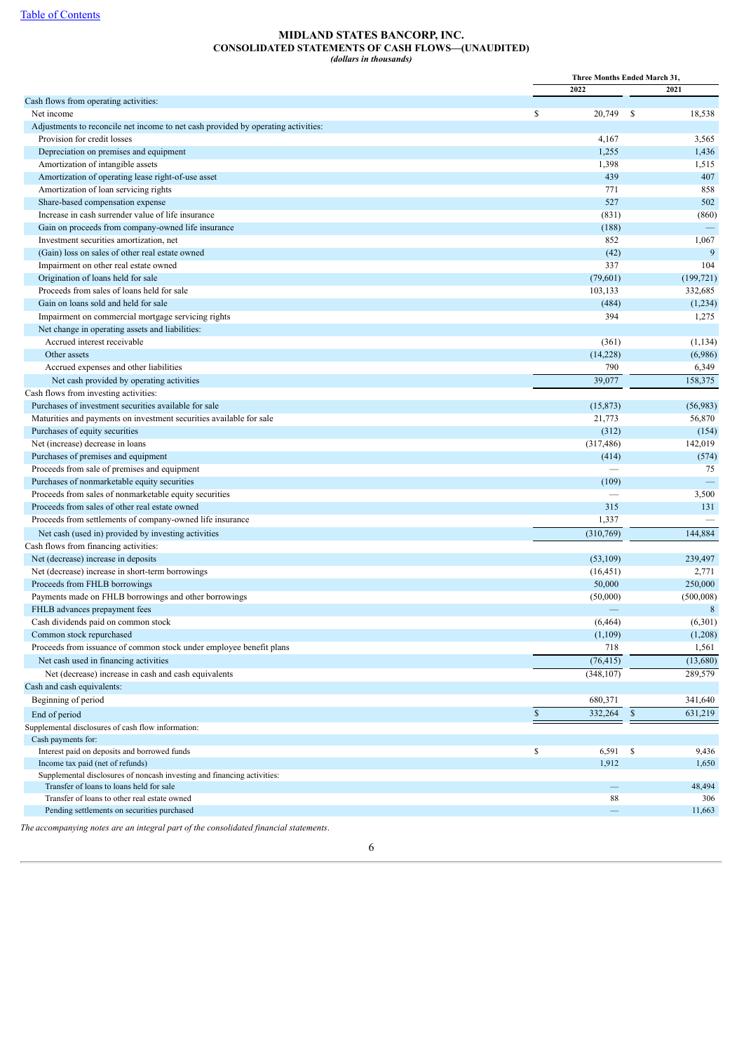# MIDLAND STATES BANCORP, INC.
## CONSOLIDATED STATEMENTS OF CASH FLOWS—(UNAUDITED)
*(dollars in thousands)*

| | Three Months Ended March 31, | |
|---|---|---|
| | 2022 | 2021 |
| Cash flows from operating activities: | | |
| Net income | $ 20,749 | $ 18,538 |
| Adjustments to reconcile net income to net cash provided by operating activities: | | |
| Provision for credit losses | 4,167 | 3,565 |
| Depreciation on premises and equipment | 1,255 | 1,436 |
| Amortization of intangible assets | 1,398 | 1,515 |
| Amortization of operating lease right-of-use asset | 439 | 407 |
| Amortization of loan servicing rights | 771 | 858 |
| Share-based compensation expense | 527 | 502 |
| Increase in cash surrender value of life insurance | (831) | (860) |
| Gain on proceeds from company-owned life insurance | (188) | — |
| Investment securities amortization, net | 852 | 1,067 |
| (Gain) loss on sales of other real estate owned | (42) | 9 |
| Impairment on other real estate owned | 337 | 104 |
| Origination of loans held for sale | (79,601) | (199,721) |
| Proceeds from sales of loans held for sale | 103,133 | 332,685 |
| Gain on loans sold and held for sale | (484) | (1,234) |
| Impairment on commercial mortgage servicing rights | 394 | 1,275 |
| Net change in operating assets and liabilities: | | |
| Accrued interest receivable | (361) | (1,134) |
| Other assets | (14,228) | (6,986) |
| Accrued expenses and other liabilities | 790 | 6,349 |
| Net cash provided by operating activities | 39,077 | 158,375 |
| Cash flows from investing activities: | | |
| Purchases of investment securities available for sale | (15,873) | (56,983) |
| Maturities and payments on investment securities available for sale | 21,773 | 56,870 |
| Purchases of equity securities | (312) | (154) |
| Net (increase) decrease in loans | (317,486) | 142,019 |
| Purchases of premises and equipment | (414) | (574) |
| Proceeds from sale of premises and equipment | — | 75 |
| Purchases of nonmarketable equity securities | (109) | — |
| Proceeds from sales of nonmarketable equity securities | — | 3,500 |
| Proceeds from sales of other real estate owned | 315 | 131 |
| Proceeds from settlements of company-owned life insurance | 1,337 | — |
| Net cash (used in) provided by investing activities | (310,769) | 144,884 |
| Cash flows from financing activities: | | |
| Net (decrease) increase in deposits | (53,109) | 239,497 |
| Net (decrease) increase in short-term borrowings | (16,451) | 2,771 |
| Proceeds from FHLB borrowings | 50,000 | 250,000 |
| Payments made on FHLB borrowings and other borrowings | (50,000) | (500,008) |
| FHLB advances prepayment fees | — | 8 |
| Cash dividends paid on common stock | (6,464) | (6,301) |
| Common stock repurchased | (1,109) | (1,208) |
| Proceeds from issuance of common stock under employee benefit plans | 718 | 1,561 |
| Net cash used in financing activities | (76,415) | (13,680) |
| Net (decrease) increase in cash and cash equivalents | (348,107) | 289,579 |
| Cash and cash equivalents: | | |
| Beginning of period | 680,371 | 341,640 |
| End of period | $ 332,264 | $ 631,219 |
| Supplemental disclosures of cash flow information: | | |
| Cash payments for: | | |
| Interest paid on deposits and borrowed funds | $ 6,591 | $ 9,436 |
| Income tax paid (net of refunds) | 1,912 | 1,650 |
| Supplemental disclosures of noncash investing and financing activities: | | |
| Transfer of loans to loans held for sale | — | 48,494 |
| Transfer of loans to other real estate owned | 88 | 306 |
| Pending settlements on securities purchased | — | 11,663 |

*The accompanying notes are an integral part of the consolidated financial statements.*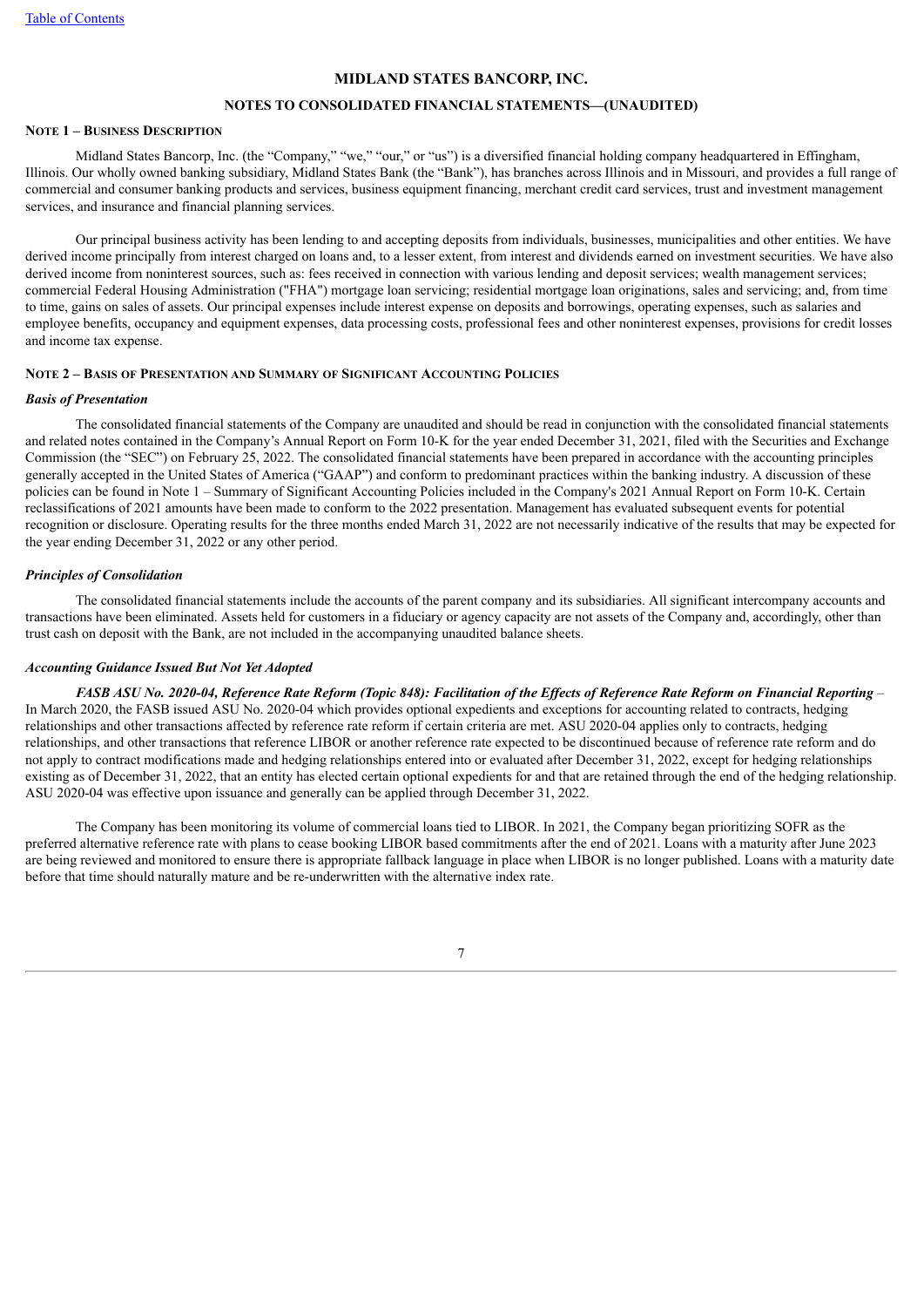# MIDLAND STATES BANCORP, INC.

## NOTES TO CONSOLIDATED FINANCIAL STATEMENTS—(UNAUDITED)

### NOTE 1 – BUSINESS DESCRIPTION

Midland States Bancorp, Inc. (the "Company," "we," "our," or "us") is a diversified financial holding company headquartered in Effingham, Illinois. Our wholly owned banking subsidiary, Midland States Bank (the "Bank"), has branches across Illinois and in Missouri, and provides a full range of commercial and consumer banking products and services, business equipment financing, merchant credit card services, trust and investment management services, and insurance and financial planning services.

Our principal business activity has been lending to and accepting deposits from individuals, businesses, municipalities and other entities. We have derived income principally from interest charged on loans and, to a lesser extent, from interest and dividends earned on investment securities. We have also derived income from noninterest sources, such as: fees received in connection with various lending and deposit services; wealth management services; commercial Federal Housing Administration ("FHA") mortgage loan servicing; residential mortgage loan originations, sales and servicing; and, from time to time, gains on sales of assets. Our principal expenses include interest expense on deposits and borrowings, operating expenses, such as salaries and employee benefits, occupancy and equipment expenses, data processing costs, professional fees and other noninterest expenses, provisions for credit losses and income tax expense.

### NOTE 2 – BASIS OF PRESENTATION AND SUMMARY OF SIGNIFICANT ACCOUNTING POLICIES

***Basis of Presentation***

The consolidated financial statements of the Company are unaudited and should be read in conjunction with the consolidated financial statements and related notes contained in the Company's Annual Report on Form 10-K for the year ended December 31, 2021, filed with the Securities and Exchange Commission (the "SEC") on February 25, 2022. The consolidated financial statements have been prepared in accordance with the accounting principles generally accepted in the United States of America ("GAAP") and conform to predominant practices within the banking industry. A discussion of these policies can be found in Note 1 – Summary of Significant Accounting Policies included in the Company's 2021 Annual Report on Form 10-K. Certain reclassifications of 2021 amounts have been made to conform to the 2022 presentation. Management has evaluated subsequent events for potential recognition or disclosure. Operating results for the three months ended March 31, 2022 are not necessarily indicative of the results that may be expected for the year ending December 31, 2022 or any other period.

***Principles of Consolidation***

The consolidated financial statements include the accounts of the parent company and its subsidiaries. All significant intercompany accounts and transactions have been eliminated. Assets held for customers in a fiduciary or agency capacity are not assets of the Company and, accordingly, other than trust cash on deposit with the Bank, are not included in the accompanying unaudited balance sheets.

***Accounting Guidance Issued But Not Yet Adopted***

***FASB ASU No. 2020-04, Reference Rate Reform (Topic 848): Facilitation of the Effects of Reference Rate Reform on Financial Reporting*** – In March 2020, the FASB issued ASU No. 2020-04 which provides optional expedients and exceptions for accounting related to contracts, hedging relationships and other transactions affected by reference rate reform if certain criteria are met. ASU 2020-04 applies only to contracts, hedging relationships, and other transactions that reference LIBOR or another reference rate expected to be discontinued because of reference rate reform and do not apply to contract modifications made and hedging relationships entered into or evaluated after December 31, 2022, except for hedging relationships existing as of December 31, 2022, that an entity has elected certain optional expedients for and that are retained through the end of the hedging relationship. ASU 2020-04 was effective upon issuance and generally can be applied through December 31, 2022.

The Company has been monitoring its volume of commercial loans tied to LIBOR. In 2021, the Company began prioritizing SOFR as the preferred alternative reference rate with plans to cease booking LIBOR based commitments after the end of 2021. Loans with a maturity after June 2023 are being reviewed and monitored to ensure there is appropriate fallback language in place when LIBOR is no longer published. Loans with a maturity date before that time should naturally mature and be re-underwritten with the alternative index rate.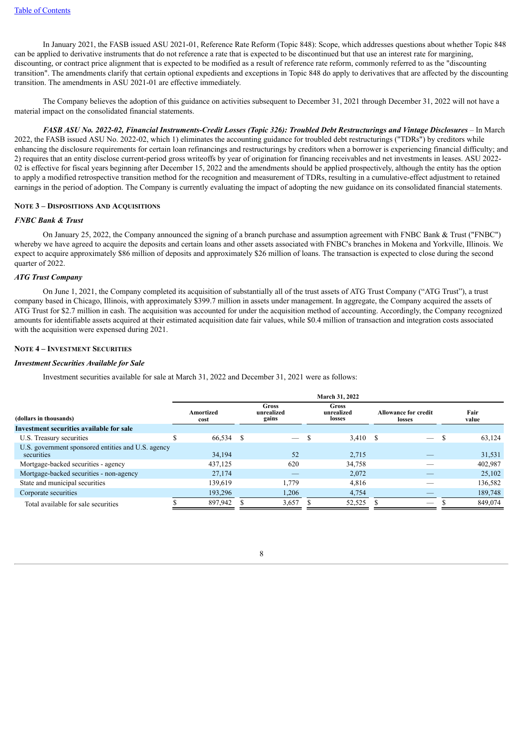In January 2021, the FASB issued ASU 2021-01, Reference Rate Reform (Topic 848): Scope, which addresses questions about whether Topic 848 can be applied to derivative instruments that do not reference a rate that is expected to be discontinued but that use an interest rate for margining, discounting, or contract price alignment that is expected to be modified as a result of reference rate reform, commonly referred to as the "discounting transition". The amendments clarify that certain optional expedients and exceptions in Topic 848 do apply to derivatives that are affected by the discounting transition. The amendments in ASU 2021-01 are effective immediately.

The Company believes the adoption of this guidance on activities subsequent to December 31, 2021 through December 31, 2022 will not have a material impact on the consolidated financial statements.

***FASB ASU No. 2022-02, Financial Instruments-Credit Losses (Topic 326): Troubled Debt Restructurings and Vintage Disclosures*** – In March 2022, the FASB issued ASU No. 2022-02, which 1) eliminates the accounting guidance for troubled debt restructurings ("TDRs") by creditors while enhancing the disclosure requirements for certain loan refinancings and restructurings by creditors when a borrower is experiencing financial difficulty; and 2) requires that an entity disclose current-period gross writeoffs by year of origination for financing receivables and net investments in leases. ASU 2022-02 is effective for fiscal years beginning after December 15, 2022 and the amendments should be applied prospectively, although the entity has the option to apply a modified retrospective transition method for the recognition and measurement of TDRs, resulting in a cumulative-effect adjustment to retained earnings in the period of adoption. The Company is currently evaluating the impact of adopting the new guidance on its consolidated financial statements.

## NOTE 3 – DISPOSITIONS AND ACQUISITIONS

### *FNBC Bank & Trust*

On January 25, 2022, the Company announced the signing of a branch purchase and assumption agreement with FNBC Bank & Trust ("FNBC") whereby we have agreed to acquire the deposits and certain loans and other assets associated with FNBC's branches in Mokena and Yorkville, Illinois. We expect to acquire approximately $86 million of deposits and approximately $26 million of loans. The transaction is expected to close during the second quarter of 2022.

### *ATG Trust Company*

On June 1, 2021, the Company completed its acquisition of substantially all of the trust assets of ATG Trust Company ("ATG Trust"), a trust company based in Chicago, Illinois, with approximately $399.7 million in assets under management. In aggregate, the Company acquired the assets of ATG Trust for $2.7 million in cash. The acquisition was accounted for under the acquisition method of accounting. Accordingly, the Company recognized amounts for identifiable assets acquired at their estimated acquisition date fair values, while $0.4 million of transaction and integration costs associated with the acquisition were expensed during 2021.

## NOTE 4 – INVESTMENT SECURITIES

### *Investment Securities Available for Sale*

Investment securities available for sale at March 31, 2022 and December 31, 2021 were as follows:

| | March 31, 2022 | | | | |
|---|---|---|---|---|---|
| (dollars in thousands) | Amortized cost | Gross unrealized gains | Gross unrealized losses | Allowance for credit losses | Fair value |
| **Investment securities available for sale** | | | | | |
| U.S. Treasury securities | $ 66,534 | $ — | $ 3,410 | $ — | $ 63,124 |
| U.S. government sponsored entities and U.S. agency securities | 34,194 | 52 | 2,715 | — | 31,531 |
| Mortgage-backed securities - agency | 437,125 | 620 | 34,758 | — | 402,987 |
| Mortgage-backed securities - non-agency | 27,174 | — | 2,072 | — | 25,102 |
| State and municipal securities | 139,619 | 1,779 | 4,816 | — | 136,582 |
| Corporate securities | 193,296 | 1,206 | 4,754 | — | 189,748 |
| Total available for sale securities | $ 897,942 | $ 3,657 | $ 52,525 | $ — | $ 849,074 |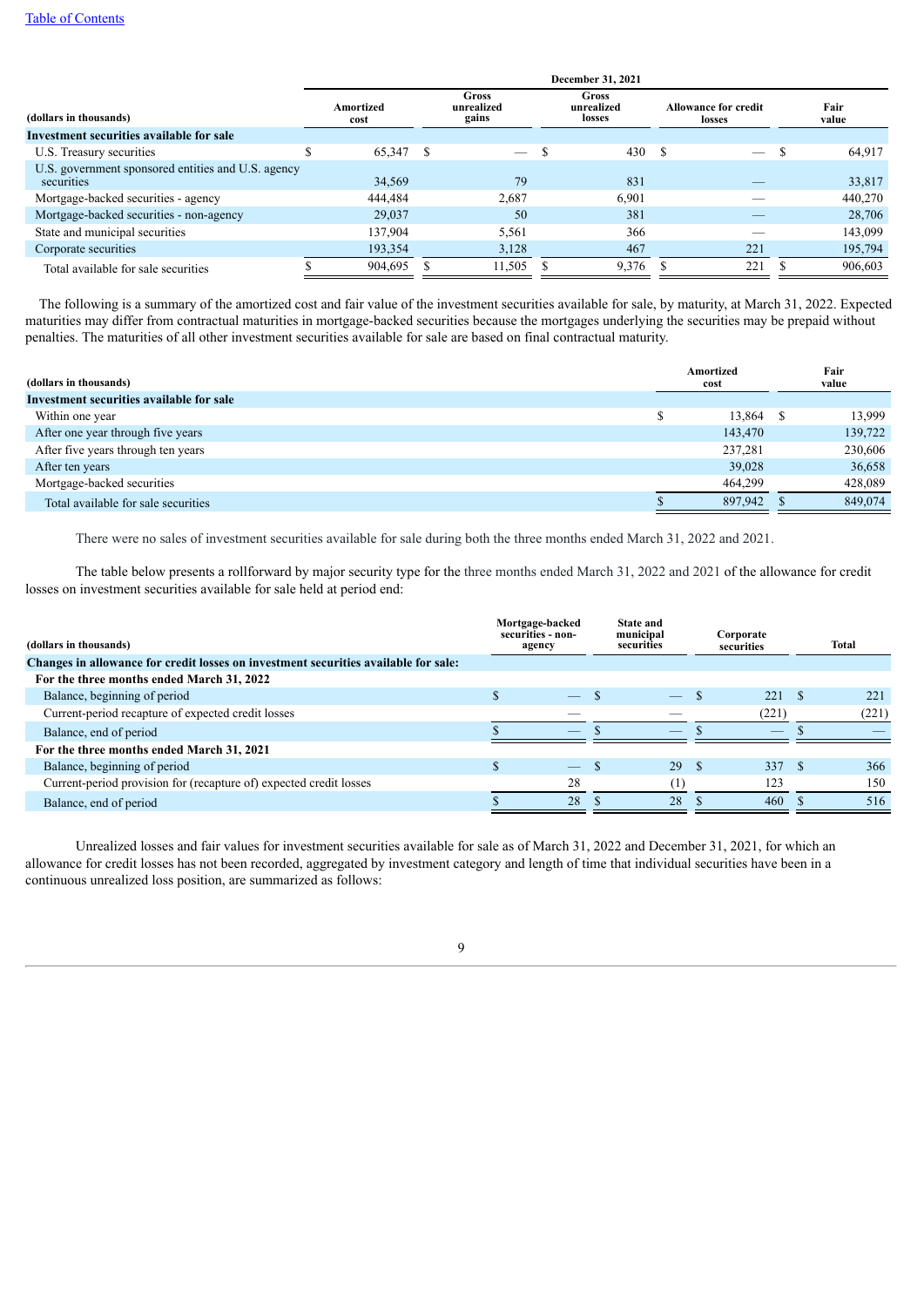| (dollars in thousands) | December 31, 2021 | | | | |
|---|---|---|---|---|---|
| | Amortized cost | Gross unrealized gains | Gross unrealized losses | Allowance for credit losses | Fair value |
| **Investment securities available for sale** | | | | | |
| U.S. Treasury securities | $ 65,347 | $ — | $ 430 | $ — | $ 64,917 |
| U.S. government sponsored entities and U.S. agency securities | 34,569 | 79 | 831 | — | 33,817 |
| Mortgage-backed securities - agency | 444,484 | 2,687 | 6,901 | — | 440,270 |
| Mortgage-backed securities - non-agency | 29,037 | 50 | 381 | — | 28,706 |
| State and municipal securities | 137,904 | 5,561 | 366 | — | 143,099 |
| Corporate securities | 193,354 | 3,128 | 467 | 221 | 195,794 |
| Total available for sale securities | $ 904,695 | $ 11,505 | $ 9,376 | $ 221 | $ 906,603 |

The following is a summary of the amortized cost and fair value of the investment securities available for sale, by maturity, at March 31, 2022. Expected maturities may differ from contractual maturities in mortgage-backed securities because the mortgages underlying the securities may be prepaid without penalties. The maturities of all other investment securities available for sale are based on final contractual maturity.

| (dollars in thousands) | Amortized cost | Fair value |
|---|---|---|
| **Investment securities available for sale** | | |
| Within one year | $ 13,864 | $ 13,999 |
| After one year through five years | 143,470 | 139,722 |
| After five years through ten years | 237,281 | 230,606 |
| After ten years | 39,028 | 36,658 |
| Mortgage-backed securities | 464,299 | 428,089 |
| Total available for sale securities | $ 897,942 | $ 849,074 |

There were no sales of investment securities available for sale during both the three months ended March 31, 2022 and 2021.

The table below presents a rollforward by major security type for the three months ended March 31, 2022 and 2021 of the allowance for credit losses on investment securities available for sale held at period end:

| (dollars in thousands) | Mortgage-backed securities - non-agency | State and municipal securities | Corporate securities | Total |
|---|---|---|---|---|
| **Changes in allowance for credit losses on investment securities available for sale:** | | | | |
| **For the three months ended March 31, 2022** | | | | |
| Balance, beginning of period | $ — | $ — | $ 221 | $ 221 |
| Current-period recapture of expected credit losses | — | — | (221) | (221) |
| Balance, end of period | $ — | $ — | $ — | $ — |
| **For the three months ended March 31, 2021** | | | | |
| Balance, beginning of period | $ — | $ 29 | $ 337 | $ 366 |
| Current-period provision for (recapture of) expected credit losses | 28 | (1) | 123 | 150 |
| Balance, end of period | $ 28 | $ 28 | $ 460 | $ 516 |

Unrealized losses and fair values for investment securities available for sale as of March 31, 2022 and December 31, 2021, for which an allowance for credit losses has not been recorded, aggregated by investment category and length of time that individual securities have been in a continuous unrealized loss position, are summarized as follows: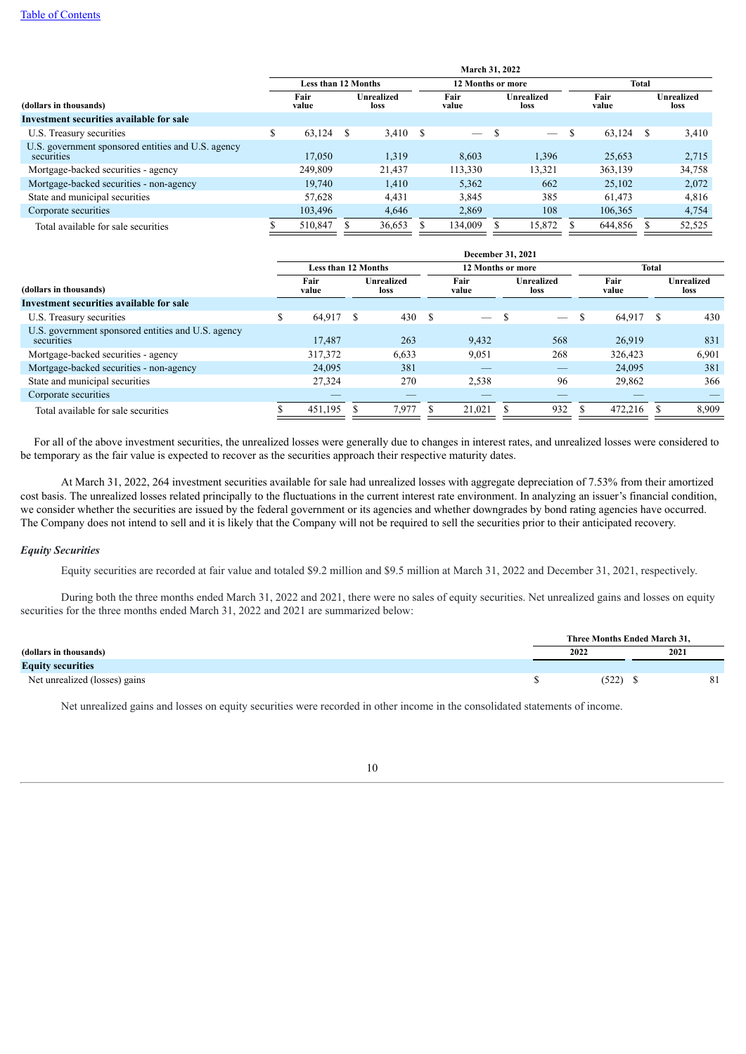| | March 31, 2022 | | | | | |
|---|---|---|---|---|---|---|
| | Less than 12 Months | | 12 Months or more | | Total | |
| (dollars in thousands) | Fair value | Unrealized loss | Fair value | Unrealized loss | Fair value | Unrealized loss |
| **Investment securities available for sale** | | | | | | |
| U.S. Treasury securities | $ 63,124 | $ 3,410 | $ — | $ — | $ 63,124 | $ 3,410 |
| U.S. government sponsored entities and U.S. agency securities | 17,050 | 1,319 | 8,603 | 1,396 | 25,653 | 2,715 |
| Mortgage-backed securities - agency | 249,809 | 21,437 | 113,330 | 13,321 | 363,139 | 34,758 |
| Mortgage-backed securities - non-agency | 19,740 | 1,410 | 5,362 | 662 | 25,102 | 2,072 |
| State and municipal securities | 57,628 | 4,431 | 3,845 | 385 | 61,473 | 4,816 |
| Corporate securities | 103,496 | 4,646 | 2,869 | 108 | 106,365 | 4,754 |
| Total available for sale securities | $ 510,847 | $ 36,653 | $ 134,009 | $ 15,872 | $ 644,856 | $ 52,525 |

| | December 31, 2021 | | | | | |
|---|---|---|---|---|---|---|
| | Less than 12 Months | | 12 Months or more | | Total | |
| (dollars in thousands) | Fair value | Unrealized loss | Fair value | Unrealized loss | Fair value | Unrealized loss |
| **Investment securities available for sale** | | | | | | |
| U.S. Treasury securities | $ 64,917 | $ 430 | $ — | $ — | $ 64,917 | $ 430 |
| U.S. government sponsored entities and U.S. agency securities | 17,487 | 263 | 9,432 | 568 | 26,919 | 831 |
| Mortgage-backed securities - agency | 317,372 | 6,633 | 9,051 | 268 | 326,423 | 6,901 |
| Mortgage-backed securities - non-agency | 24,095 | 381 | — | — | 24,095 | 381 |
| State and municipal securities | 27,324 | 270 | 2,538 | 96 | 29,862 | 366 |
| Corporate securities | — | — | — | — | — | — |
| Total available for sale securities | $ 451,195 | $ 7,977 | $ 21,021 | $ 932 | $ 472,216 | $ 8,909 |

For all of the above investment securities, the unrealized losses were generally due to changes in interest rates, and unrealized losses were considered to be temporary as the fair value is expected to recover as the securities approach their respective maturity dates.

At March 31, 2022, 264 investment securities available for sale had unrealized losses with aggregate depreciation of 7.53% from their amortized cost basis. The unrealized losses related principally to the fluctuations in the current interest rate environment. In analyzing an issuer's financial condition, we consider whether the securities are issued by the federal government or its agencies and whether downgrades by bond rating agencies have occurred. The Company does not intend to sell and it is likely that the Company will not be required to sell the securities prior to their anticipated recovery.

### *Equity Securities*

Equity securities are recorded at fair value and totaled $9.2 million and $9.5 million at March 31, 2022 and December 31, 2021, respectively.

During both the three months ended March 31, 2022 and 2021, there were no sales of equity securities. Net unrealized gains and losses on equity securities for the three months ended March 31, 2022 and 2021 are summarized below:

| | Three Months Ended March 31, | |
|---|---|---|
| (dollars in thousands) | 2022 | 2021 |
| **Equity securities** | | |
| Net unrealized (losses) gains | $ (522) | $ 81 |

Net unrealized gains and losses on equity securities were recorded in other income in the consolidated statements of income.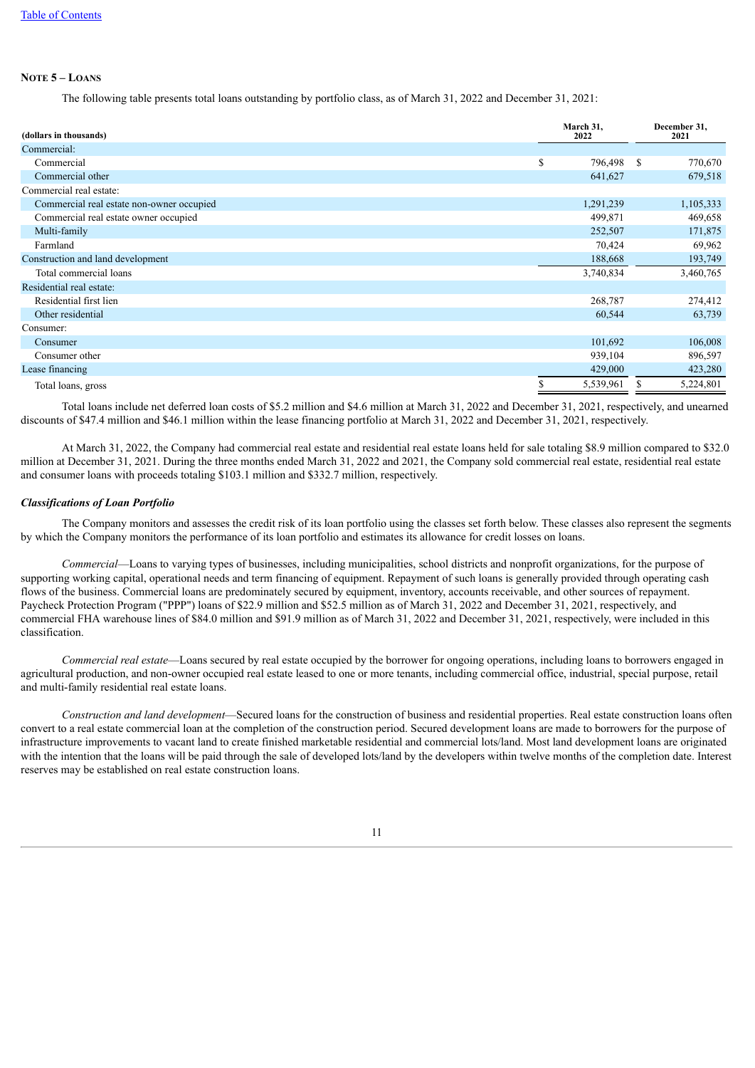## NOTE 5 – LOANS

The following table presents total loans outstanding by portfolio class, as of March 31, 2022 and December 31, 2021:

| (dollars in thousands) | March 31, 2022 | December 31, 2021 |
|---|---|---|
| Commercial: | | |
| Commercial | $ 796,498 | $ 770,670 |
| Commercial other | 641,627 | 679,518 |
| Commercial real estate: | | |
| Commercial real estate non-owner occupied | 1,291,239 | 1,105,333 |
| Commercial real estate owner occupied | 499,871 | 469,658 |
| Multi-family | 252,507 | 171,875 |
| Farmland | 70,424 | 69,962 |
| Construction and land development | 188,668 | 193,749 |
| Total commercial loans | 3,740,834 | 3,460,765 |
| Residential real estate: | | |
| Residential first lien | 268,787 | 274,412 |
| Other residential | 60,544 | 63,739 |
| Consumer: | | |
| Consumer | 101,692 | 106,008 |
| Consumer other | 939,104 | 896,597 |
| Lease financing | 429,000 | 423,280 |
| Total loans, gross | $ 5,539,961 | $ 5,224,801 |

Total loans include net deferred loan costs of $5.2 million and $4.6 million at March 31, 2022 and December 31, 2021, respectively, and unearned discounts of $47.4 million and $46.1 million within the lease financing portfolio at March 31, 2022 and December 31, 2021, respectively.

At March 31, 2022, the Company had commercial real estate and residential real estate loans held for sale totaling $8.9 million compared to $32.0 million at December 31, 2021. During the three months ended March 31, 2022 and 2021, the Company sold commercial real estate, residential real estate and consumer loans with proceeds totaling $103.1 million and $332.7 million, respectively.

***Classifications of Loan Portfolio***

The Company monitors and assesses the credit risk of its loan portfolio using the classes set forth below. These classes also represent the segments by which the Company monitors the performance of its loan portfolio and estimates its allowance for credit losses on loans.

*Commercial*—Loans to varying types of businesses, including municipalities, school districts and nonprofit organizations, for the purpose of supporting working capital, operational needs and term financing of equipment. Repayment of such loans is generally provided through operating cash flows of the business. Commercial loans are predominately secured by equipment, inventory, accounts receivable, and other sources of repayment. Paycheck Protection Program ("PPP") loans of $22.9 million and $52.5 million as of March 31, 2022 and December 31, 2021, respectively, and commercial FHA warehouse lines of $84.0 million and $91.9 million as of March 31, 2022 and December 31, 2021, respectively, were included in this classification.

*Commercial real estate*—Loans secured by real estate occupied by the borrower for ongoing operations, including loans to borrowers engaged in agricultural production, and non-owner occupied real estate leased to one or more tenants, including commercial office, industrial, special purpose, retail and multi-family residential real estate loans.

*Construction and land development*—Secured loans for the construction of business and residential properties. Real estate construction loans often convert to a real estate commercial loan at the completion of the construction period. Secured development loans are made to borrowers for the purpose of infrastructure improvements to vacant land to create finished marketable residential and commercial lots/land. Most land development loans are originated with the intention that the loans will be paid through the sale of developed lots/land by the developers within twelve months of the completion date. Interest reserves may be established on real estate construction loans.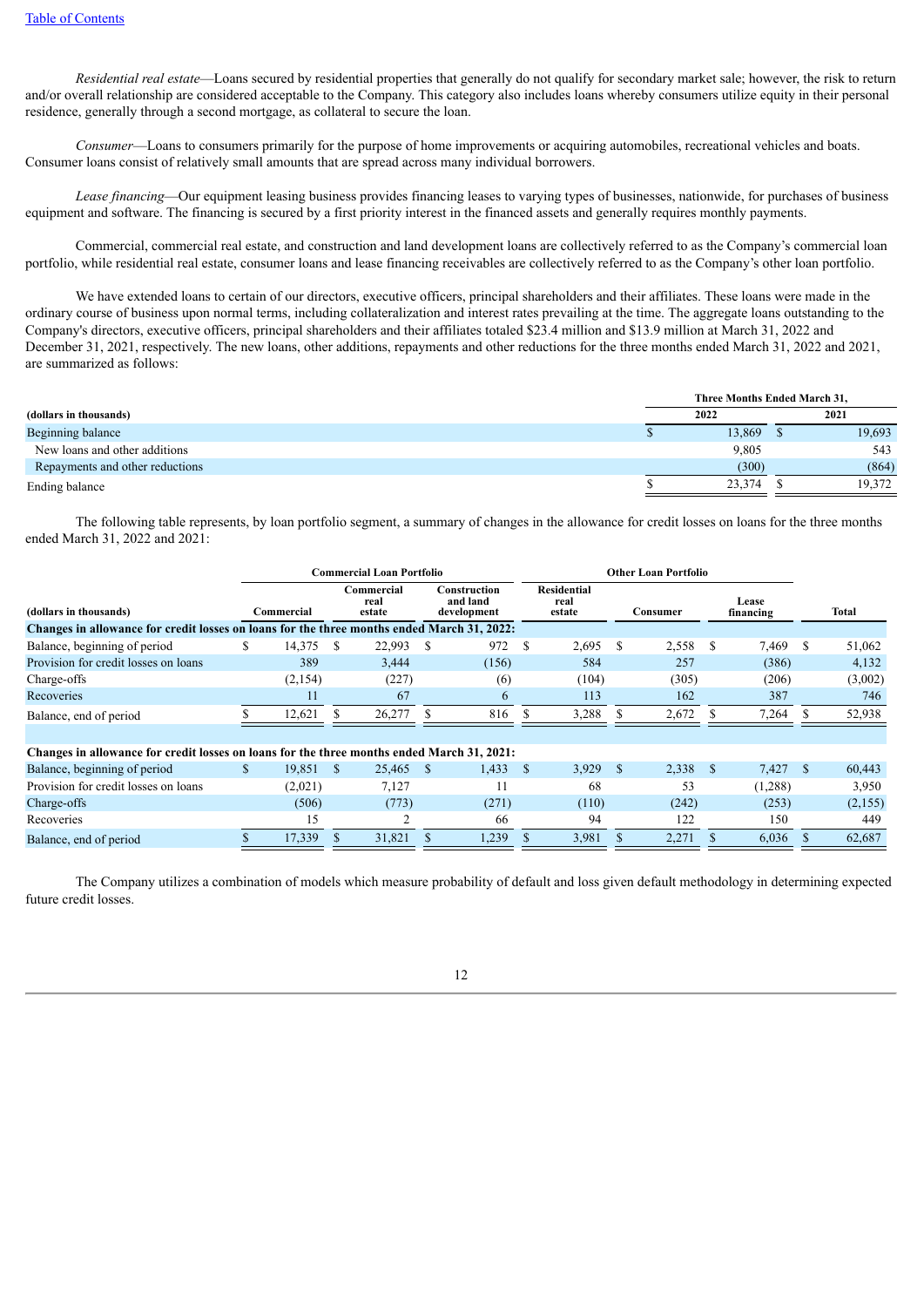*Residential real estate*—Loans secured by residential properties that generally do not qualify for secondary market sale; however, the risk to return and/or overall relationship are considered acceptable to the Company. This category also includes loans whereby consumers utilize equity in their personal residence, generally through a second mortgage, as collateral to secure the loan.

*Consumer*—Loans to consumers primarily for the purpose of home improvements or acquiring automobiles, recreational vehicles and boats. Consumer loans consist of relatively small amounts that are spread across many individual borrowers.

*Lease financing*—Our equipment leasing business provides financing leases to varying types of businesses, nationwide, for purchases of business equipment and software. The financing is secured by a first priority interest in the financed assets and generally requires monthly payments.

Commercial, commercial real estate, and construction and land development loans are collectively referred to as the Company's commercial loan portfolio, while residential real estate, consumer loans and lease financing receivables are collectively referred to as the Company's other loan portfolio.

We have extended loans to certain of our directors, executive officers, principal shareholders and their affiliates. These loans were made in the ordinary course of business upon normal terms, including collateralization and interest rates prevailing at the time. The aggregate loans outstanding to the Company's directors, executive officers, principal shareholders and their affiliates totaled $23.4 million and $13.9 million at March 31, 2022 and December 31, 2021, respectively. The new loans, other additions, repayments and other reductions for the three months ended March 31, 2022 and 2021, are summarized as follows:

| (dollars in thousands) | Three Months Ended March 31, 2022 | Three Months Ended March 31, 2021 |
|---|---|---|
| Beginning balance | $ 13,869 | $ 19,693 |
| New loans and other additions | 9,805 | 543 |
| Repayments and other reductions | (300) | (864) |
| Ending balance | $ 23,374 | $ 19,372 |

The following table represents, by loan portfolio segment, a summary of changes in the allowance for credit losses on loans for the three months ended March 31, 2022 and 2021:

| | Commercial Loan Portfolio | | | Other Loan Portfolio | | | |
|---|---|---|---|---|---|---|---|
| (dollars in thousands) | Commercial | Commercial real estate | Construction and land development | Residential real estate | Consumer | Lease financing | Total |
| **Changes in allowance for credit losses on loans for the three months ended March 31, 2022:** | | | | | | | |
| Balance, beginning of period | $ 14,375 | $ 22,993 | $ 972 | $ 2,695 | $ 2,558 | $ 7,469 | $ 51,062 |
| Provision for credit losses on loans | 389 | 3,444 | (156) | 584 | 257 | (386) | 4,132 |
| Charge-offs | (2,154) | (227) | (6) | (104) | (305) | (206) | (3,002) |
| Recoveries | 11 | 67 | 6 | 113 | 162 | 387 | 746 |
| Balance, end of period | $ 12,621 | $ 26,277 | $ 816 | $ 3,288 | $ 2,672 | $ 7,264 | $ 52,938 |
| **Changes in allowance for credit losses on loans for the three months ended March 31, 2021:** | | | | | | | |
| Balance, beginning of period | $ 19,851 | $ 25,465 | $ 1,433 | $ 3,929 | $ 2,338 | $ 7,427 | $ 60,443 |
| Provision for credit losses on loans | (2,021) | 7,127 | 11 | 68 | 53 | (1,288) | 3,950 |
| Charge-offs | (506) | (773) | (271) | (110) | (242) | (253) | (2,155) |
| Recoveries | 15 | 2 | 66 | 94 | 122 | 150 | 449 |
| Balance, end of period | $ 17,339 | $ 31,821 | $ 1,239 | $ 3,981 | $ 2,271 | $ 6,036 | $ 62,687 |

The Company utilizes a combination of models which measure probability of default and loss given default methodology in determining expected future credit losses.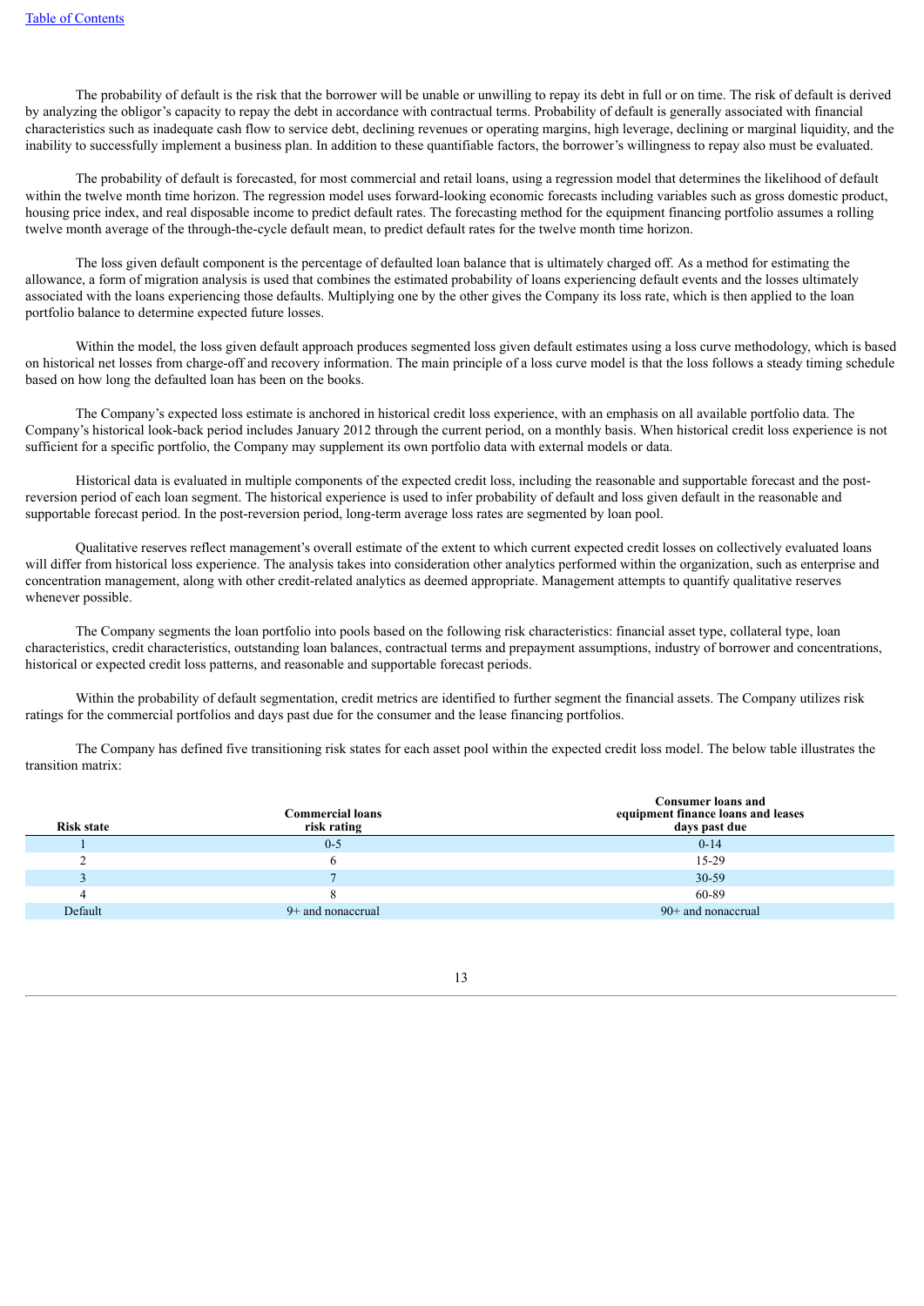The probability of default is the risk that the borrower will be unable or unwilling to repay its debt in full or on time. The risk of default is derived by analyzing the obligor's capacity to repay the debt in accordance with contractual terms. Probability of default is generally associated with financial characteristics such as inadequate cash flow to service debt, declining revenues or operating margins, high leverage, declining or marginal liquidity, and the inability to successfully implement a business plan. In addition to these quantifiable factors, the borrower's willingness to repay also must be evaluated.

The probability of default is forecasted, for most commercial and retail loans, using a regression model that determines the likelihood of default within the twelve month time horizon. The regression model uses forward-looking economic forecasts including variables such as gross domestic product, housing price index, and real disposable income to predict default rates. The forecasting method for the equipment financing portfolio assumes a rolling twelve month average of the through-the-cycle default mean, to predict default rates for the twelve month time horizon.

The loss given default component is the percentage of defaulted loan balance that is ultimately charged off. As a method for estimating the allowance, a form of migration analysis is used that combines the estimated probability of loans experiencing default events and the losses ultimately associated with the loans experiencing those defaults. Multiplying one by the other gives the Company its loss rate, which is then applied to the loan portfolio balance to determine expected future losses.

Within the model, the loss given default approach produces segmented loss given default estimates using a loss curve methodology, which is based on historical net losses from charge-off and recovery information. The main principle of a loss curve model is that the loss follows a steady timing schedule based on how long the defaulted loan has been on the books.

The Company's expected loss estimate is anchored in historical credit loss experience, with an emphasis on all available portfolio data. The Company's historical look-back period includes January 2012 through the current period, on a monthly basis. When historical credit loss experience is not sufficient for a specific portfolio, the Company may supplement its own portfolio data with external models or data.

Historical data is evaluated in multiple components of the expected credit loss, including the reasonable and supportable forecast and the post-reversion period of each loan segment. The historical experience is used to infer probability of default and loss given default in the reasonable and supportable forecast period. In the post-reversion period, long-term average loss rates are segmented by loan pool.

Qualitative reserves reflect management's overall estimate of the extent to which current expected credit losses on collectively evaluated loans will differ from historical loss experience. The analysis takes into consideration other analytics performed within the organization, such as enterprise and concentration management, along with other credit-related analytics as deemed appropriate. Management attempts to quantify qualitative reserves whenever possible.

The Company segments the loan portfolio into pools based on the following risk characteristics: financial asset type, collateral type, loan characteristics, credit characteristics, outstanding loan balances, contractual terms and prepayment assumptions, industry of borrower and concentrations, historical or expected credit loss patterns, and reasonable and supportable forecast periods.

Within the probability of default segmentation, credit metrics are identified to further segment the financial assets. The Company utilizes risk ratings for the commercial portfolios and days past due for the consumer and the lease financing portfolios.

The Company has defined five transitioning risk states for each asset pool within the expected credit loss model. The below table illustrates the transition matrix:

| Risk state | Commercial loans risk rating | Consumer loans and equipment finance loans and leases days past due |
|---|---|---|
| 1 | 0-5 | 0-14 |
| 2 | 6 | 15-29 |
| 3 | 7 | 30-59 |
| 4 | 8 | 60-89 |
| Default | 9+ and nonaccrual | 90+ and nonaccrual |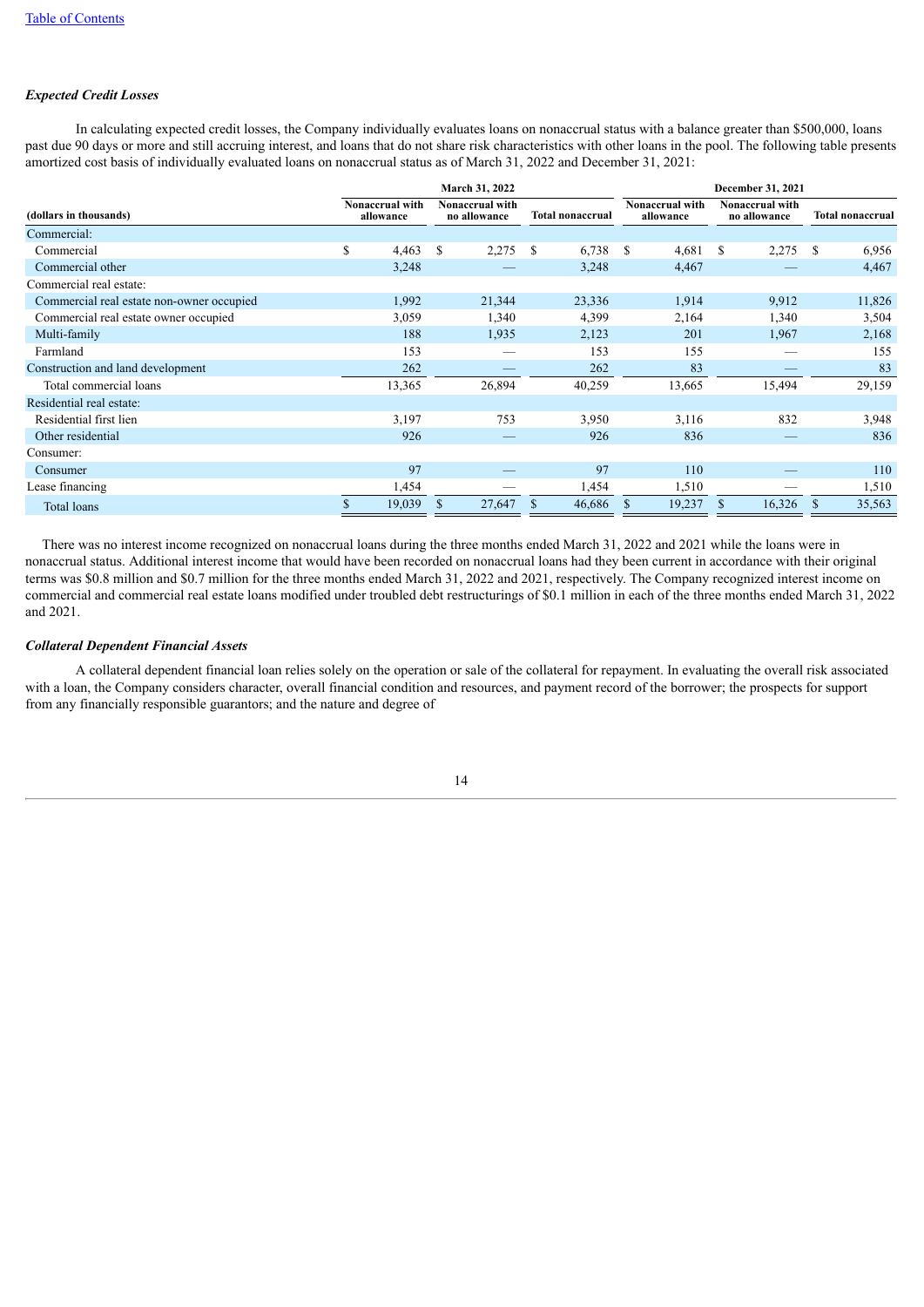### *Expected Credit Losses*

In calculating expected credit losses, the Company individually evaluates loans on nonaccrual status with a balance greater than $500,000, loans past due 90 days or more and still accruing interest, and loans that do not share risk characteristics with other loans in the pool. The following table presents amortized cost basis of individually evaluated loans on nonaccrual status as of March 31, 2022 and December 31, 2021:

| | March 31, 2022 | | | December 31, 2021 | | |
|---|---|---|---|---|---|---|
| (dollars in thousands) | Nonaccrual with allowance | Nonaccrual with no allowance | Total nonaccrual | Nonaccrual with allowance | Nonaccrual with no allowance | Total nonaccrual |
| Commercial: | | | | | | |
| Commercial | $ 4,463 | $ 2,275 | $ 6,738 | $ 4,681 | $ 2,275 | $ 6,956 |
| Commercial other | 3,248 | — | 3,248 | 4,467 | — | 4,467 |
| Commercial real estate: | | | | | | |
| Commercial real estate non-owner occupied | 1,992 | 21,344 | 23,336 | 1,914 | 9,912 | 11,826 |
| Commercial real estate owner occupied | 3,059 | 1,340 | 4,399 | 2,164 | 1,340 | 3,504 |
| Multi-family | 188 | 1,935 | 2,123 | 201 | 1,967 | 2,168 |
| Farmland | 153 | — | 153 | 155 | — | 155 |
| Construction and land development | 262 | — | 262 | 83 | — | 83 |
| Total commercial loans | 13,365 | 26,894 | 40,259 | 13,665 | 15,494 | 29,159 |
| Residential real estate: | | | | | | |
| Residential first lien | 3,197 | 753 | 3,950 | 3,116 | 832 | 3,948 |
| Other residential | 926 | — | 926 | 836 | — | 836 |
| Consumer: | | | | | | |
| Consumer | 97 | — | 97 | 110 | — | 110 |
| Lease financing | 1,454 | — | 1,454 | 1,510 | — | 1,510 |
| Total loans | $ 19,039 | $ 27,647 | $ 46,686 | $ 19,237 | $ 16,326 | $ 35,563 |

There was no interest income recognized on nonaccrual loans during the three months ended March 31, 2022 and 2021 while the loans were in nonaccrual status. Additional interest income that would have been recorded on nonaccrual loans had they been current in accordance with their original terms was $0.8 million and $0.7 million for the three months ended March 31, 2022 and 2021, respectively. The Company recognized interest income on commercial and commercial real estate loans modified under troubled debt restructurings of $0.1 million in each of the three months ended March 31, 2022 and 2021.

### *Collateral Dependent Financial Assets*

A collateral dependent financial loan relies solely on the operation or sale of the collateral for repayment. In evaluating the overall risk associated with a loan, the Company considers character, overall financial condition and resources, and payment record of the borrower; the prospects for support from any financially responsible guarantors; and the nature and degree of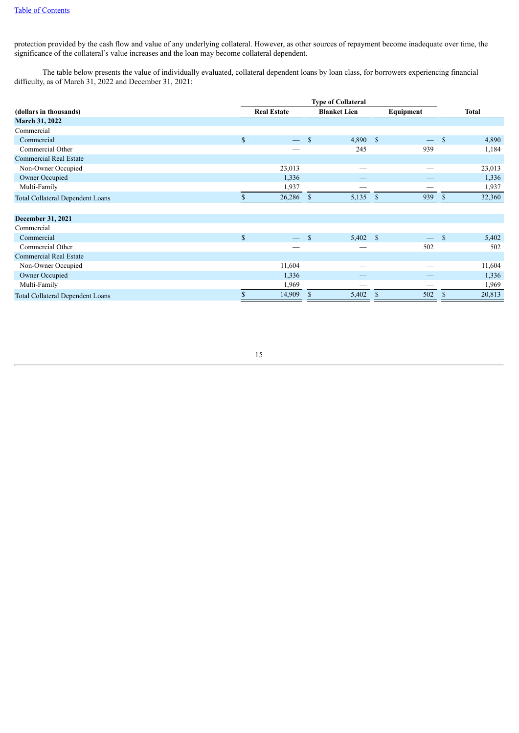protection provided by the cash flow and value of any underlying collateral. However, as other sources of repayment become inadequate over time, the significance of the collateral's value increases and the loan may become collateral dependent.

The table below presents the value of individually evaluated, collateral dependent loans by loan class, for borrowers experiencing financial difficulty, as of March 31, 2022 and December 31, 2021:

| (dollars in thousands) | Type of Collateral | | | |
|---|---|---|---|---|
| | Real Estate | Blanket Lien | Equipment | Total |
| **March 31, 2022** | | | | |
| Commercial | | | | |
| Commercial | $ — | $ 4,890 | $ — | $ 4,890 |
| Commercial Other | — | 245 | 939 | 1,184 |
| Commercial Real Estate | | | | |
| Non-Owner Occupied | 23,013 | — | — | 23,013 |
| Owner Occupied | 1,336 | — | — | 1,336 |
| Multi-Family | 1,937 | — | — | 1,937 |
| Total Collateral Dependent Loans | $ 26,286 | $ 5,135 | $ 939 | $ 32,360 |
| | | | | |
| **December 31, 2021** | | | | |
| Commercial | | | | |
| Commercial | $ — | $ 5,402 | $ — | $ 5,402 |
| Commercial Other | — | — | 502 | 502 |
| Commercial Real Estate | | | | |
| Non-Owner Occupied | 11,604 | — | — | 11,604 |
| Owner Occupied | 1,336 | — | — | 1,336 |
| Multi-Family | 1,969 | — | — | 1,969 |
| Total Collateral Dependent Loans | $ 14,909 | $ 5,402 | $ 502 | $ 20,813 |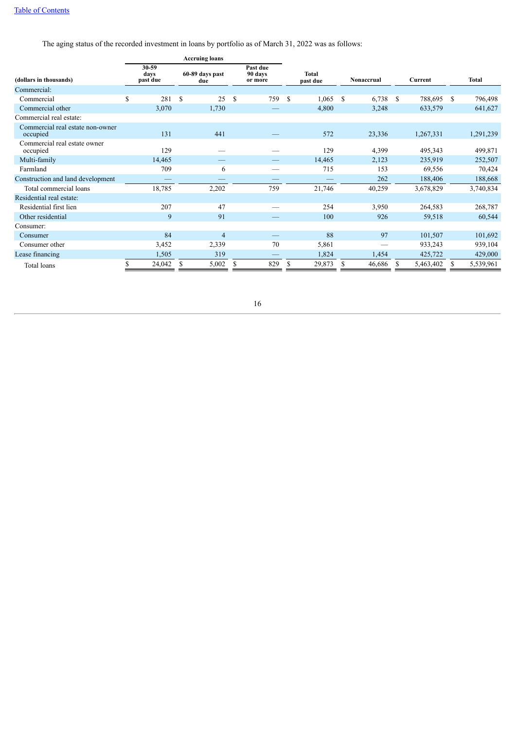The aging status of the recorded investment in loans by portfolio as of March 31, 2022 was as follows:

| | Accruing loans | | | | | | |
|---|---|---|---|---|---|---|---|
| (dollars in thousands) | 30-59 days past due | 60-89 days past due | Past due 90 days or more | Total past due | Nonaccrual | Current | Total |
| Commercial: | | | | | | | |
| Commercial | $ 281 | $ 25 | $ 759 | $ 1,065 | $ 6,738 | $ 788,695 | $ 796,498 |
| Commercial other | 3,070 | 1,730 | — | 4,800 | 3,248 | 633,579 | 641,627 |
| Commercial real estate: | | | | | | | |
| Commercial real estate non-owner occupied | 131 | 441 | — | 572 | 23,336 | 1,267,331 | 1,291,239 |
| Commercial real estate owner occupied | 129 | — | — | 129 | 4,399 | 495,343 | 499,871 |
| Multi-family | 14,465 | — | — | 14,465 | 2,123 | 235,919 | 252,507 |
| Farmland | 709 | 6 | — | 715 | 153 | 69,556 | 70,424 |
| Construction and land development | — | — | — | — | 262 | 188,406 | 188,668 |
| Total commercial loans | 18,785 | 2,202 | 759 | 21,746 | 40,259 | 3,678,829 | 3,740,834 |
| Residential real estate: | | | | | | | |
| Residential first lien | 207 | 47 | — | 254 | 3,950 | 264,583 | 268,787 |
| Other residential | 9 | 91 | — | 100 | 926 | 59,518 | 60,544 |
| Consumer: | | | | | | | |
| Consumer | 84 | 4 | — | 88 | 97 | 101,507 | 101,692 |
| Consumer other | 3,452 | 2,339 | 70 | 5,861 | — | 933,243 | 939,104 |
| Lease financing | 1,505 | 319 | — | 1,824 | 1,454 | 425,722 | 429,000 |
| Total loans | $ 24,042 | $ 5,002 | $ 829 | $ 29,873 | $ 46,686 | $ 5,463,402 | $ 5,539,961 |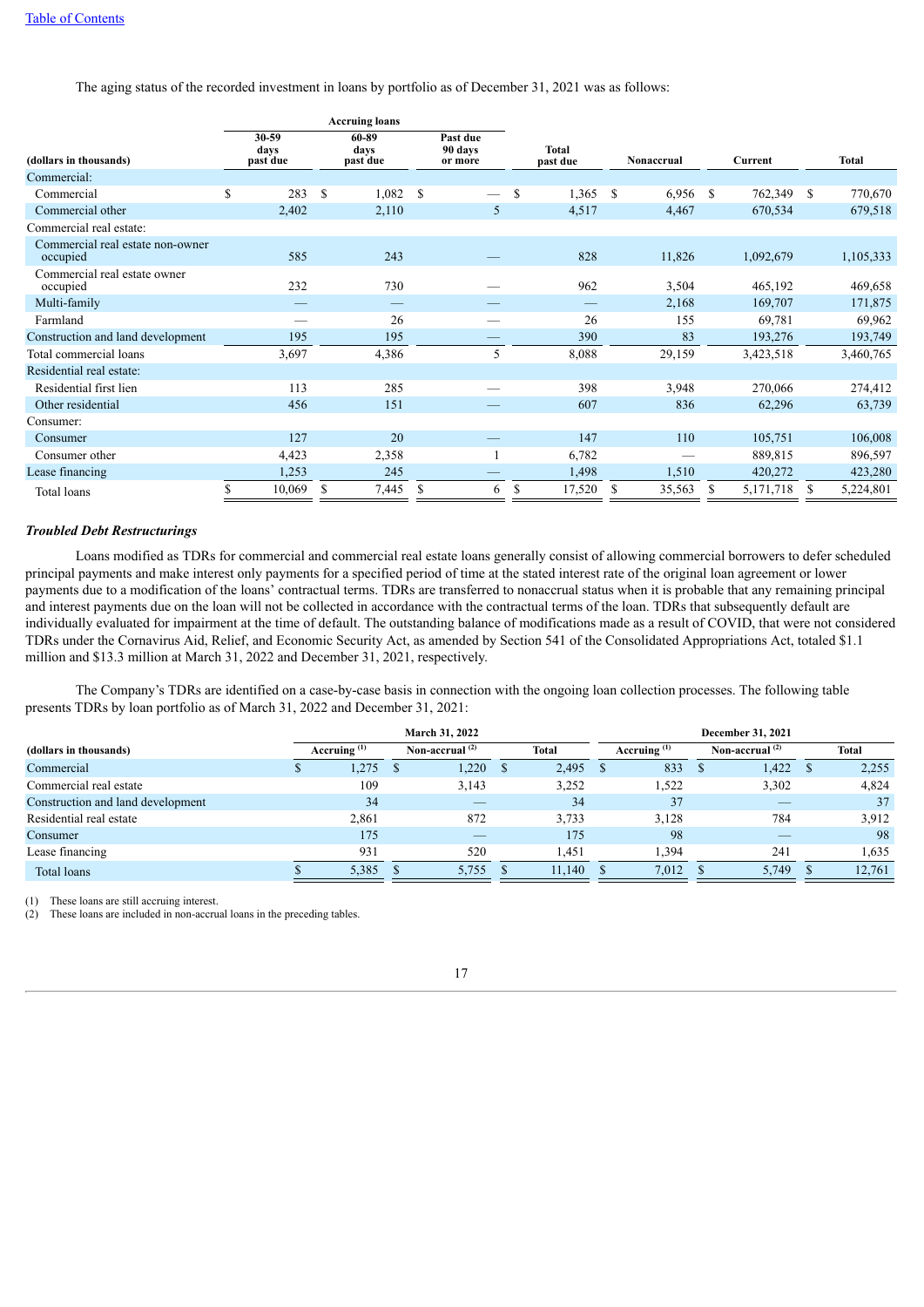The aging status of the recorded investment in loans by portfolio as of December 31, 2021 was as follows:

| (dollars in thousands) | Accruing loans 30-59 days past due | Accruing loans 60-89 days past due | Accruing loans Past due 90 days or more | Total past due | Nonaccrual | Current | Total |
|---|---|---|---|---|---|---|---|
| Commercial: | | | | | | | |
| Commercial | $ 283 | $ 1,082 | $ — | $ 1,365 | $ 6,956 | $ 762,349 | $ 770,670 |
| Commercial other | 2,402 | 2,110 | 5 | 4,517 | 4,467 | 670,534 | 679,518 |
| Commercial real estate: | | | | | | | |
| Commercial real estate non-owner occupied | 585 | 243 | — | 828 | 11,826 | 1,092,679 | 1,105,333 |
| Commercial real estate owner occupied | 232 | 730 | — | 962 | 3,504 | 465,192 | 469,658 |
| Multi-family | — | — | — | — | 2,168 | 169,707 | 171,875 |
| Farmland | — | 26 | — | 26 | 155 | 69,781 | 69,962 |
| Construction and land development | 195 | 195 | — | 390 | 83 | 193,276 | 193,749 |
| Total commercial loans | 3,697 | 4,386 | 5 | 8,088 | 29,159 | 3,423,518 | 3,460,765 |
| Residential real estate: | | | | | | | |
| Residential first lien | 113 | 285 | — | 398 | 3,948 | 270,066 | 274,412 |
| Other residential | 456 | 151 | — | 607 | 836 | 62,296 | 63,739 |
| Consumer: | | | | | | | |
| Consumer | 127 | 20 | — | 147 | 110 | 105,751 | 106,008 |
| Consumer other | 4,423 | 2,358 | 1 | 6,782 | — | 889,815 | 896,597 |
| Lease financing | 1,253 | 245 | — | 1,498 | 1,510 | 420,272 | 423,280 |
| Total loans | $ 10,069 | $ 7,445 | $ 6 | $ 17,520 | $ 35,563 | $ 5,171,718 | $ 5,224,801 |

***Troubled Debt Restructurings***

Loans modified as TDRs for commercial and commercial real estate loans generally consist of allowing commercial borrowers to defer scheduled principal payments and make interest only payments for a specified period of time at the stated interest rate of the original loan agreement or lower payments due to a modification of the loans' contractual terms. TDRs are transferred to nonaccrual status when it is probable that any remaining principal and interest payments due on the loan will not be collected in accordance with the contractual terms of the loan. TDRs that subsequently default are individually evaluated for impairment at the time of default. The outstanding balance of modifications made as a result of COVID, that were not considered TDRs under the Cornavirus Aid, Relief, and Economic Security Act, as amended by Section 541 of the Consolidated Appropriations Act, totaled $1.1 million and $13.3 million at March 31, 2022 and December 31, 2021, respectively.

The Company's TDRs are identified on a case-by-case basis in connection with the ongoing loan collection processes. The following table presents TDRs by loan portfolio as of March 31, 2022 and December 31, 2021:

| (dollars in thousands) | March 31, 2022 Accruing [(1)] | March 31, 2022 Non-accrual [(2)] | March 31, 2022 Total | December 31, 2021 Accruing [(1)] | December 31, 2021 Non-accrual [(2)] | December 31, 2021 Total |
|---|---|---|---|---|---|---|
| Commercial | $ 1,275 | $ 1,220 | $ 2,495 | $ 833 | $ 1,422 | $ 2,255 |
| Commercial real estate | 109 | 3,143 | 3,252 | 1,522 | 3,302 | 4,824 |
| Construction and land development | 34 | — | 34 | 37 | — | 37 |
| Residential real estate | 2,861 | 872 | 3,733 | 3,128 | 784 | 3,912 |
| Consumer | 175 | — | 175 | 98 | — | 98 |
| Lease financing | 931 | 520 | 1,451 | 1,394 | 241 | 1,635 |
| Total loans | $ 5,385 | $ 5,755 | $ 11,140 | $ 7,012 | $ 5,749 | $ 12,761 |

(1) These loans are still accruing interest.
(2) These loans are included in non-accrual loans in the preceding tables.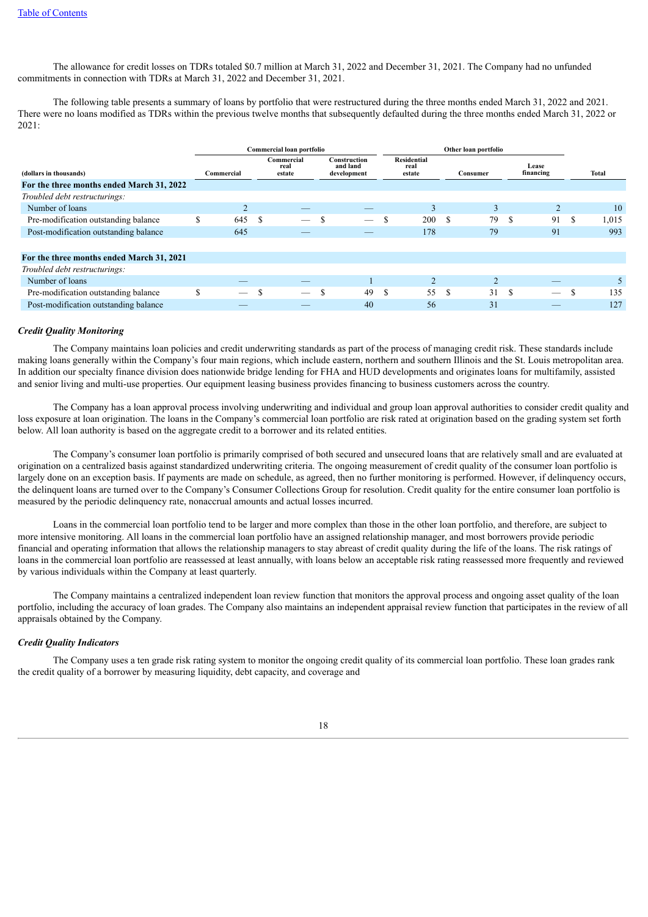The allowance for credit losses on TDRs totaled $0.7 million at March 31, 2022 and December 31, 2021. The Company had no unfunded commitments in connection with TDRs at March 31, 2022 and December 31, 2021.

The following table presents a summary of loans by portfolio that were restructured during the three months ended March 31, 2022 and 2021. There were no loans modified as TDRs within the previous twelve months that subsequently defaulted during the three months ended March 31, 2022 or 2021:

| | Commercial loan portfolio | | | Other loan portfolio | | | |
|---|---|---|---|---|---|---|---|
| (dollars in thousands) | Commercial | Commercial real estate | Construction and land development | Residential real estate | Consumer | Lease financing | Total |
| **For the three months ended March 31, 2022** | | | | | | | |
| *Troubled debt restructurings:* | | | | | | | |
| Number of loans | 2 | — | — | 3 | 3 | 2 | 10 |
| Pre-modification outstanding balance | $ 645 | $ — | $ — | $ 200 | $ 79 | $ 91 | $ 1,015 |
| Post-modification outstanding balance | 645 | — | — | 178 | 79 | 91 | 993 |
| | | | | | | | |
| **For the three months ended March 31, 2021** | | | | | | | |
| *Troubled debt restructurings:* | | | | | | | |
| Number of loans | — | — | 1 | 2 | 2 | — | 5 |
| Pre-modification outstanding balance | $ — | $ — | $ 49 | $ 55 | $ 31 | $ — | $ 135 |
| Post-modification outstanding balance | — | — | 40 | 56 | 31 | — | 127 |

***Credit Quality Monitoring***

The Company maintains loan policies and credit underwriting standards as part of the process of managing credit risk. These standards include making loans generally within the Company's four main regions, which include eastern, northern and southern Illinois and the St. Louis metropolitan area. In addition our specialty finance division does nationwide bridge lending for FHA and HUD developments and originates loans for multifamily, assisted and senior living and multi-use properties. Our equipment leasing business provides financing to business customers across the country.

The Company has a loan approval process involving underwriting and individual and group loan approval authorities to consider credit quality and loss exposure at loan origination. The loans in the Company's commercial loan portfolio are risk rated at origination based on the grading system set forth below. All loan authority is based on the aggregate credit to a borrower and its related entities.

The Company's consumer loan portfolio is primarily comprised of both secured and unsecured loans that are relatively small and are evaluated at origination on a centralized basis against standardized underwriting criteria. The ongoing measurement of credit quality of the consumer loan portfolio is largely done on an exception basis. If payments are made on schedule, as agreed, then no further monitoring is performed. However, if delinquency occurs, the delinquent loans are turned over to the Company's Consumer Collections Group for resolution. Credit quality for the entire consumer loan portfolio is measured by the periodic delinquency rate, nonaccrual amounts and actual losses incurred.

Loans in the commercial loan portfolio tend to be larger and more complex than those in the other loan portfolio, and therefore, are subject to more intensive monitoring. All loans in the commercial loan portfolio have an assigned relationship manager, and most borrowers provide periodic financial and operating information that allows the relationship managers to stay abreast of credit quality during the life of the loans. The risk ratings of loans in the commercial loan portfolio are reassessed at least annually, with loans below an acceptable risk rating reassessed more frequently and reviewed by various individuals within the Company at least quarterly.

The Company maintains a centralized independent loan review function that monitors the approval process and ongoing asset quality of the loan portfolio, including the accuracy of loan grades. The Company also maintains an independent appraisal review function that participates in the review of all appraisals obtained by the Company.

***Credit Quality Indicators***

The Company uses a ten grade risk rating system to monitor the ongoing credit quality of its commercial loan portfolio. These loan grades rank the credit quality of a borrower by measuring liquidity, debt capacity, and coverage and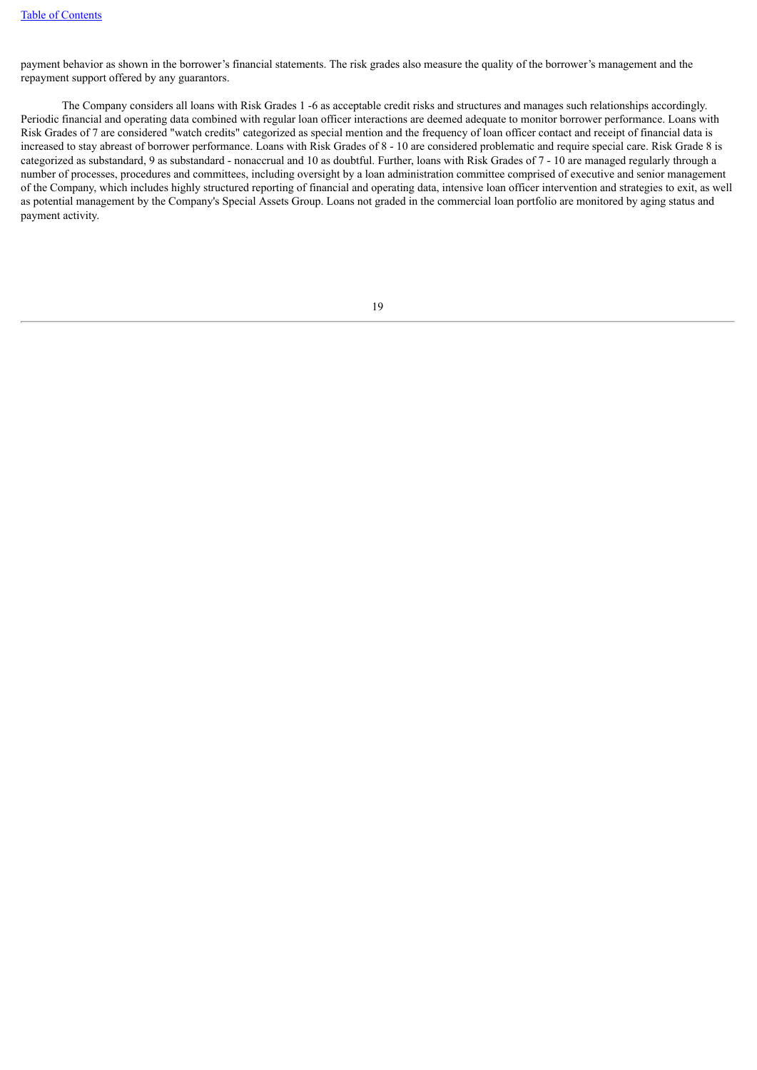payment behavior as shown in the borrower's financial statements. The risk grades also measure the quality of the borrower's management and the repayment support offered by any guarantors.

The Company considers all loans with Risk Grades 1 -6 as acceptable credit risks and structures and manages such relationships accordingly. Periodic financial and operating data combined with regular loan officer interactions are deemed adequate to monitor borrower performance. Loans with Risk Grades of 7 are considered "watch credits" categorized as special mention and the frequency of loan officer contact and receipt of financial data is increased to stay abreast of borrower performance. Loans with Risk Grades of 8 - 10 are considered problematic and require special care. Risk Grade 8 is categorized as substandard, 9 as substandard - nonaccrual and 10 as doubtful. Further, loans with Risk Grades of 7 - 10 are managed regularly through a number of processes, procedures and committees, including oversight by a loan administration committee comprised of executive and senior management of the Company, which includes highly structured reporting of financial and operating data, intensive loan officer intervention and strategies to exit, as well as potential management by the Company's Special Assets Group. Loans not graded in the commercial loan portfolio are monitored by aging status and payment activity.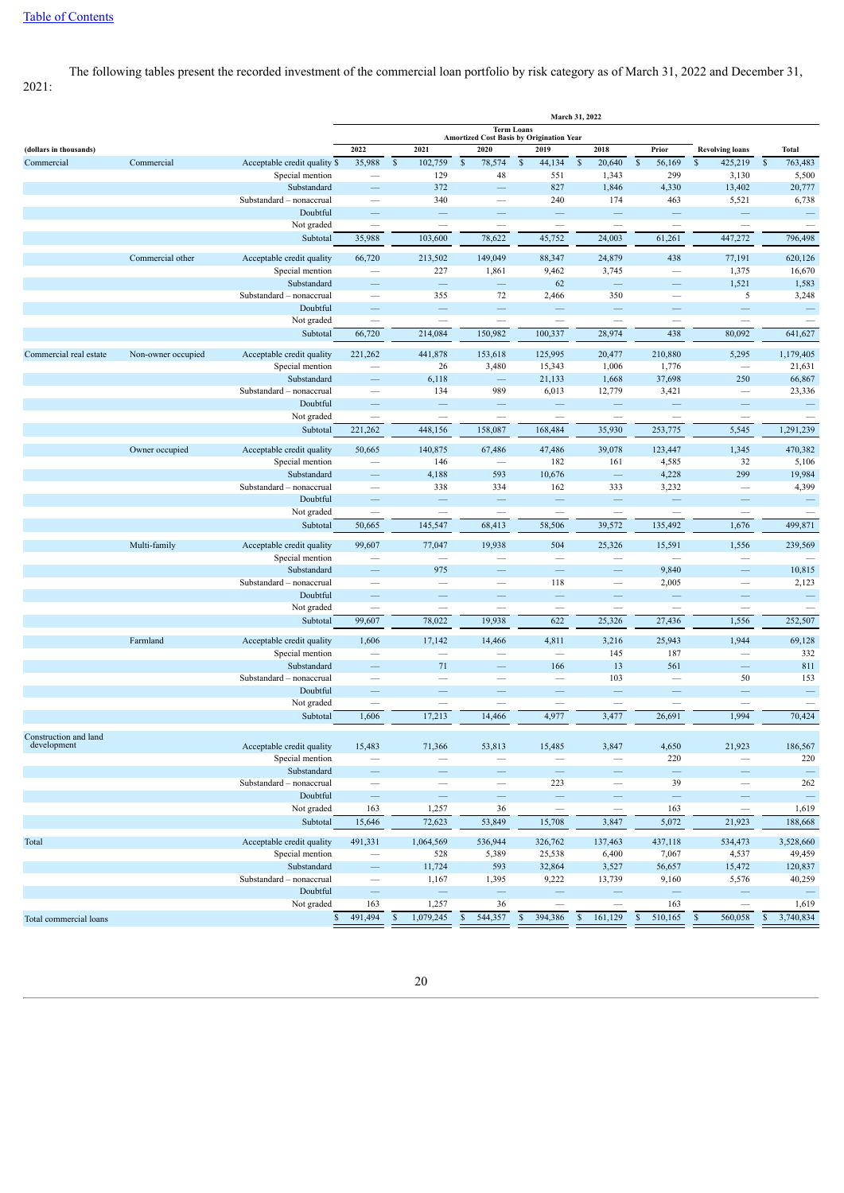[Table of Contents](#)

The following tables present the recorded investment of the commercial loan portfolio by risk category as of March 31, 2022 and December 31, 2021:

| | | | March 31, 2022 | | | | | | | |
|---|---|---|---|---|---|---|---|---|---|---|
| | | | Term Loans Amortized Cost Basis by Origination Year | | | | | | | |
| (dollars in thousands) | | | 2022 | 2021 | 2020 | 2019 | 2018 | Prior | Revolving loans | Total |
| Commercial | Commercial | Acceptable credit quality | $ 35,988 | $ 102,759 | $ 78,574 | $ 44,134 | $ 20,640 | $ 56,169 | $ 425,219 | $ 763,483 |
| | | Special mention | — | 129 | 48 | 551 | 1,343 | 299 | 3,130 | 5,500 |
| | | Substandard | — | 372 | — | 827 | 1,846 | 4,330 | 13,402 | 20,777 |
| | | Substandard – nonaccrual | — | 340 | — | 240 | 174 | 463 | 5,521 | 6,738 |
| | | Doubtful | — | — | — | — | — | — | — | — |
| | | Not graded | — | — | — | — | — | — | — | — |
| | | Subtotal | 35,988 | 103,600 | 78,622 | 45,752 | 24,003 | 61,261 | 447,272 | 796,498 |
| | Commercial other | Acceptable credit quality | 66,720 | 213,502 | 149,049 | 88,347 | 24,879 | 438 | 77,191 | 620,126 |
| | | Special mention | — | 227 | 1,861 | 9,462 | 3,745 | — | 1,375 | 16,670 |
| | | Substandard | — | — | — | 62 | — | — | 1,521 | 1,583 |
| | | Substandard – nonaccrual | — | 355 | 72 | 2,466 | 350 | — | 5 | 3,248 |
| | | Doubtful | — | — | — | — | — | — | — | — |
| | | Not graded | — | — | — | — | — | — | — | — |
| | | Subtotal | 66,720 | 214,084 | 150,982 | 100,337 | 28,974 | 438 | 80,092 | 641,627 |
| Commercial real estate | Non-owner occupied | Acceptable credit quality | 221,262 | 441,878 | 153,618 | 125,995 | 20,477 | 210,880 | 5,295 | 1,179,405 |
| | | Special mention | — | 26 | 3,480 | 15,343 | 1,006 | 1,776 | — | 21,631 |
| | | Substandard | — | 6,118 | — | 21,133 | 1,668 | 37,698 | 250 | 66,867 |
| | | Substandard – nonaccrual | — | 134 | 989 | 6,013 | 12,779 | 3,421 | — | 23,336 |
| | | Doubtful | — | — | — | — | — | — | — | — |
| | | Not graded | — | — | — | — | — | — | — | — |
| | | Subtotal | 221,262 | 448,156 | 158,087 | 168,484 | 35,930 | 253,775 | 5,545 | 1,291,239 |
| | Owner occupied | Acceptable credit quality | 50,665 | 140,875 | 67,486 | 47,486 | 39,078 | 123,447 | 1,345 | 470,382 |
| | | Special mention | — | 146 | — | 182 | 161 | 4,585 | 32 | 5,106 |
| | | Substandard | — | 4,188 | 593 | 10,676 | — | 4,228 | 299 | 19,984 |
| | | Substandard – nonaccrual | — | 338 | 334 | 162 | 333 | 3,232 | — | 4,399 |
| | | Doubtful | — | — | — | — | — | — | — | — |
| | | Not graded | — | — | — | — | — | — | — | — |
| | | Subtotal | 50,665 | 145,547 | 68,413 | 58,506 | 39,572 | 135,492 | 1,676 | 499,871 |
| | Multi-family | Acceptable credit quality | 99,607 | 77,047 | 19,938 | 504 | 25,326 | 15,591 | 1,556 | 239,569 |
| | | Special mention | — | — | — | — | — | — | — | — |
| | | Substandard | — | 975 | — | — | — | 9,840 | — | 10,815 |
| | | Substandard – nonaccrual | — | — | — | 118 | — | 2,005 | — | 2,123 |
| | | Doubtful | — | — | — | — | — | — | — | — |
| | | Not graded | — | — | — | — | — | — | — | — |
| | | Subtotal | 99,607 | 78,022 | 19,938 | 622 | 25,326 | 27,436 | 1,556 | 252,507 |
| | Farmland | Acceptable credit quality | 1,606 | 17,142 | 14,466 | 4,811 | 3,216 | 25,943 | 1,944 | 69,128 |
| | | Special mention | — | — | — | — | 145 | 187 | — | 332 |
| | | Substandard | — | 71 | — | 166 | 13 | 561 | — | 811 |
| | | Substandard – nonaccrual | — | — | — | — | 103 | — | 50 | 153 |
| | | Doubtful | — | — | — | — | — | — | — | — |
| | | Not graded | — | — | — | — | — | — | — | — |
| | | Subtotal | 1,606 | 17,213 | 14,466 | 4,977 | 3,477 | 26,691 | 1,994 | 70,424 |
| Construction and land development | | Acceptable credit quality | 15,483 | 71,366 | 53,813 | 15,485 | 3,847 | 4,650 | 21,923 | 186,567 |
| | | Special mention | — | — | — | — | — | 220 | — | 220 |
| | | Substandard | — | — | — | — | — | — | — | — |
| | | Substandard – nonaccrual | — | — | — | 223 | — | 39 | — | 262 |
| | | Doubtful | — | — | — | — | — | — | — | — |
| | | Not graded | 163 | 1,257 | 36 | — | — | 163 | — | 1,619 |
| | | Subtotal | 15,646 | 72,623 | 53,849 | 15,708 | 3,847 | 5,072 | 21,923 | 188,668 |
| Total | | Acceptable credit quality | 491,331 | 1,064,569 | 536,944 | 326,762 | 137,463 | 437,118 | 534,473 | 3,528,660 |
| | | Special mention | — | 528 | 5,389 | 25,538 | 6,400 | 7,067 | 4,537 | 49,459 |
| | | Substandard | — | 11,724 | 593 | 32,864 | 3,527 | 56,657 | 15,472 | 120,837 |
| | | Substandard – nonaccrual | — | 1,167 | 1,395 | 9,222 | 13,739 | 9,160 | 5,576 | 40,259 |
| | | Doubtful | — | — | — | — | — | — | — | — |
| | | Not graded | 163 | 1,257 | 36 | — | — | 163 | — | 1,619 |
| Total commercial loans | | | $ 491,494 | $ 1,079,245 | $ 544,357 | $ 394,386 | $ 161,129 | $ 510,165 | $ 560,058 | $ 3,740,834 |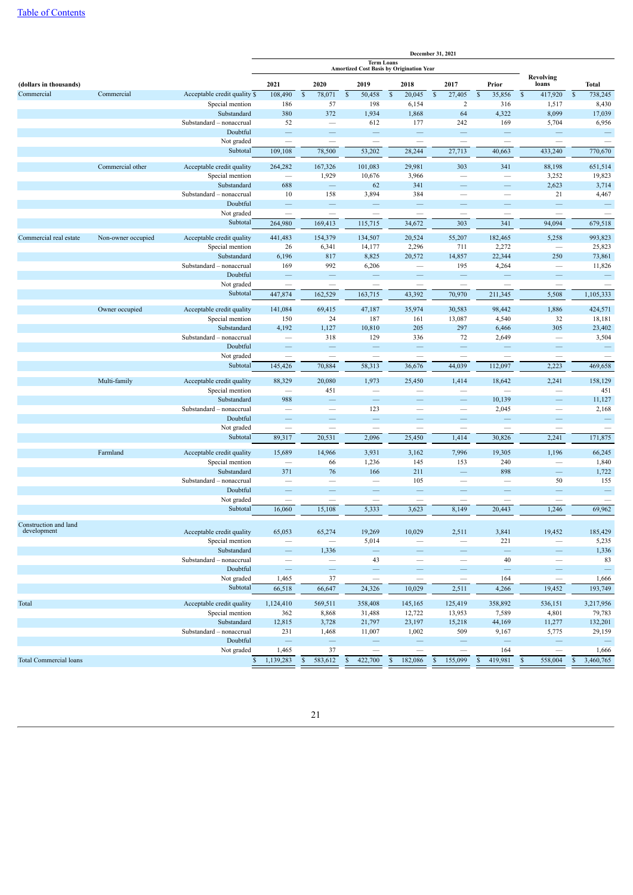[Table of Contents](#)

| (dollars in thousands) | | | December 31, 2021 | | | | | | | |
|---|---|---|---|---|---|---|---|---|---|---|
| | | | Term Loans Amortized Cost Basis by Origination Year | | | | | | | |
| | | | 2021 | 2020 | 2019 | 2018 | 2017 | Prior | Revolving loans | Total |
| Commercial | Commercial | Acceptable credit quality | $ 108,490 | $ 78,071 | $ 50,458 | $ 20,045 | $ 27,405 | $ 35,856 | $ 417,920 | $ 738,245 |
| | | Special mention | 186 | 57 | 198 | 6,154 | 2 | 316 | 1,517 | 8,430 |
| | | Substandard | 380 | 372 | 1,934 | 1,868 | 64 | 4,322 | 8,099 | 17,039 |
| | | Substandard – nonaccrual | 52 | — | 612 | 177 | 242 | 169 | 5,704 | 6,956 |
| | | Doubtful | — | — | — | — | — | — | — | — |
| | | Not graded | — | — | — | — | — | — | — | — |
| | | Subtotal | 109,108 | 78,500 | 53,202 | 28,244 | 27,713 | 40,663 | 433,240 | 770,670 |
| | Commercial other | Acceptable credit quality | 264,282 | 167,326 | 101,083 | 29,981 | 303 | 341 | 88,198 | 651,514 |
| | | Special mention | — | 1,929 | 10,676 | 3,966 | — | — | 3,252 | 19,823 |
| | | Substandard | 688 | — | 62 | 341 | — | — | 2,623 | 3,714 |
| | | Substandard – nonaccrual | 10 | 158 | 3,894 | 384 | — | — | 21 | 4,467 |
| | | Doubtful | — | — | — | — | — | — | — | — |
| | | Not graded | — | — | — | — | — | — | — | — |
| | | Subtotal | 264,980 | 169,413 | 115,715 | 34,672 | 303 | 341 | 94,094 | 679,518 |
| Commercial real estate | Non-owner occupied | Acceptable credit quality | 441,483 | 154,379 | 134,507 | 20,524 | 55,207 | 182,465 | 5,258 | 993,823 |
| | | Special mention | 26 | 6,341 | 14,177 | 2,296 | 711 | 2,272 | — | 25,823 |
| | | Substandard | 6,196 | 817 | 8,825 | 20,572 | 14,857 | 22,344 | 250 | 73,861 |
| | | Substandard – nonaccrual | 169 | 992 | 6,206 | — | 195 | 4,264 | — | 11,826 |
| | | Doubtful | — | — | — | — | — | — | — | — |
| | | Not graded | — | — | — | — | — | — | — | — |
| | | Subtotal | 447,874 | 162,529 | 163,715 | 43,392 | 70,970 | 211,345 | 5,508 | 1,105,333 |
| | Owner occupied | Acceptable credit quality | 141,084 | 69,415 | 47,187 | 35,974 | 30,583 | 98,442 | 1,886 | 424,571 |
| | | Special mention | 150 | 24 | 187 | 161 | 13,087 | 4,540 | 32 | 18,181 |
| | | Substandard | 4,192 | 1,127 | 10,810 | 205 | 297 | 6,466 | 305 | 23,402 |
| | | Substandard – nonaccrual | — | 318 | 129 | 336 | 72 | 2,649 | — | 3,504 |
| | | Doubtful | — | — | — | — | — | — | — | — |
| | | Not graded | — | — | — | — | — | — | — | — |
| | | Subtotal | 145,426 | 70,884 | 58,313 | 36,676 | 44,039 | 112,097 | 2,223 | 469,658 |
| | Multi-family | Acceptable credit quality | 88,329 | 20,080 | 1,973 | 25,450 | 1,414 | 18,642 | 2,241 | 158,129 |
| | | Special mention | — | 451 | — | — | — | — | — | 451 |
| | | Substandard | 988 | — | — | — | — | 10,139 | — | 11,127 |
| | | Substandard – nonaccrual | — | — | 123 | — | — | 2,045 | — | 2,168 |
| | | Doubtful | — | — | — | — | — | — | — | — |
| | | Not graded | — | — | — | — | — | — | — | — |
| | | Subtotal | 89,317 | 20,531 | 2,096 | 25,450 | 1,414 | 30,826 | 2,241 | 171,875 |
| | Farmland | Acceptable credit quality | 15,689 | 14,966 | 3,931 | 3,162 | 7,996 | 19,305 | 1,196 | 66,245 |
| | | Special mention | — | 66 | 1,236 | 145 | 153 | 240 | — | 1,840 |
| | | Substandard | 371 | 76 | 166 | 211 | — | 898 | — | 1,722 |
| | | Substandard – nonaccrual | — | — | — | 105 | — | — | 50 | 155 |
| | | Doubtful | — | — | — | — | — | — | — | — |
| | | Not graded | — | — | — | — | — | — | — | — |
| | | Subtotal | 16,060 | 15,108 | 5,333 | 3,623 | 8,149 | 20,443 | 1,246 | 69,962 |
| Construction and land development | | Acceptable credit quality | 65,053 | 65,274 | 19,269 | 10,029 | 2,511 | 3,841 | 19,452 | 185,429 |
| | | Special mention | — | — | 5,014 | — | — | 221 | — | 5,235 |
| | | Substandard | — | 1,336 | — | — | — | — | — | 1,336 |
| | | Substandard – nonaccrual | — | — | 43 | — | — | 40 | — | 83 |
| | | Doubtful | — | — | — | — | — | — | — | — |
| | | Not graded | 1,465 | 37 | — | — | — | 164 | — | 1,666 |
| | | Subtotal | 66,518 | 66,647 | 24,326 | 10,029 | 2,511 | 4,266 | 19,452 | 193,749 |
| Total | | Acceptable credit quality | 1,124,410 | 569,511 | 358,408 | 145,165 | 125,419 | 358,892 | 536,151 | 3,217,956 |
| | | Special mention | 362 | 8,868 | 31,488 | 12,722 | 13,953 | 7,589 | 4,801 | 79,783 |
| | | Substandard | 12,815 | 3,728 | 21,797 | 23,197 | 15,218 | 44,169 | 11,277 | 132,201 |
| | | Substandard – nonaccrual | 231 | 1,468 | 11,007 | 1,002 | 509 | 9,167 | 5,775 | 29,159 |
| | | Doubtful | — | — | — | — | — | — | — | — |
| | | Not graded | 1,465 | 37 | — | — | — | 164 | — | 1,666 |
| Total Commercial loans | | | $ 1,139,283 | $ 583,612 | $ 422,700 | $ 182,086 | $ 155,099 | $ 419,981 | $ 558,004 | $ 3,460,765 |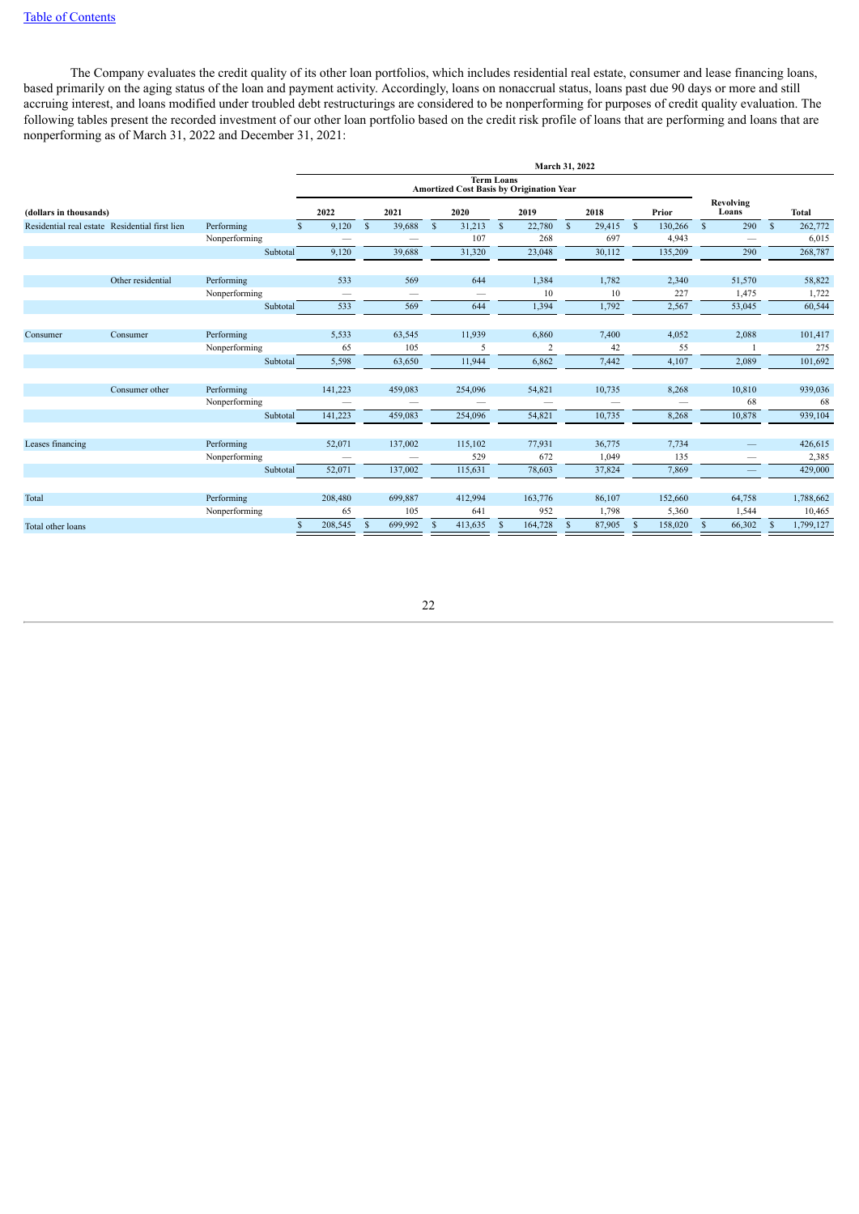The Company evaluates the credit quality of its other loan portfolios, which includes residential real estate, consumer and lease financing loans, based primarily on the aging status of the loan and payment activity. Accordingly, loans on nonaccrual status, loans past due 90 days or more and still accruing interest, and loans modified under troubled debt restructurings are considered to be nonperforming for purposes of credit quality evaluation. The following tables present the recorded investment of our other loan portfolio based on the credit risk profile of loans that are performing and loans that are nonperforming as of March 31, 2022 and December 31, 2021:

| | | | March 31, 2022 | | | | | | | | |
|---|---|---|---|---|---|---|---|---|---|---|---|
| | | | Term Loans Amortized Cost Basis by Origination Year | | | | | | | | |
| (dollars in thousands) | | | 2022 | 2021 | 2020 | 2019 | 2018 | Prior | Revolving Loans | Total |
| Residential real estate | Residential first lien | Performing | $ 9,120 | $ 39,688 | $ 31,213 | $ 22,780 | $ 29,415 | $ 130,266 | $ 290 | $ 262,772 |
| | | Nonperforming | — | — | 107 | 268 | 697 | 4,943 | — | 6,015 |
| | | Subtotal | 9,120 | 39,688 | 31,320 | 23,048 | 30,112 | 135,209 | 290 | 268,787 |
| | Other residential | Performing | 533 | 569 | 644 | 1,384 | 1,782 | 2,340 | 51,570 | 58,822 |
| | | Nonperforming | — | — | — | 10 | 10 | 227 | 1,475 | 1,722 |
| | | Subtotal | 533 | 569 | 644 | 1,394 | 1,792 | 2,567 | 53,045 | 60,544 |
| Consumer | Consumer | Performing | 5,533 | 63,545 | 11,939 | 6,860 | 7,400 | 4,052 | 2,088 | 101,417 |
| | | Nonperforming | 65 | 105 | 5 | 2 | 42 | 55 | 1 | 275 |
| | | Subtotal | 5,598 | 63,650 | 11,944 | 6,862 | 7,442 | 4,107 | 2,089 | 101,692 |
| | Consumer other | Performing | 141,223 | 459,083 | 254,096 | 54,821 | 10,735 | 8,268 | 10,810 | 939,036 |
| | | Nonperforming | — | — | — | — | — | — | 68 | 68 |
| | | Subtotal | 141,223 | 459,083 | 254,096 | 54,821 | 10,735 | 8,268 | 10,878 | 939,104 |
| Leases financing | | Performing | 52,071 | 137,002 | 115,102 | 77,931 | 36,775 | 7,734 | — | 426,615 |
| | | Nonperforming | — | — | 529 | 672 | 1,049 | 135 | — | 2,385 |
| | | Subtotal | 52,071 | 137,002 | 115,631 | 78,603 | 37,824 | 7,869 | — | 429,000 |
| Total | | Performing | 208,480 | 699,887 | 412,994 | 163,776 | 86,107 | 152,660 | 64,758 | 1,788,662 |
| | | Nonperforming | 65 | 105 | 641 | 952 | 1,798 | 5,360 | 1,544 | 10,465 |
| Total other loans | | | $ 208,545 | $ 699,992 | $ 413,635 | $ 164,728 | $ 87,905 | $ 158,020 | $ 66,302 | $ 1,799,127 |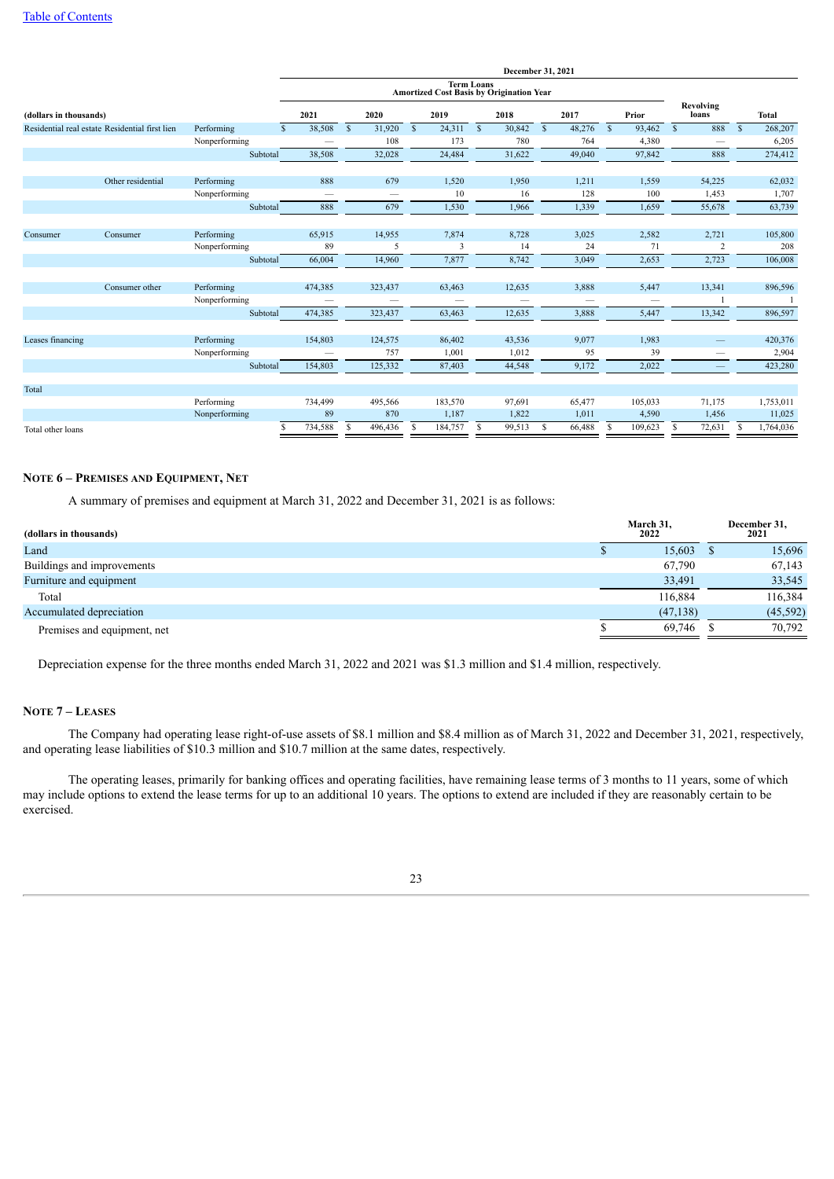| (dollars in thousands) | | | December 31, 2021 | | | | | | | |
|---|---|---|---|---|---|---|---|---|---|---|
| | | | Term Loans Amortized Cost Basis by Origination Year | | | | | | | |
| | | | 2021 | 2020 | 2019 | 2018 | 2017 | Prior | Revolving loans | Total |
| Residential real estate | Residential first lien | Performing | $ 38,508 | $ 31,920 | $ 24,311 | $ 30,842 | $ 48,276 | $ 93,462 | $ 888 | $ 268,207 |
| | | Nonperforming | — | 108 | 173 | 780 | 764 | 4,380 | — | 6,205 |
| | | Subtotal | 38,508 | 32,028 | 24,484 | 31,622 | 49,040 | 97,842 | 888 | 274,412 |
| | Other residential | Performing | 888 | 679 | 1,520 | 1,950 | 1,211 | 1,559 | 54,225 | 62,032 |
| | | Nonperforming | — | — | 10 | 16 | 128 | 100 | 1,453 | 1,707 |
| | | Subtotal | 888 | 679 | 1,530 | 1,966 | 1,339 | 1,659 | 55,678 | 63,739 |
| Consumer | Consumer | Performing | 65,915 | 14,955 | 7,874 | 8,728 | 3,025 | 2,582 | 2,721 | 105,800 |
| | | Nonperforming | 89 | 5 | 3 | 14 | 24 | 71 | 2 | 208 |
| | | Subtotal | 66,004 | 14,960 | 7,877 | 8,742 | 3,049 | 2,653 | 2,723 | 106,008 |
| | Consumer other | Performing | 474,385 | 323,437 | 63,463 | 12,635 | 3,888 | 5,447 | 13,341 | 896,596 |
| | | Nonperforming | — | — | — | — | — | — | 1 | 1 |
| | | Subtotal | 474,385 | 323,437 | 63,463 | 12,635 | 3,888 | 5,447 | 13,342 | 896,597 |
| Leases financing | | Performing | 154,803 | 124,575 | 86,402 | 43,536 | 9,077 | 1,983 | — | 420,376 |
| | | Nonperforming | — | 757 | 1,001 | 1,012 | 95 | 39 | — | 2,904 |
| | | Subtotal | 154,803 | 125,332 | 87,403 | 44,548 | 9,172 | 2,022 | — | 423,280 |
| Total | | | | | | | | | | |
| | | Performing | 734,499 | 495,566 | 183,570 | 97,691 | 65,477 | 105,033 | 71,175 | 1,753,011 |
| | | Nonperforming | 89 | 870 | 1,187 | 1,822 | 1,011 | 4,590 | 1,456 | 11,025 |
| Total other loans | | | $ 734,588 | $ 496,436 | $ 184,757 | $ 99,513 | $ 66,488 | $ 109,623 | $ 72,631 | $ 1,764,036 |

## NOTE 6 – PREMISES AND EQUIPMENT, NET

A summary of premises and equipment at March 31, 2022 and December 31, 2021 is as follows:

| (dollars in thousands) | March 31, 2022 | December 31, 2021 |
|---|---|---|
| Land | $ 15,603 | $ 15,696 |
| Buildings and improvements | 67,790 | 67,143 |
| Furniture and equipment | 33,491 | 33,545 |
| Total | 116,884 | 116,384 |
| Accumulated depreciation | (47,138) | (45,592) |
| Premises and equipment, net | $ 69,746 | $ 70,792 |

Depreciation expense for the three months ended March 31, 2022 and 2021 was $1.3 million and $1.4 million, respectively.

## NOTE 7 – LEASES

The Company had operating lease right-of-use assets of $8.1 million and $8.4 million as of March 31, 2022 and December 31, 2021, respectively, and operating lease liabilities of $10.3 million and $10.7 million at the same dates, respectively.

The operating leases, primarily for banking offices and operating facilities, have remaining lease terms of 3 months to 11 years, some of which may include options to extend the lease terms for up to an additional 10 years. The options to extend are included if they are reasonably certain to be exercised.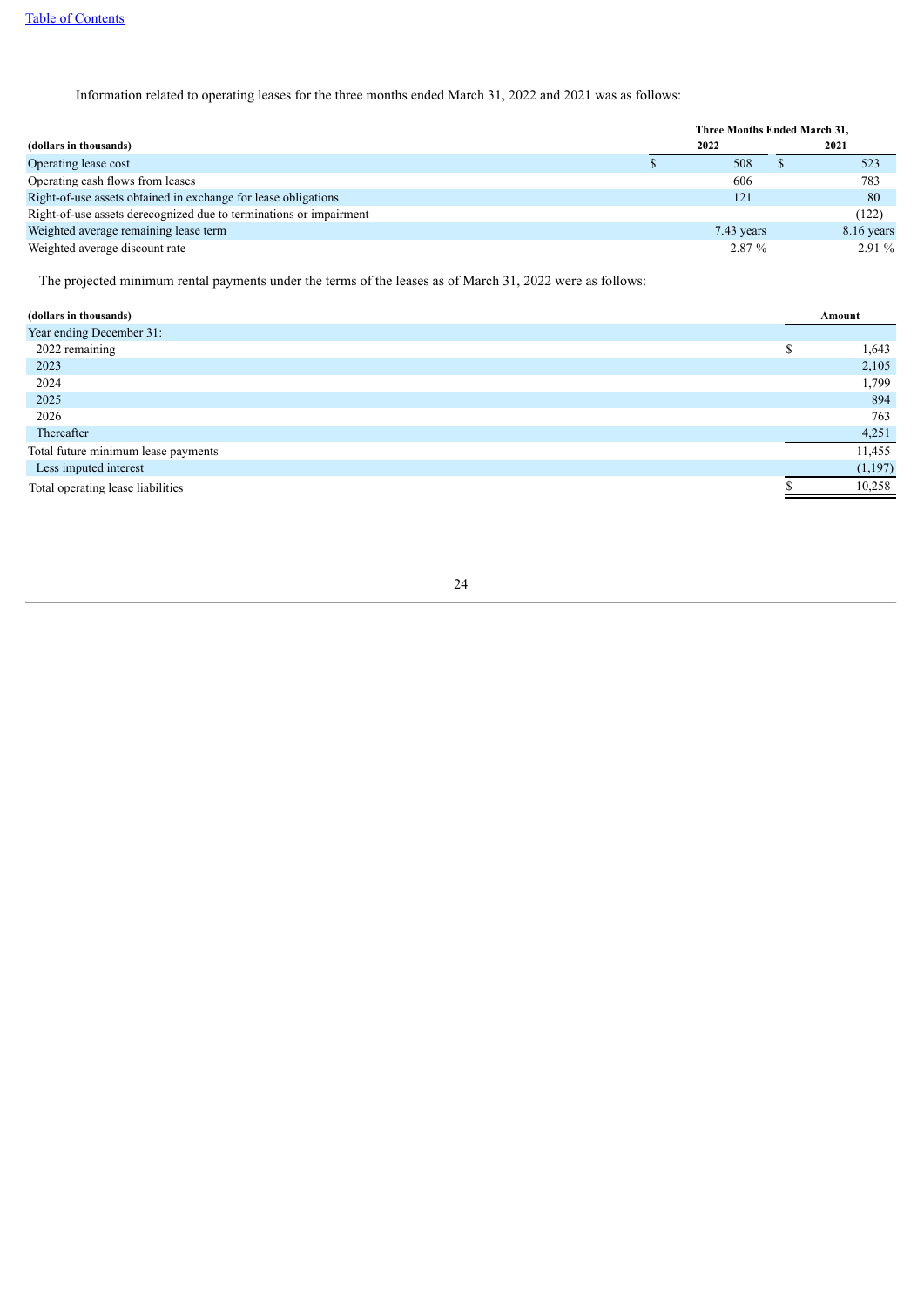Information related to operating leases for the three months ended March 31, 2022 and 2021 was as follows:

| (dollars in thousands) | Three Months Ended March 31, 2022 | Three Months Ended March 31, 2021 |
|---|---|---|
| Operating lease cost | $ 508 | $ 523 |
| Operating cash flows from leases | 606 | 783 |
| Right-of-use assets obtained in exchange for lease obligations | 121 | 80 |
| Right-of-use assets derecognized due to terminations or impairment | — | (122) |
| Weighted average remaining lease term | 7.43 years | 8.16 years |
| Weighted average discount rate | 2.87 % | 2.91 % |

The projected minimum rental payments under the terms of the leases as of March 31, 2022 were as follows:

| (dollars in thousands) | Amount |
|---|---|
| Year ending December 31: | |
| 2022 remaining | $ 1,643 |
| 2023 | 2,105 |
| 2024 | 1,799 |
| 2025 | 894 |
| 2026 | 763 |
| Thereafter | 4,251 |
| Total future minimum lease payments | 11,455 |
| Less imputed interest | (1,197) |
| Total operating lease liabilities | $ 10,258 |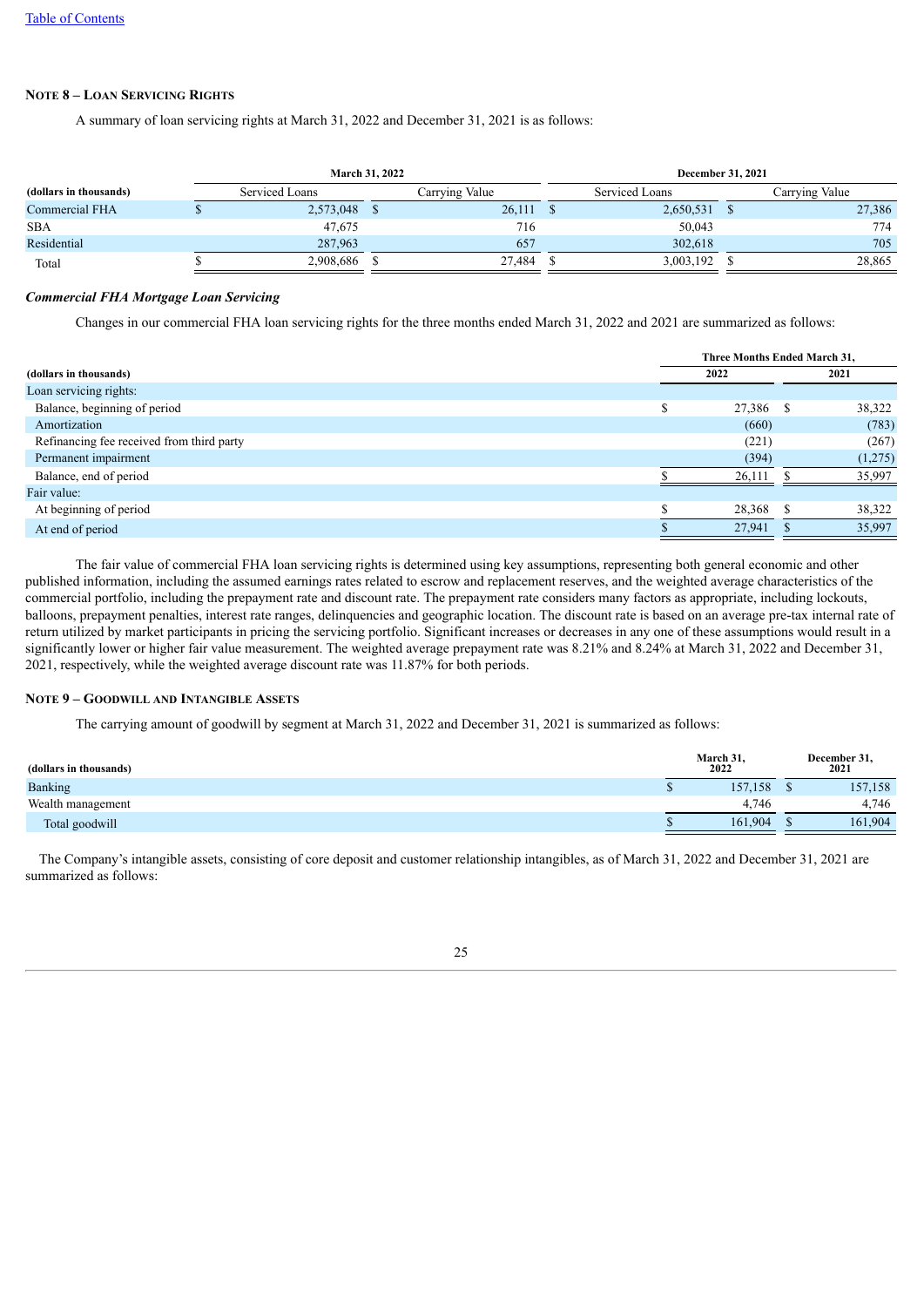## NOTE 8 – LOAN SERVICING RIGHTS

A summary of loan servicing rights at March 31, 2022 and December 31, 2021 is as follows:

| | March 31, 2022 | | December 31, 2021 | |
|---|---|---|---|---|
| (dollars in thousands) | Serviced Loans | Carrying Value | Serviced Loans | Carrying Value |
| Commercial FHA | $ 2,573,048 | $ 26,111 | $ 2,650,531 | $ 27,386 |
| SBA | 47,675 | 716 | 50,043 | 774 |
| Residential | 287,963 | 657 | 302,618 | 705 |
| Total | $ 2,908,686 | $ 27,484 | $ 3,003,192 | $ 28,865 |

### *Commercial FHA Mortgage Loan Servicing*

Changes in our commercial FHA loan servicing rights for the three months ended March 31, 2022 and 2021 are summarized as follows:

| | Three Months Ended March 31, | |
|---|---|---|
| (dollars in thousands) | 2022 | 2021 |
| Loan servicing rights: | | |
| Balance, beginning of period | $ 27,386 | $ 38,322 |
| Amortization | (660) | (783) |
| Refinancing fee received from third party | (221) | (267) |
| Permanent impairment | (394) | (1,275) |
| Balance, end of period | $ 26,111 | $ 35,997 |
| Fair value: | | |
| At beginning of period | $ 28,368 | $ 38,322 |
| At end of period | $ 27,941 | $ 35,997 |

The fair value of commercial FHA loan servicing rights is determined using key assumptions, representing both general economic and other published information, including the assumed earnings rates related to escrow and replacement reserves, and the weighted average characteristics of the commercial portfolio, including the prepayment rate and discount rate. The prepayment rate considers many factors as appropriate, including lockouts, balloons, prepayment penalties, interest rate ranges, delinquencies and geographic location. The discount rate is based on an average pre-tax internal rate of return utilized by market participants in pricing the servicing portfolio. Significant increases or decreases in any one of these assumptions would result in a significantly lower or higher fair value measurement. The weighted average prepayment rate was 8.21% and 8.24% at March 31, 2022 and December 31, 2021, respectively, while the weighted average discount rate was 11.87% for both periods.

## NOTE 9 – GOODWILL AND INTANGIBLE ASSETS

The carrying amount of goodwill by segment at March 31, 2022 and December 31, 2021 is summarized as follows:

| (dollars in thousands) | March 31, 2022 | December 31, 2021 |
|---|---|---|
| Banking | $ 157,158 | $ 157,158 |
| Wealth management | 4,746 | 4,746 |
| Total goodwill | $ 161,904 | $ 161,904 |

The Company's intangible assets, consisting of core deposit and customer relationship intangibles, as of March 31, 2022 and December 31, 2021 are summarized as follows: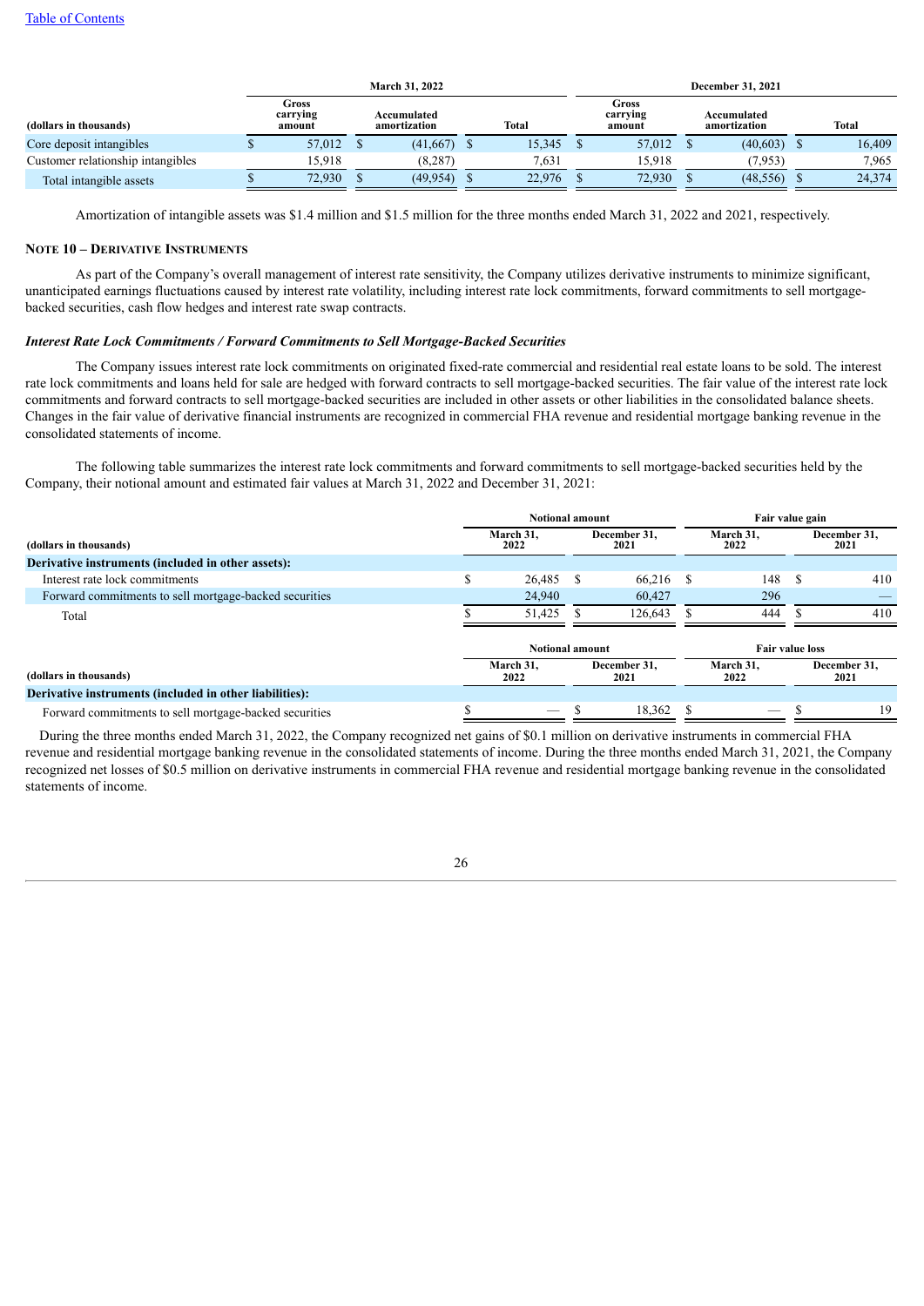| (dollars in thousands) | March 31, 2022 | | | December 31, 2021 | | |
|---|---|---|---|---|---|---|
| | Gross carrying amount | Accumulated amortization | Total | Gross carrying amount | Accumulated amortization | Total |
| Core deposit intangibles | $ 57,012 | $ (41,667) | $ 15,345 | $ 57,012 | $ (40,603) | $ 16,409 |
| Customer relationship intangibles | 15,918 | (8,287) | 7,631 | 15,918 | (7,953) | 7,965 |
| Total intangible assets | $ 72,930 | $ (49,954) | $ 22,976 | $ 72,930 | $ (48,556) | $ 24,374 |

Amortization of intangible assets was $1.4 million and $1.5 million for the three months ended March 31, 2022 and 2021, respectively.

## NOTE 10 – DERIVATIVE INSTRUMENTS

As part of the Company's overall management of interest rate sensitivity, the Company utilizes derivative instruments to minimize significant, unanticipated earnings fluctuations caused by interest rate volatility, including interest rate lock commitments, forward commitments to sell mortgage-backed securities, cash flow hedges and interest rate swap contracts.

### *Interest Rate Lock Commitments / Forward Commitments to Sell Mortgage-Backed Securities*

The Company issues interest rate lock commitments on originated fixed-rate commercial and residential real estate loans to be sold. The interest rate lock commitments and loans held for sale are hedged with forward contracts to sell mortgage-backed securities. The fair value of the interest rate lock commitments and forward contracts to sell mortgage-backed securities are included in other assets or other liabilities in the consolidated balance sheets. Changes in the fair value of derivative financial instruments are recognized in commercial FHA revenue and residential mortgage banking revenue in the consolidated statements of income.

The following table summarizes the interest rate lock commitments and forward commitments to sell mortgage-backed securities held by the Company, their notional amount and estimated fair values at March 31, 2022 and December 31, 2021:

| (dollars in thousands) | Notional amount | | Fair value gain | |
|---|---|---|---|---|
| | March 31, 2022 | December 31, 2021 | March 31, 2022 | December 31, 2021 |
| **Derivative instruments (included in other assets):** | | | | |
| Interest rate lock commitments | $ 26,485 | $ 66,216 | $ 148 | $ 410 |
| Forward commitments to sell mortgage-backed securities | 24,940 | 60,427 | 296 | — |
| Total | $ 51,425 | $ 126,643 | $ 444 | $ 410 |

| (dollars in thousands) | Notional amount | | Fair value loss | |
|---|---|---|---|---|
| | March 31, 2022 | December 31, 2021 | March 31, 2022 | December 31, 2021 |
| **Derivative instruments (included in other liabilities):** | | | | |
| Forward commitments to sell mortgage-backed securities | $ — | $ 18,362 | $ — | $ 19 |

During the three months ended March 31, 2022, the Company recognized net gains of $0.1 million on derivative instruments in commercial FHA revenue and residential mortgage banking revenue in the consolidated statements of income. During the three months ended March 31, 2021, the Company recognized net losses of $0.5 million on derivative instruments in commercial FHA revenue and residential mortgage banking revenue in the consolidated statements of income.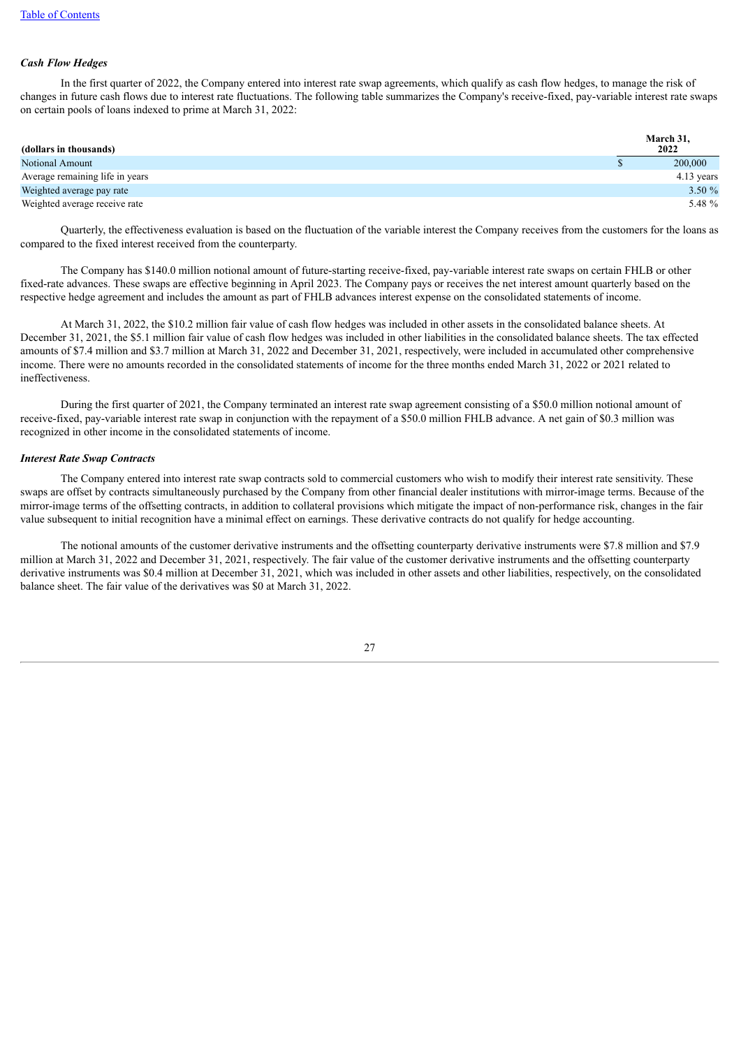### *Cash Flow Hedges*

In the first quarter of 2022, the Company entered into interest rate swap agreements, which qualify as cash flow hedges, to manage the risk of changes in future cash flows due to interest rate fluctuations. The following table summarizes the Company's receive-fixed, pay-variable interest rate swaps on certain pools of loans indexed to prime at March 31, 2022:

| (dollars in thousands) | | March 31, 2022 |
|---|---|---|
| Notional Amount | $ | 200,000 |
| Average remaining life in years | | 4.13 years |
| Weighted average pay rate | | 3.50 % |
| Weighted average receive rate | | 5.48 % |

Quarterly, the effectiveness evaluation is based on the fluctuation of the variable interest the Company receives from the customers for the loans as compared to the fixed interest received from the counterparty.

The Company has $140.0 million notional amount of future-starting receive-fixed, pay-variable interest rate swaps on certain FHLB or other fixed-rate advances. These swaps are effective beginning in April 2023. The Company pays or receives the net interest amount quarterly based on the respective hedge agreement and includes the amount as part of FHLB advances interest expense on the consolidated statements of income.

At March 31, 2022, the $10.2 million fair value of cash flow hedges was included in other assets in the consolidated balance sheets. At December 31, 2021, the $5.1 million fair value of cash flow hedges was included in other liabilities in the consolidated balance sheets. The tax effected amounts of $7.4 million and $3.7 million at March 31, 2022 and December 31, 2021, respectively, were included in accumulated other comprehensive income. There were no amounts recorded in the consolidated statements of income for the three months ended March 31, 2022 or 2021 related to ineffectiveness.

During the first quarter of 2021, the Company terminated an interest rate swap agreement consisting of a $50.0 million notional amount of receive-fixed, pay-variable interest rate swap in conjunction with the repayment of a $50.0 million FHLB advance. A net gain of $0.3 million was recognized in other income in the consolidated statements of income.

### *Interest Rate Swap Contracts*

The Company entered into interest rate swap contracts sold to commercial customers who wish to modify their interest rate sensitivity. These swaps are offset by contracts simultaneously purchased by the Company from other financial dealer institutions with mirror-image terms. Because of the mirror-image terms of the offsetting contracts, in addition to collateral provisions which mitigate the impact of non-performance risk, changes in the fair value subsequent to initial recognition have a minimal effect on earnings. These derivative contracts do not qualify for hedge accounting.

The notional amounts of the customer derivative instruments and the offsetting counterparty derivative instruments were $7.8 million and $7.9 million at March 31, 2022 and December 31, 2021, respectively. The fair value of the customer derivative instruments and the offsetting counterparty derivative instruments was $0.4 million at December 31, 2021, which was included in other assets and other liabilities, respectively, on the consolidated balance sheet. The fair value of the derivatives was $0 at March 31, 2022.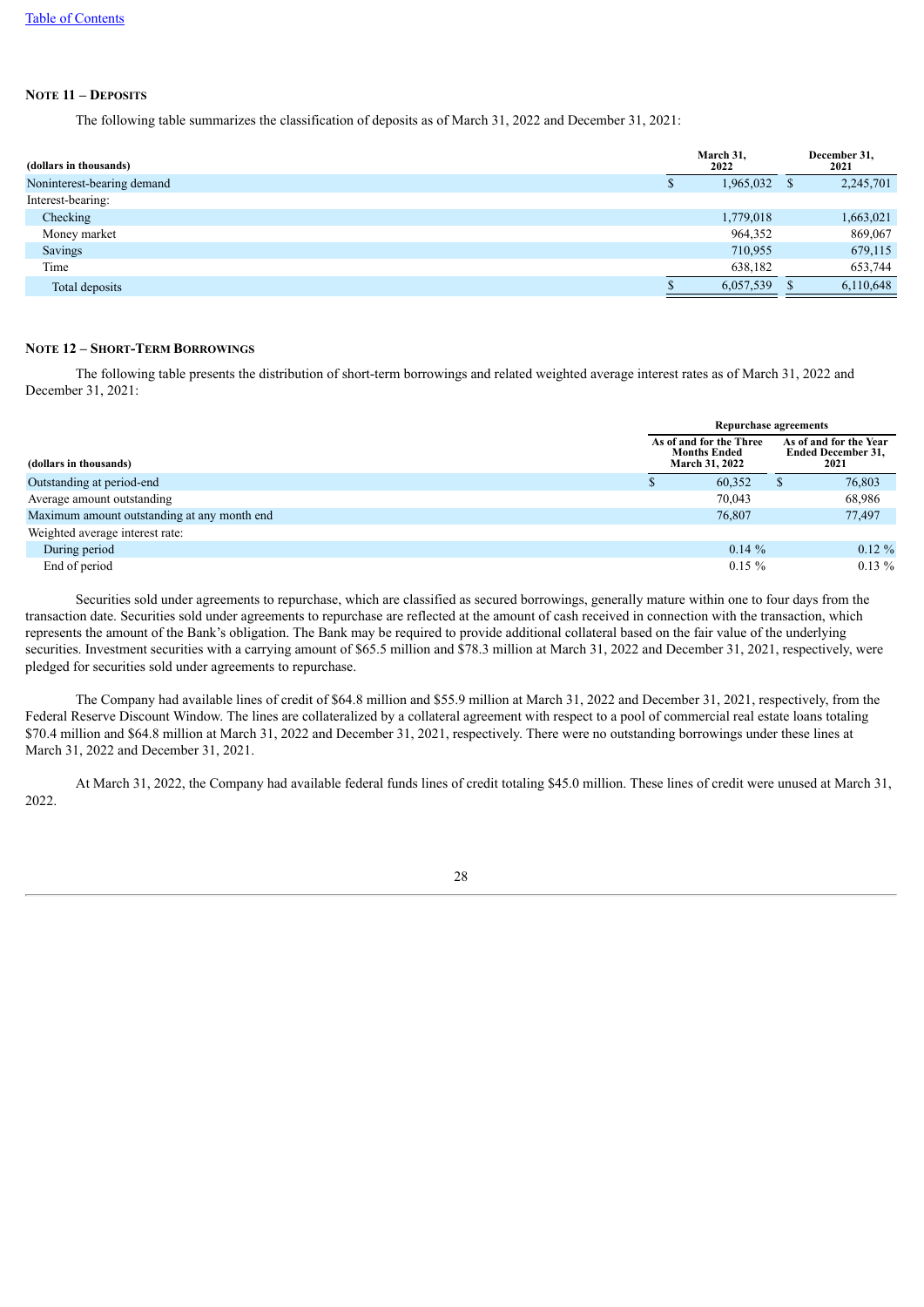## Note 11 – Deposits

The following table summarizes the classification of deposits as of March 31, 2022 and December 31, 2021:

| (dollars in thousands) | March 31, 2022 | December 31, 2021 |
|---|---|---|
| Noninterest-bearing demand | $ 1,965,032 | $ 2,245,701 |
| Interest-bearing: | | |
| Checking | 1,779,018 | 1,663,021 |
| Money market | 964,352 | 869,067 |
| Savings | 710,955 | 679,115 |
| Time | 638,182 | 653,744 |
| Total deposits | $ 6,057,539 | $ 6,110,648 |

## Note 12 – Short-Term Borrowings

The following table presents the distribution of short-term borrowings and related weighted average interest rates as of March 31, 2022 and December 31, 2021:

| | Repurchase agreements | |
|---|---|---|
| (dollars in thousands) | As of and for the Three Months Ended March 31, 2022 | As of and for the Year Ended December 31, 2021 |
| Outstanding at period-end | $ 60,352 | $ 76,803 |
| Average amount outstanding | 70,043 | 68,986 |
| Maximum amount outstanding at any month end | 76,807 | 77,497 |
| Weighted average interest rate: | | |
| During period | 0.14 % | 0.12 % |
| End of period | 0.15 % | 0.13 % |

Securities sold under agreements to repurchase, which are classified as secured borrowings, generally mature within one to four days from the transaction date. Securities sold under agreements to repurchase are reflected at the amount of cash received in connection with the transaction, which represents the amount of the Bank's obligation. The Bank may be required to provide additional collateral based on the fair value of the underlying securities. Investment securities with a carrying amount of $65.5 million and $78.3 million at March 31, 2022 and December 31, 2021, respectively, were pledged for securities sold under agreements to repurchase.

The Company had available lines of credit of $64.8 million and $55.9 million at March 31, 2022 and December 31, 2021, respectively, from the Federal Reserve Discount Window. The lines are collateralized by a collateral agreement with respect to a pool of commercial real estate loans totaling $70.4 million and $64.8 million at March 31, 2022 and December 31, 2021, respectively. There were no outstanding borrowings under these lines at March 31, 2022 and December 31, 2021.

At March 31, 2022, the Company had available federal funds lines of credit totaling $45.0 million. These lines of credit were unused at March 31, 2022.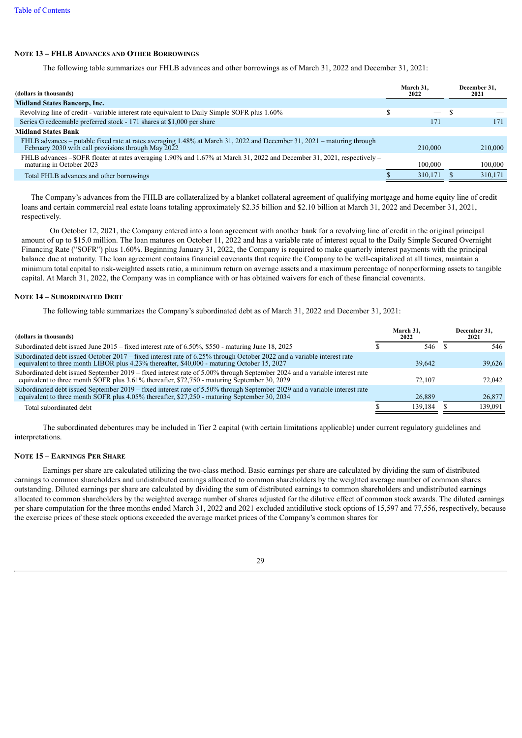## NOTE 13 – FHLB ADVANCES AND OTHER BORROWINGS

The following table summarizes our FHLB advances and other borrowings as of March 31, 2022 and December 31, 2021:

| (dollars in thousands) | March 31, 2022 | December 31, 2021 |
|---|---|---|
| **Midland States Bancorp, Inc.** | | |
| Revolving line of credit - variable interest rate equivalent to Daily Simple SOFR plus 1.60% | $ — | $ — |
| Series G redeemable preferred stock - 171 shares at $1,000 per share | 171 | 171 |
| **Midland States Bank** | | |
| FHLB advances – putable fixed rate at rates averaging 1.48% at March 31, 2022 and December 31, 2021 – maturing through February 2030 with call provisions through May 2022 | 210,000 | 210,000 |
| FHLB advances –SOFR floater at rates averaging 1.90% and 1.67% at March 31, 2022 and December 31, 2021, respectively – maturing in October 2023 | 100,000 | 100,000 |
| Total FHLB advances and other borrowings | $ 310,171 | $ 310,171 |

The Company's advances from the FHLB are collateralized by a blanket collateral agreement of qualifying mortgage and home equity line of credit loans and certain commercial real estate loans totaling approximately $2.35 billion and $2.10 billion at March 31, 2022 and December 31, 2021, respectively.

On October 12, 2021, the Company entered into a loan agreement with another bank for a revolving line of credit in the original principal amount of up to $15.0 million. The loan matures on October 11, 2022 and has a variable rate of interest equal to the Daily Simple Secured Overnight Financing Rate ("SOFR") plus 1.60%. Beginning January 31, 2022, the Company is required to make quarterly interest payments with the principal balance due at maturity. The loan agreement contains financial covenants that require the Company to be well-capitalized at all times, maintain a minimum total capital to risk-weighted assets ratio, a minimum return on average assets and a maximum percentage of nonperforming assets to tangible capital. At March 31, 2022, the Company was in compliance with or has obtained waivers for each of these financial covenants.

## NOTE 14 – SUBORDINATED DEBT

The following table summarizes the Company's subordinated debt as of March 31, 2022 and December 31, 2021:

| (dollars in thousands) | March 31, 2022 | December 31, 2021 |
|---|---|---|
| Subordinated debt issued June 2015 – fixed interest rate of 6.50%, $550 - maturing June 18, 2025 | $ 546 | $ 546 |
| Subordinated debt issued October 2017 – fixed interest rate of 6.25% through October 2022 and a variable interest rate equivalent to three month LIBOR plus 4.23% thereafter, $40,000 - maturing October 15, 2027 | 39,642 | 39,626 |
| Subordinated debt issued September 2019 – fixed interest rate of 5.00% through September 2024 and a variable interest rate equivalent to three month SOFR plus 3.61% thereafter, $72,750 - maturing September 30, 2029 | 72,107 | 72,042 |
| Subordinated debt issued September 2019 – fixed interest rate of 5.50% through September 2029 and a variable interest rate equivalent to three month SOFR plus 4.05% thereafter, $27,250 - maturing September 30, 2034 | 26,889 | 26,877 |
| Total subordinated debt | $ 139,184 | $ 139,091 |

The subordinated debentures may be included in Tier 2 capital (with certain limitations applicable) under current regulatory guidelines and interpretations.

## NOTE 15 – EARNINGS PER SHARE

Earnings per share are calculated utilizing the two-class method. Basic earnings per share are calculated by dividing the sum of distributed earnings to common shareholders and undistributed earnings allocated to common shareholders by the weighted average number of common shares outstanding. Diluted earnings per share are calculated by dividing the sum of distributed earnings to common shareholders and undistributed earnings allocated to common shareholders by the weighted average number of shares adjusted for the dilutive effect of common stock awards. The diluted earnings per share computation for the three months ended March 31, 2022 and 2021 excluded antidilutive stock options of 15,597 and 77,556, respectively, because the exercise prices of these stock options exceeded the average market prices of the Company's common shares for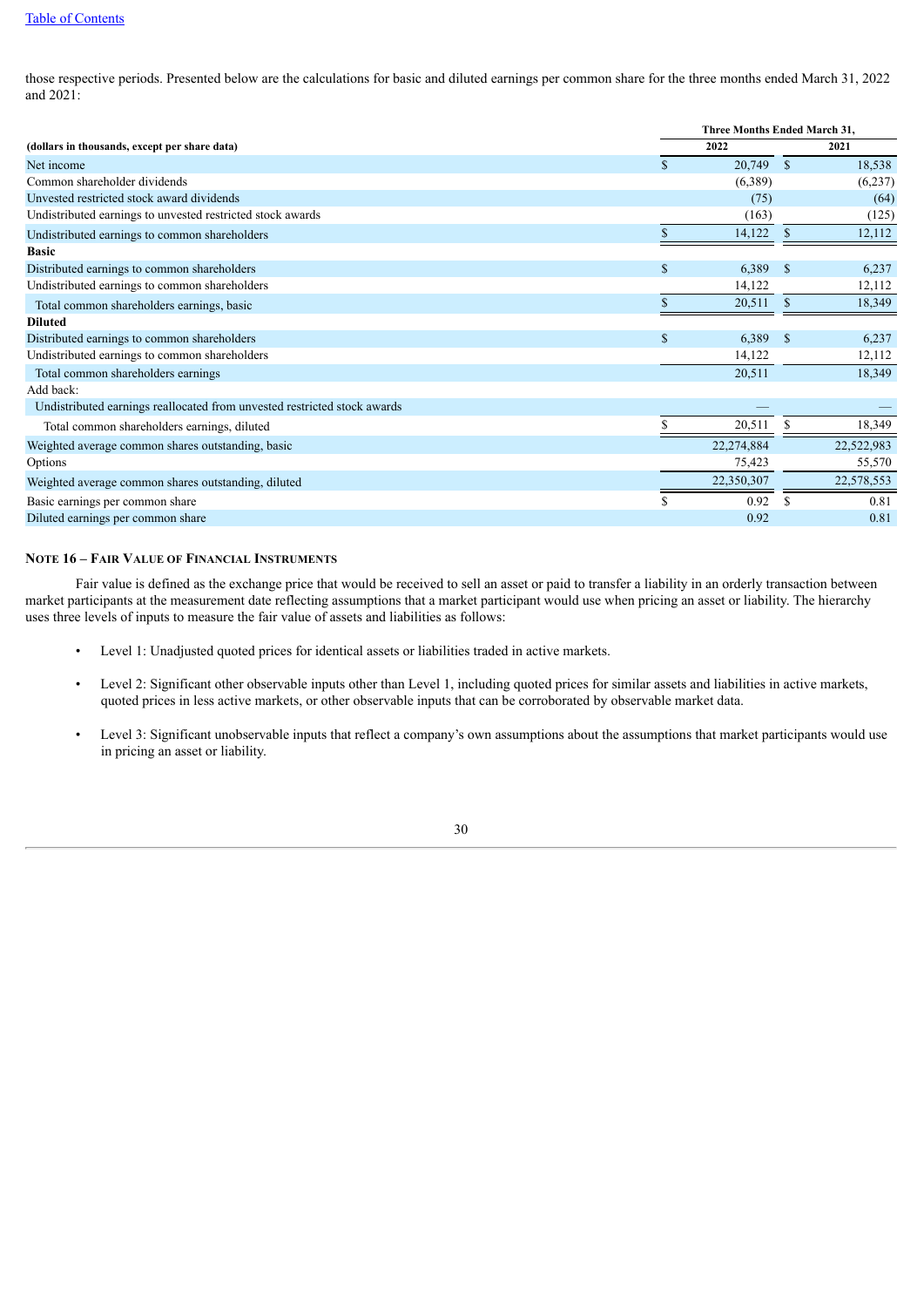those respective periods. Presented below are the calculations for basic and diluted earnings per common share for the three months ended March 31, 2022 and 2021:

| (dollars in thousands, except per share data) | Three Months Ended March 31, 2022 | Three Months Ended March 31, 2021 |
|---|---|---|
| Net income | $ 20,749 | $ 18,538 |
| Common shareholder dividends | (6,389) | (6,237) |
| Unvested restricted stock award dividends | (75) | (64) |
| Undistributed earnings to unvested restricted stock awards | (163) | (125) |
| Undistributed earnings to common shareholders | $ 14,122 | $ 12,112 |
| **Basic** | | |
| Distributed earnings to common shareholders | $ 6,389 | $ 6,237 |
| Undistributed earnings to common shareholders | 14,122 | 12,112 |
| Total common shareholders earnings, basic | $ 20,511 | $ 18,349 |
| **Diluted** | | |
| Distributed earnings to common shareholders | $ 6,389 | $ 6,237 |
| Undistributed earnings to common shareholders | 14,122 | 12,112 |
| Total common shareholders earnings | 20,511 | 18,349 |
| Add back: | | |
| Undistributed earnings reallocated from unvested restricted stock awards | — | — |
| Total common shareholders earnings, diluted | $ 20,511 | $ 18,349 |
| Weighted average common shares outstanding, basic | 22,274,884 | 22,522,983 |
| Options | 75,423 | 55,570 |
| Weighted average common shares outstanding, diluted | 22,350,307 | 22,578,553 |
| Basic earnings per common share | $ 0.92 | $ 0.81 |
| Diluted earnings per common share | 0.92 | 0.81 |

## NOTE 16 – FAIR VALUE OF FINANCIAL INSTRUMENTS

Fair value is defined as the exchange price that would be received to sell an asset or paid to transfer a liability in an orderly transaction between market participants at the measurement date reflecting assumptions that a market participant would use when pricing an asset or liability. The hierarchy uses three levels of inputs to measure the fair value of assets and liabilities as follows:

- Level 1: Unadjusted quoted prices for identical assets or liabilities traded in active markets.
- Level 2: Significant other observable inputs other than Level 1, including quoted prices for similar assets and liabilities in active markets, quoted prices in less active markets, or other observable inputs that can be corroborated by observable market data.
- Level 3: Significant unobservable inputs that reflect a company's own assumptions about the assumptions that market participants would use in pricing an asset or liability.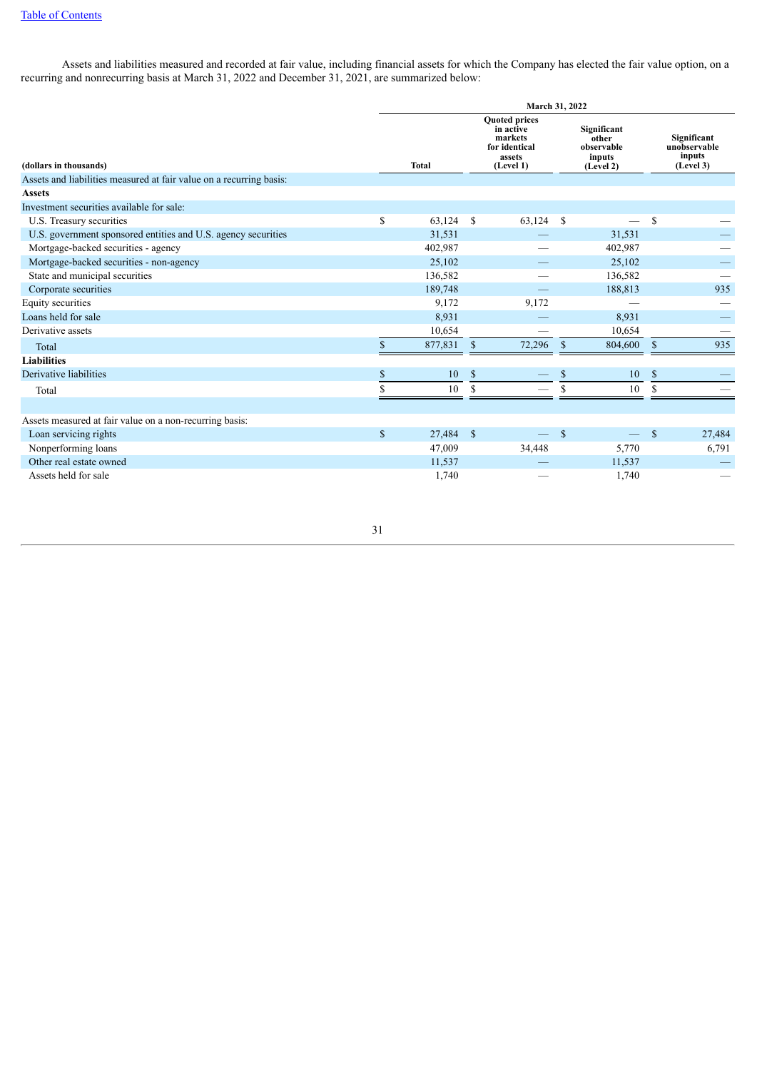Assets and liabilities measured and recorded at fair value, including financial assets for which the Company has elected the fair value option, on a recurring and nonrecurring basis at March 31, 2022 and December 31, 2021, are summarized below:

| | March 31, 2022 | | | |
|---|---|---|---|---|
| (dollars in thousands) | Total | Quoted prices in active markets for identical assets (Level 1) | Significant other observable inputs (Level 2) | Significant unobservable inputs (Level 3) |
| Assets and liabilities measured at fair value on a recurring basis: | | | | |
| **Assets** | | | | |
| Investment securities available for sale: | | | | |
| U.S. Treasury securities | $ 63,124 | $ 63,124 | $ — | $ — |
| U.S. government sponsored entities and U.S. agency securities | 31,531 | — | 31,531 | — |
| Mortgage-backed securities - agency | 402,987 | — | 402,987 | — |
| Mortgage-backed securities - non-agency | 25,102 | — | 25,102 | — |
| State and municipal securities | 136,582 | — | 136,582 | — |
| Corporate securities | 189,748 | — | 188,813 | 935 |
| Equity securities | 9,172 | 9,172 | — | — |
| Loans held for sale | 8,931 | — | 8,931 | — |
| Derivative assets | 10,654 | — | 10,654 | — |
| Total | $ 877,831 | $ 72,296 | $ 804,600 | $ 935 |
| **Liabilities** | | | | |
| Derivative liabilities | $ 10 | $ — | $ 10 | $ — |
| Total | $ 10 | $ — | $ 10 | $ — |
| | | | | |
| Assets measured at fair value on a non-recurring basis: | | | | |
| Loan servicing rights | $ 27,484 | $ — | $ — | $ 27,484 |
| Nonperforming loans | 47,009 | 34,448 | 5,770 | 6,791 |
| Other real estate owned | 11,537 | — | 11,537 | — |
| Assets held for sale | 1,740 | — | 1,740 | — |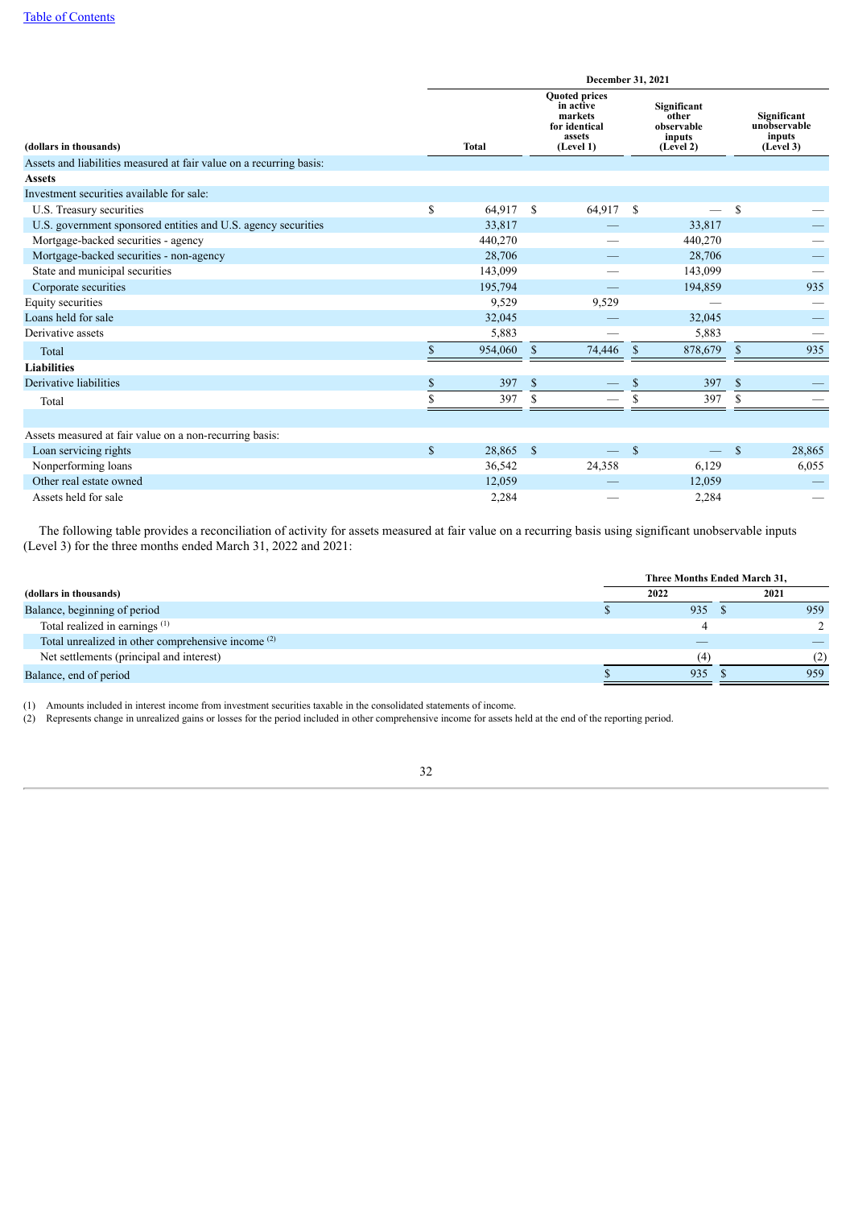| (dollars in thousands) | December 31, 2021 | | | |
|---|---|---|---|---|
| | Total | Quoted prices in active markets for identical assets (Level 1) | Significant other observable inputs (Level 2) | Significant unobservable inputs (Level 3) |
| Assets and liabilities measured at fair value on a recurring basis: | | | | |
| **Assets** | | | | |
| Investment securities available for sale: | | | | |
| U.S. Treasury securities | $ 64,917 | $ 64,917 | $ — | $ — |
| U.S. government sponsored entities and U.S. agency securities | 33,817 | — | 33,817 | — |
| Mortgage-backed securities - agency | 440,270 | — | 440,270 | — |
| Mortgage-backed securities - non-agency | 28,706 | — | 28,706 | — |
| State and municipal securities | 143,099 | — | 143,099 | — |
| Corporate securities | 195,794 | — | 194,859 | 935 |
| Equity securities | 9,529 | 9,529 | — | — |
| Loans held for sale | 32,045 | — | 32,045 | — |
| Derivative assets | 5,883 | — | 5,883 | — |
| Total | $ 954,060 | $ 74,446 | $ 878,679 | $ 935 |
| **Liabilities** | | | | |
| Derivative liabilities | $ 397 | $ — | $ 397 | $ — |
| Total | $ 397 | $ — | $ 397 | $ — |
| | | | | |
| Assets measured at fair value on a non-recurring basis: | | | | |
| Loan servicing rights | $ 28,865 | $ — | $ — | $ 28,865 |
| Nonperforming loans | 36,542 | 24,358 | 6,129 | 6,055 |
| Other real estate owned | 12,059 | — | 12,059 | — |
| Assets held for sale | 2,284 | — | 2,284 | — |

The following table provides a reconciliation of activity for assets measured at fair value on a recurring basis using significant unobservable inputs (Level 3) for the three months ended March 31, 2022 and 2021:

| (dollars in thousands) | Three Months Ended March 31, | |
|---|---|---|
| | 2022 | 2021 |
| Balance, beginning of period | $ 935 | $ 959 |
| Total realized in earnings [(1)] | 4 | 2 |
| Total unrealized in other comprehensive income [(2)] | — | — |
| Net settlements (principal and interest) | (4) | (2) |
| Balance, end of period | $ 935 | $ 959 |

(1) Amounts included in interest income from investment securities taxable in the consolidated statements of income.

(2) Represents change in unrealized gains or losses for the period included in other comprehensive income for assets held at the end of the reporting period.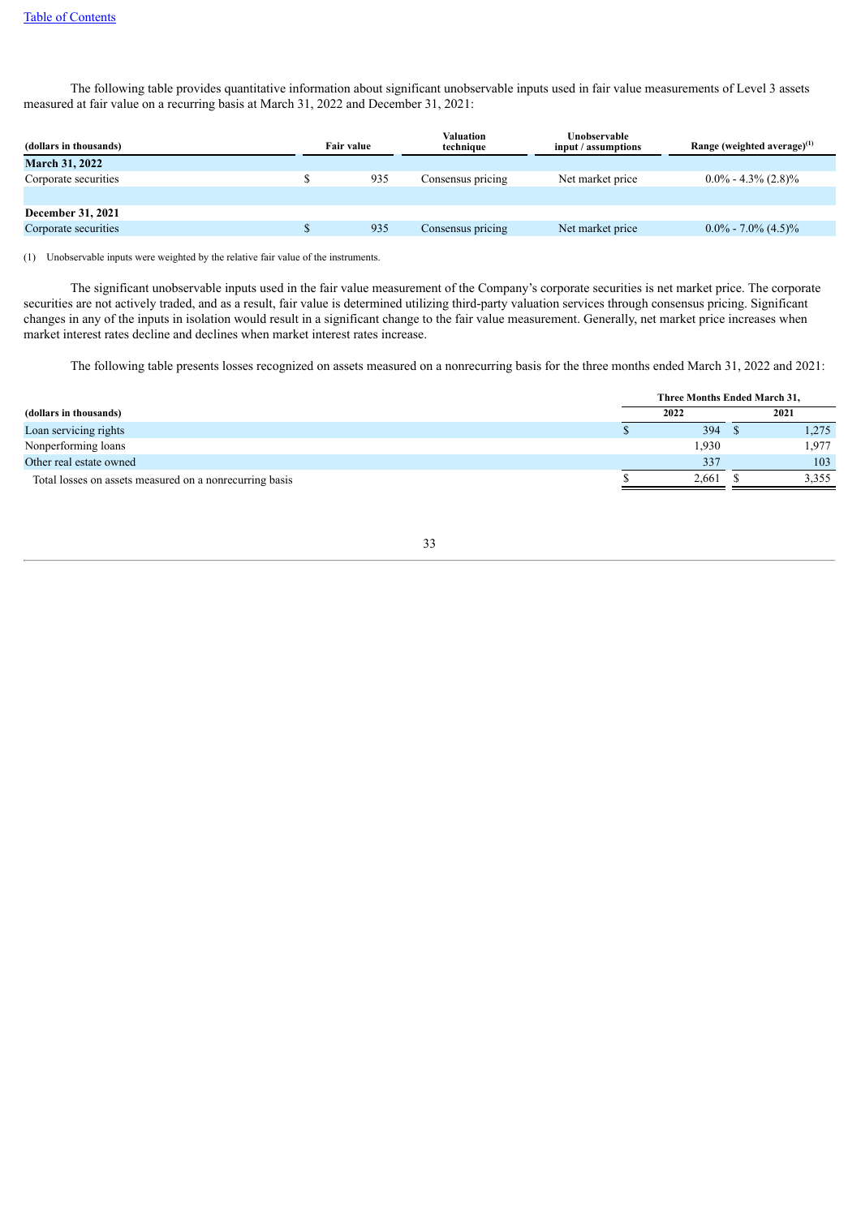The following table provides quantitative information about significant unobservable inputs used in fair value measurements of Level 3 assets measured at fair value on a recurring basis at March 31, 2022 and December 31, 2021:

| (dollars in thousands) | Fair value | Valuation technique | Unobservable input / assumptions | Range (weighted average)[(1)] |
|---|---|---|---|---|
| **March 31, 2022** | | | | |
| Corporate securities | $ 935 | Consensus pricing | Net market price | 0.0% - 4.3% (2.8)% |
| | | | | |
| **December 31, 2021** | | | | |
| Corporate securities | $ 935 | Consensus pricing | Net market price | 0.0% - 7.0% (4.5)% |

(1) Unobservable inputs were weighted by the relative fair value of the instruments.

The significant unobservable inputs used in the fair value measurement of the Company's corporate securities is net market price. The corporate securities are not actively traded, and as a result, fair value is determined utilizing third-party valuation services through consensus pricing. Significant changes in any of the inputs in isolation would result in a significant change to the fair value measurement. Generally, net market price increases when market interest rates decline and declines when market interest rates increase.

The following table presents losses recognized on assets measured on a nonrecurring basis for the three months ended March 31, 2022 and 2021:

| (dollars in thousands) | Three Months Ended March 31, 2022 | 2021 |
|---|---|---|
| Loan servicing rights | $ 394 | $ 1,275 |
| Nonperforming loans | 1,930 | 1,977 |
| Other real estate owned | 337 | 103 |
| Total losses on assets measured on a nonrecurring basis | $ 2,661 | $ 3,355 |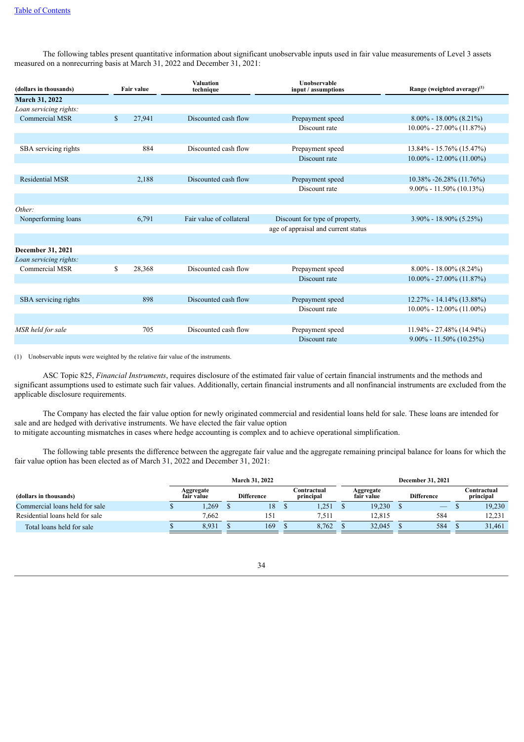The following tables present quantitative information about significant unobservable inputs used in fair value measurements of Level 3 assets measured on a nonrecurring basis at March 31, 2022 and December 31, 2021:

| (dollars in thousands) | Fair value | Valuation technique | Unobservable input / assumptions | Range (weighted average)[1] |
|---|---|---|---|---|
| **March 31, 2022** | | | | |
| *Loan servicing rights:* | | | | |
| Commercial MSR | $ 27,941 | Discounted cash flow | Prepayment speed | 8.00% - 18.00% (8.21%) |
| | | | Discount rate | 10.00% - 27.00% (11.87%) |
| SBA servicing rights | 884 | Discounted cash flow | Prepayment speed | 13.84% - 15.76% (15.47%) |
| | | | Discount rate | 10.00% - 12.00% (11.00%) |
| Residential MSR | 2,188 | Discounted cash flow | Prepayment speed | 10.38% -26.28% (11.76%) |
| | | | Discount rate | 9.00% - 11.50% (10.13%) |
| *Other:* | | | | |
| Nonperforming loans | 6,791 | Fair value of collateral | Discount for type of property, age of appraisal and current status | 3.90% - 18.90% (5.25%) |
| **December 31, 2021** | | | | |
| *Loan servicing rights:* | | | | |
| Commercial MSR | $ 28,368 | Discounted cash flow | Prepayment speed | 8.00% - 18.00% (8.24%) |
| | | | Discount rate | 10.00% - 27.00% (11.87%) |
| SBA servicing rights | 898 | Discounted cash flow | Prepayment speed | 12.27% - 14.14% (13.88%) |
| | | | Discount rate | 10.00% - 12.00% (11.00%) |
| *MSR held for sale* | 705 | Discounted cash flow | Prepayment speed | 11.94% - 27.48% (14.94%) |
| | | | Discount rate | 9.00% - 11.50% (10.25%) |

(1) Unobservable inputs were weighted by the relative fair value of the instruments.

ASC Topic 825, *Financial Instruments*, requires disclosure of the estimated fair value of certain financial instruments and the methods and significant assumptions used to estimate such fair values. Additionally, certain financial instruments and all nonfinancial instruments are excluded from the applicable disclosure requirements.

The Company has elected the fair value option for newly originated commercial and residential loans held for sale. These loans are intended for sale and are hedged with derivative instruments. We have elected the fair value option to mitigate accounting mismatches in cases where hedge accounting is complex and to achieve operational simplification.

The following table presents the difference between the aggregate fair value and the aggregate remaining principal balance for loans for which the fair value option has been elected as of March 31, 2022 and December 31, 2021:

| | March 31, 2022 | | | December 31, 2021 | | |
|---|---|---|---|---|---|---|
| (dollars in thousands) | Aggregate fair value | Difference | Contractual principal | Aggregate fair value | Difference | Contractual principal |
| Commercial loans held for sale | $ 1,269 | $ 18 | $ 1,251 | $ 19,230 | $ — | $ 19,230 |
| Residential loans held for sale | 7,662 | 151 | 7,511 | 12,815 | 584 | 12,231 |
| Total loans held for sale | $ 8,931 | $ 169 | $ 8,762 | $ 32,045 | $ 584 | $ 31,461 |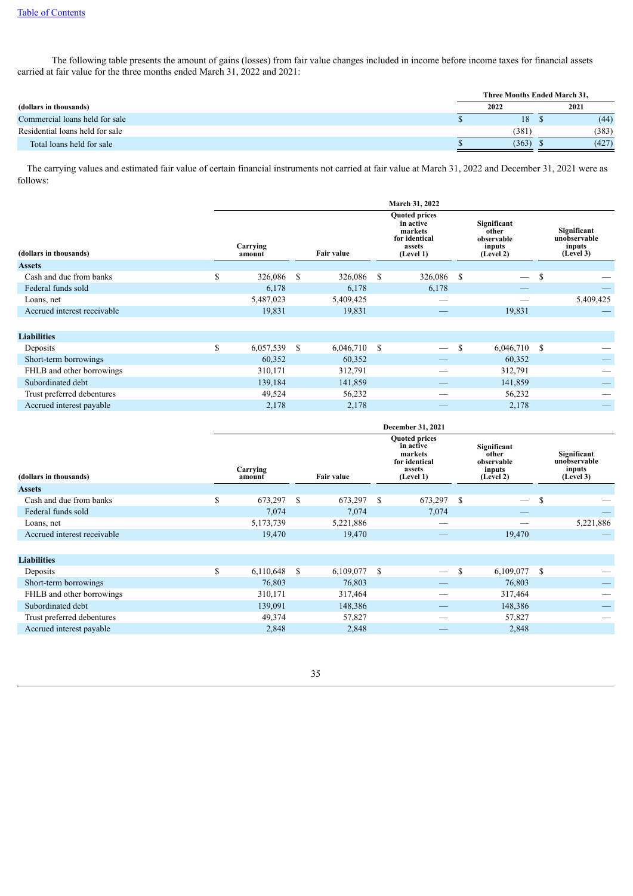The following table presents the amount of gains (losses) from fair value changes included in income before income taxes for financial assets carried at fair value for the three months ended March 31, 2022 and 2021:

| (dollars in thousands) | Three Months Ended March 31, 2022 | Three Months Ended March 31, 2021 |
|---|---|---|
| Commercial loans held for sale | $ 18 | $ (44) |
| Residential loans held for sale | (381) | (383) |
| Total loans held for sale | $ (363) | $ (427) |

The carrying values and estimated fair value of certain financial instruments not carried at fair value at March 31, 2022 and December 31, 2021 were as follows:

| March 31, 2022 | | | | | |
|---|---|---|---|---|---|
| (dollars in thousands) | Carrying amount | Fair value | Quoted prices in active markets for identical assets (Level 1) | Significant other observable inputs (Level 2) | Significant unobservable inputs (Level 3) |
| **Assets** | | | | | |
| Cash and due from banks | $ 326,086 | $ 326,086 | $ 326,086 | $ — | $ — |
| Federal funds sold | 6,178 | 6,178 | 6,178 | — | — |
| Loans, net | 5,487,023 | 5,409,425 | — | — | 5,409,425 |
| Accrued interest receivable | 19,831 | 19,831 | — | 19,831 | — |
| **Liabilities** | | | | | |
| Deposits | $ 6,057,539 | $ 6,046,710 | $ — | $ 6,046,710 | $ — |
| Short-term borrowings | 60,352 | 60,352 | — | 60,352 | — |
| FHLB and other borrowings | 310,171 | 312,791 | — | 312,791 | — |
| Subordinated debt | 139,184 | 141,859 | — | 141,859 | — |
| Trust preferred debentures | 49,524 | 56,232 | — | 56,232 | — |
| Accrued interest payable | 2,178 | 2,178 | — | 2,178 | — |

| December 31, 2021 | | | | | |
|---|---|---|---|---|---|
| (dollars in thousands) | Carrying amount | Fair value | Quoted prices in active markets for identical assets (Level 1) | Significant other observable inputs (Level 2) | Significant unobservable inputs (Level 3) |
| **Assets** | | | | | |
| Cash and due from banks | $ 673,297 | $ 673,297 | $ 673,297 | $ — | $ — |
| Federal funds sold | 7,074 | 7,074 | 7,074 | — | — |
| Loans, net | 5,173,739 | 5,221,886 | — | — | 5,221,886 |
| Accrued interest receivable | 19,470 | 19,470 | — | 19,470 | — |
| **Liabilities** | | | | | |
| Deposits | $ 6,110,648 | $ 6,109,077 | $ — | $ 6,109,077 | $ — |
| Short-term borrowings | 76,803 | 76,803 | — | 76,803 | — |
| FHLB and other borrowings | 310,171 | 317,464 | — | 317,464 | — |
| Subordinated debt | 139,091 | 148,386 | — | 148,386 | — |
| Trust preferred debentures | 49,374 | 57,827 | — | 57,827 | — |
| Accrued interest payable | 2,848 | 2,848 | — | 2,848 | — |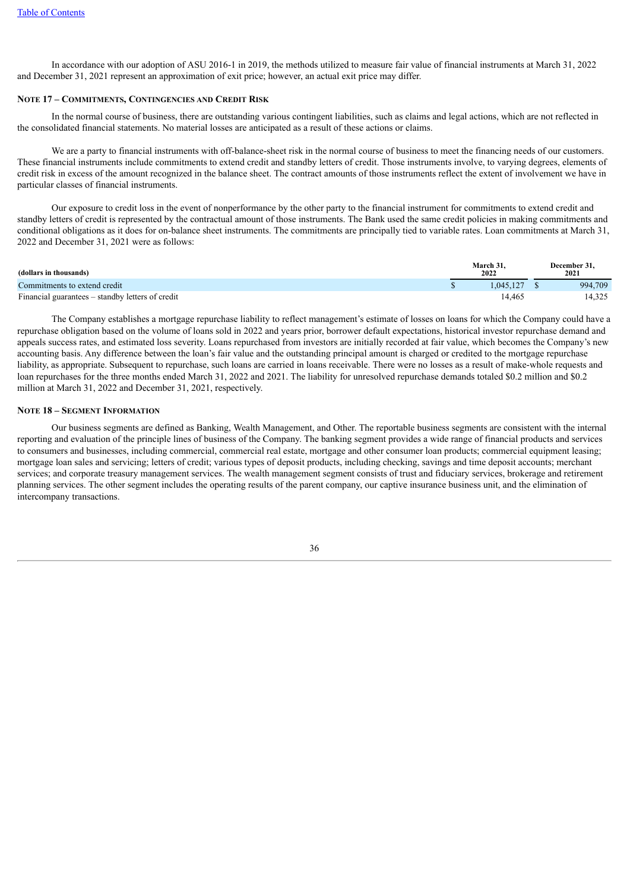In accordance with our adoption of ASU 2016-1 in 2019, the methods utilized to measure fair value of financial instruments at March 31, 2022 and December 31, 2021 represent an approximation of exit price; however, an actual exit price may differ.

## NOTE 17 – COMMITMENTS, CONTINGENCIES AND CREDIT RISK

In the normal course of business, there are outstanding various contingent liabilities, such as claims and legal actions, which are not reflected in the consolidated financial statements. No material losses are anticipated as a result of these actions or claims.

We are a party to financial instruments with off-balance-sheet risk in the normal course of business to meet the financing needs of our customers. These financial instruments include commitments to extend credit and standby letters of credit. Those instruments involve, to varying degrees, elements of credit risk in excess of the amount recognized in the balance sheet. The contract amounts of those instruments reflect the extent of involvement we have in particular classes of financial instruments.

Our exposure to credit loss in the event of nonperformance by the other party to the financial instrument for commitments to extend credit and standby letters of credit is represented by the contractual amount of those instruments. The Bank used the same credit policies in making commitments and conditional obligations as it does for on-balance sheet instruments. The commitments are principally tied to variable rates. Loan commitments at March 31, 2022 and December 31, 2021 were as follows:

| (dollars in thousands) | March 31, 2022 | December 31, 2021 |
|---|---|---|
| Commitments to extend credit | $ 1,045,127 | $ 994,709 |
| Financial guarantees – standby letters of credit | 14,465 | 14,325 |

The Company establishes a mortgage repurchase liability to reflect management's estimate of losses on loans for which the Company could have a repurchase obligation based on the volume of loans sold in 2022 and years prior, borrower default expectations, historical investor repurchase demand and appeals success rates, and estimated loss severity. Loans repurchased from investors are initially recorded at fair value, which becomes the Company's new accounting basis. Any difference between the loan's fair value and the outstanding principal amount is charged or credited to the mortgage repurchase liability, as appropriate. Subsequent to repurchase, such loans are carried in loans receivable. There were no losses as a result of make-whole requests and loan repurchases for the three months ended March 31, 2022 and 2021. The liability for unresolved repurchase demands totaled $0.2 million and $0.2 million at March 31, 2022 and December 31, 2021, respectively.

## NOTE 18 – SEGMENT INFORMATION

Our business segments are defined as Banking, Wealth Management, and Other. The reportable business segments are consistent with the internal reporting and evaluation of the principle lines of business of the Company. The banking segment provides a wide range of financial products and services to consumers and businesses, including commercial, commercial real estate, mortgage and other consumer loan products; commercial equipment leasing; mortgage loan sales and servicing; letters of credit; various types of deposit products, including checking, savings and time deposit accounts; merchant services; and corporate treasury management services. The wealth management segment consists of trust and fiduciary services, brokerage and retirement planning services. The other segment includes the operating results of the parent company, our captive insurance business unit, and the elimination of intercompany transactions.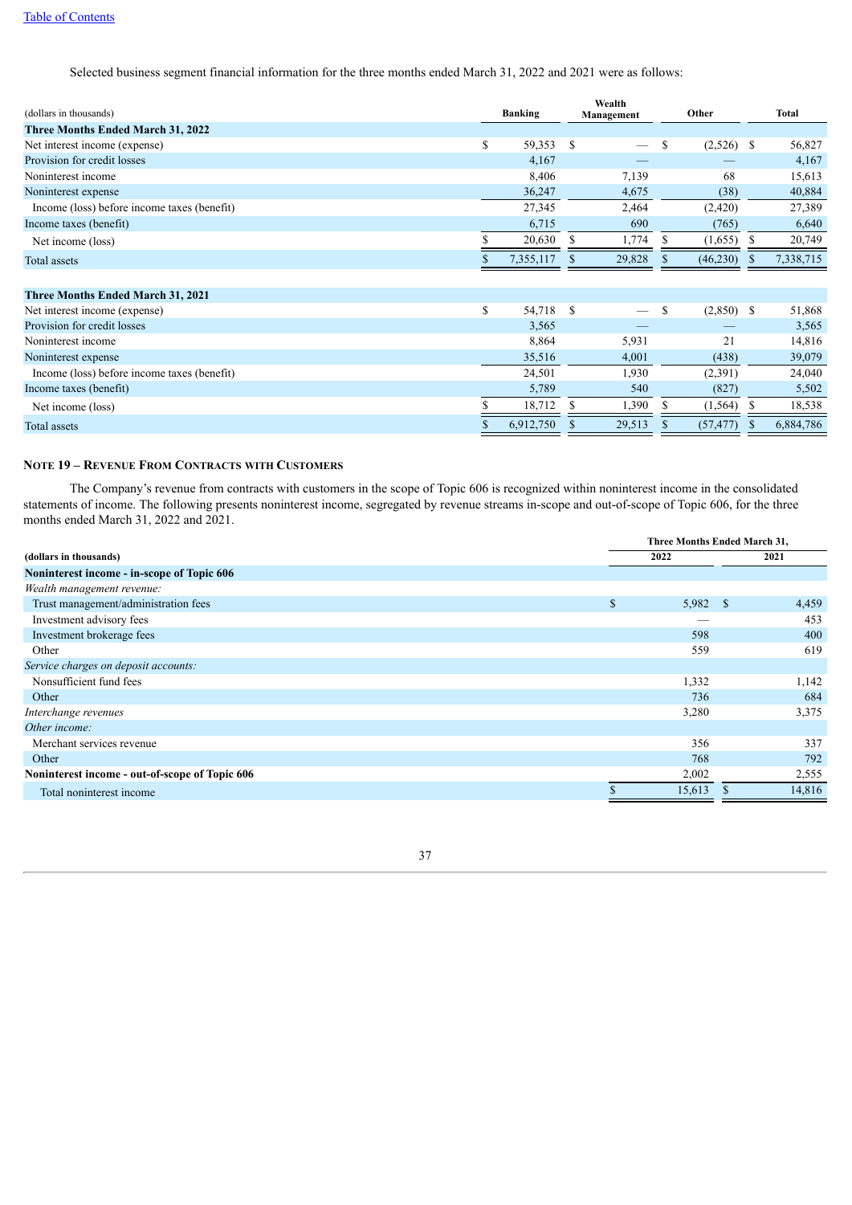Selected business segment financial information for the three months ended March 31, 2022 and 2021 were as follows:

| (dollars in thousands) | Banking | Wealth Management | Other | Total |
|---|---|---|---|---|
| **Three Months Ended March 31, 2022** | | | | |
| Net interest income (expense) | $ 59,353 | $ — | $ (2,526) | $ 56,827 |
| Provision for credit losses | 4,167 | — | — | 4,167 |
| Noninterest income | 8,406 | 7,139 | 68 | 15,613 |
| Noninterest expense | 36,247 | 4,675 | (38) | 40,884 |
| Income (loss) before income taxes (benefit) | 27,345 | 2,464 | (2,420) | 27,389 |
| Income taxes (benefit) | 6,715 | 690 | (765) | 6,640 |
| Net income (loss) | $ 20,630 | $ 1,774 | $ (1,655) | $ 20,749 |
| Total assets | $ 7,355,117 | $ 29,828 | $ (46,230) | $ 7,338,715 |
| | | | | |
| **Three Months Ended March 31, 2021** | | | | |
| Net interest income (expense) | $ 54,718 | $ — | $ (2,850) | $ 51,868 |
| Provision for credit losses | 3,565 | — | — | 3,565 |
| Noninterest income | 8,864 | 5,931 | 21 | 14,816 |
| Noninterest expense | 35,516 | 4,001 | (438) | 39,079 |
| Income (loss) before income taxes (benefit) | 24,501 | 1,930 | (2,391) | 24,040 |
| Income taxes (benefit) | 5,789 | 540 | (827) | 5,502 |
| Net income (loss) | $ 18,712 | $ 1,390 | $ (1,564) | $ 18,538 |
| Total assets | $ 6,912,750 | $ 29,513 | $ (57,477) | $ 6,884,786 |

## NOTE 19 – REVENUE FROM CONTRACTS WITH CUSTOMERS

The Company's revenue from contracts with customers in the scope of Topic 606 is recognized within noninterest income in the consolidated statements of income. The following presents noninterest income, segregated by revenue streams in-scope and out-of-scope of Topic 606, for the three months ended March 31, 2022 and 2021.

| | Three Months Ended March 31, | |
|---|---|---|
| **(dollars in thousands)** | **2022** | **2021** |
| **Noninterest income - in-scope of Topic 606** | | |
| *Wealth management revenue:* | | |
| Trust management/administration fees | $ 5,982 | $ 4,459 |
| Investment advisory fees | — | 453 |
| Investment brokerage fees | 598 | 400 |
| Other | 559 | 619 |
| *Service charges on deposit accounts:* | | |
| Nonsufficient fund fees | 1,332 | 1,142 |
| Other | 736 | 684 |
| *Interchange revenues* | 3,280 | 3,375 |
| *Other income:* | | |
| Merchant services revenue | 356 | 337 |
| Other | 768 | 792 |
| **Noninterest income - out-of-scope of Topic 606** | 2,002 | 2,555 |
| Total noninterest income | $ 15,613 | $ 14,816 |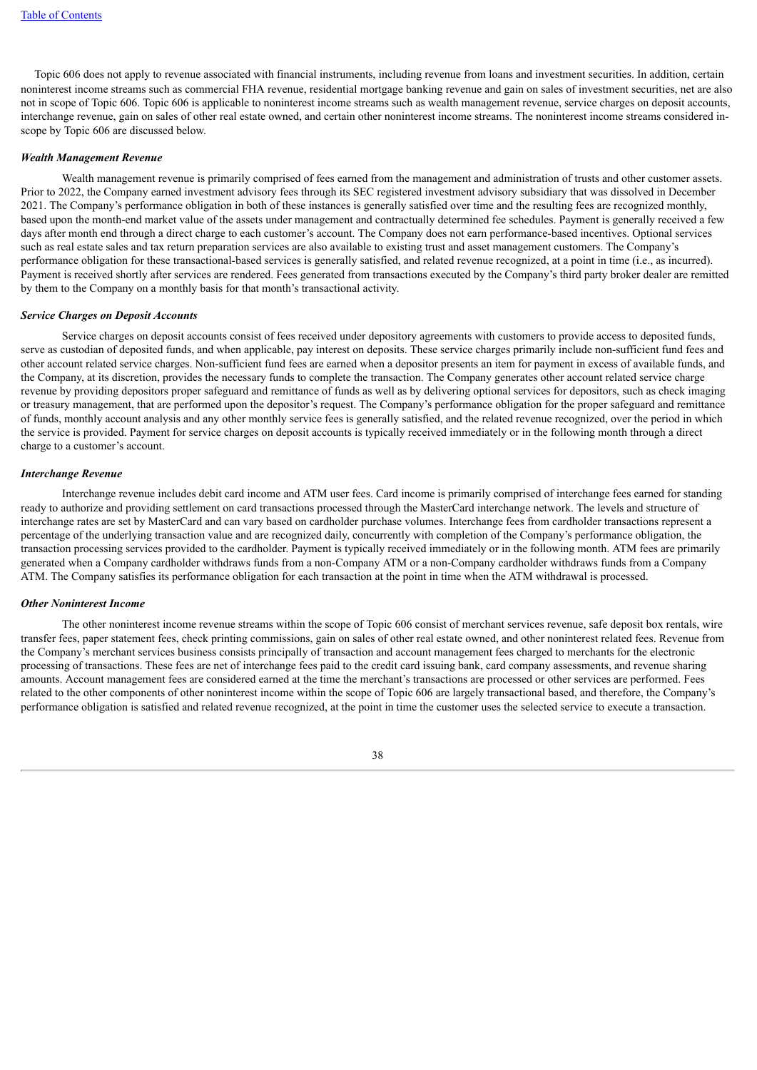Topic 606 does not apply to revenue associated with financial instruments, including revenue from loans and investment securities. In addition, certain noninterest income streams such as commercial FHA revenue, residential mortgage banking revenue and gain on sales of investment securities, net are also not in scope of Topic 606. Topic 606 is applicable to noninterest income streams such as wealth management revenue, service charges on deposit accounts, interchange revenue, gain on sales of other real estate owned, and certain other noninterest income streams. The noninterest income streams considered in-scope by Topic 606 are discussed below.

***Wealth Management Revenue***

Wealth management revenue is primarily comprised of fees earned from the management and administration of trusts and other customer assets. Prior to 2022, the Company earned investment advisory fees through its SEC registered investment advisory subsidiary that was dissolved in December 2021. The Company's performance obligation in both of these instances is generally satisfied over time and the resulting fees are recognized monthly, based upon the month-end market value of the assets under management and contractually determined fee schedules. Payment is generally received a few days after month end through a direct charge to each customer's account. The Company does not earn performance-based incentives. Optional services such as real estate sales and tax return preparation services are also available to existing trust and asset management customers. The Company's performance obligation for these transactional-based services is generally satisfied, and related revenue recognized, at a point in time (i.e., as incurred). Payment is received shortly after services are rendered. Fees generated from transactions executed by the Company's third party broker dealer are remitted by them to the Company on a monthly basis for that month's transactional activity.

***Service Charges on Deposit Accounts***

Service charges on deposit accounts consist of fees received under depository agreements with customers to provide access to deposited funds, serve as custodian of deposited funds, and when applicable, pay interest on deposits. These service charges primarily include non-sufficient fund fees and other account related service charges. Non-sufficient fund fees are earned when a depositor presents an item for payment in excess of available funds, and the Company, at its discretion, provides the necessary funds to complete the transaction. The Company generates other account related service charge revenue by providing depositors proper safeguard and remittance of funds as well as by delivering optional services for depositors, such as check imaging or treasury management, that are performed upon the depositor's request. The Company's performance obligation for the proper safeguard and remittance of funds, monthly account analysis and any other monthly service fees is generally satisfied, and the related revenue recognized, over the period in which the service is provided. Payment for service charges on deposit accounts is typically received immediately or in the following month through a direct charge to a customer's account.

***Interchange Revenue***

Interchange revenue includes debit card income and ATM user fees. Card income is primarily comprised of interchange fees earned for standing ready to authorize and providing settlement on card transactions processed through the MasterCard interchange network. The levels and structure of interchange rates are set by MasterCard and can vary based on cardholder purchase volumes. Interchange fees from cardholder transactions represent a percentage of the underlying transaction value and are recognized daily, concurrently with completion of the Company's performance obligation, the transaction processing services provided to the cardholder. Payment is typically received immediately or in the following month. ATM fees are primarily generated when a Company cardholder withdraws funds from a non-Company ATM or a non-Company cardholder withdraws funds from a Company ATM. The Company satisfies its performance obligation for each transaction at the point in time when the ATM withdrawal is processed.

***Other Noninterest Income***

The other noninterest income revenue streams within the scope of Topic 606 consist of merchant services revenue, safe deposit box rentals, wire transfer fees, paper statement fees, check printing commissions, gain on sales of other real estate owned, and other noninterest related fees. Revenue from the Company's merchant services business consists principally of transaction and account management fees charged to merchants for the electronic processing of transactions. These fees are net of interchange fees paid to the credit card issuing bank, card company assessments, and revenue sharing amounts. Account management fees are considered earned at the time the merchant's transactions are processed or other services are performed. Fees related to the other components of other noninterest income within the scope of Topic 606 are largely transactional based, and therefore, the Company's performance obligation is satisfied and related revenue recognized, at the point in time the customer uses the selected service to execute a transaction.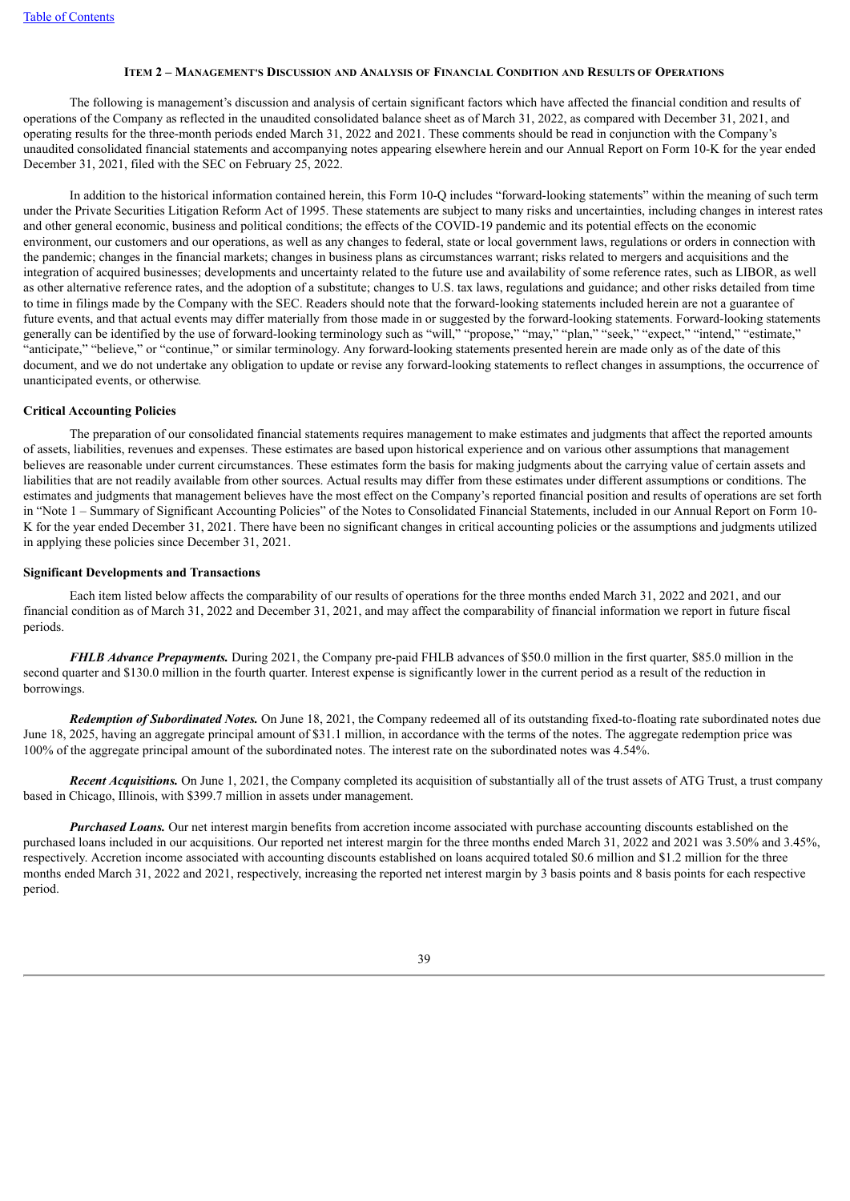### ITEM 2 – MANAGEMENT'S DISCUSSION AND ANALYSIS OF FINANCIAL CONDITION AND RESULTS OF OPERATIONS

The following is management's discussion and analysis of certain significant factors which have affected the financial condition and results of operations of the Company as reflected in the unaudited consolidated balance sheet as of March 31, 2022, as compared with December 31, 2021, and operating results for the three-month periods ended March 31, 2022 and 2021. These comments should be read in conjunction with the Company's unaudited consolidated financial statements and accompanying notes appearing elsewhere herein and our Annual Report on Form 10-K for the year ended December 31, 2021, filed with the SEC on February 25, 2022.

In addition to the historical information contained herein, this Form 10-Q includes "forward-looking statements" within the meaning of such term under the Private Securities Litigation Reform Act of 1995. These statements are subject to many risks and uncertainties, including changes in interest rates and other general economic, business and political conditions; the effects of the COVID-19 pandemic and its potential effects on the economic environment, our customers and our operations, as well as any changes to federal, state or local government laws, regulations or orders in connection with the pandemic; changes in the financial markets; changes in business plans as circumstances warrant; risks related to mergers and acquisitions and the integration of acquired businesses; developments and uncertainty related to the future use and availability of some reference rates, such as LIBOR, as well as other alternative reference rates, and the adoption of a substitute; changes to U.S. tax laws, regulations and guidance; and other risks detailed from time to time in filings made by the Company with the SEC. Readers should note that the forward-looking statements included herein are not a guarantee of future events, and that actual events may differ materially from those made in or suggested by the forward-looking statements. Forward-looking statements generally can be identified by the use of forward-looking terminology such as "will," "propose," "may," "plan," "seek," "expect," "intend," "estimate," "anticipate," "believe," or "continue," or similar terminology. Any forward-looking statements presented herein are made only as of the date of this document, and we do not undertake any obligation to update or revise any forward-looking statements to reflect changes in assumptions, the occurrence of unanticipated events, or otherwise.

**Critical Accounting Policies**

The preparation of our consolidated financial statements requires management to make estimates and judgments that affect the reported amounts of assets, liabilities, revenues and expenses. These estimates are based upon historical experience and on various other assumptions that management believes are reasonable under current circumstances. These estimates form the basis for making judgments about the carrying value of certain assets and liabilities that are not readily available from other sources. Actual results may differ from these estimates under different assumptions or conditions. The estimates and judgments that management believes have the most effect on the Company's reported financial position and results of operations are set forth in "Note 1 – Summary of Significant Accounting Policies" of the Notes to Consolidated Financial Statements, included in our Annual Report on Form 10-K for the year ended December 31, 2021. There have been no significant changes in critical accounting policies or the assumptions and judgments utilized in applying these policies since December 31, 2021.

**Significant Developments and Transactions**

Each item listed below affects the comparability of our results of operations for the three months ended March 31, 2022 and 2021, and our financial condition as of March 31, 2022 and December 31, 2021, and may affect the comparability of financial information we report in future fiscal periods.

***FHLB Advance Prepayments.*** During 2021, the Company pre-paid FHLB advances of $50.0 million in the first quarter, $85.0 million in the second quarter and $130.0 million in the fourth quarter. Interest expense is significantly lower in the current period as a result of the reduction in borrowings.

***Redemption of Subordinated Notes.*** On June 18, 2021, the Company redeemed all of its outstanding fixed-to-floating rate subordinated notes due June 18, 2025, having an aggregate principal amount of $31.1 million, in accordance with the terms of the notes. The aggregate redemption price was 100% of the aggregate principal amount of the subordinated notes. The interest rate on the subordinated notes was 4.54%.

***Recent Acquisitions.*** On June 1, 2021, the Company completed its acquisition of substantially all of the trust assets of ATG Trust, a trust company based in Chicago, Illinois, with $399.7 million in assets under management.

***Purchased Loans.*** Our net interest margin benefits from accretion income associated with purchase accounting discounts established on the purchased loans included in our acquisitions. Our reported net interest margin for the three months ended March 31, 2022 and 2021 was 3.50% and 3.45%, respectively. Accretion income associated with accounting discounts established on loans acquired totaled $0.6 million and $1.2 million for the three months ended March 31, 2022 and 2021, respectively, increasing the reported net interest margin by 3 basis points and 8 basis points for each respective period.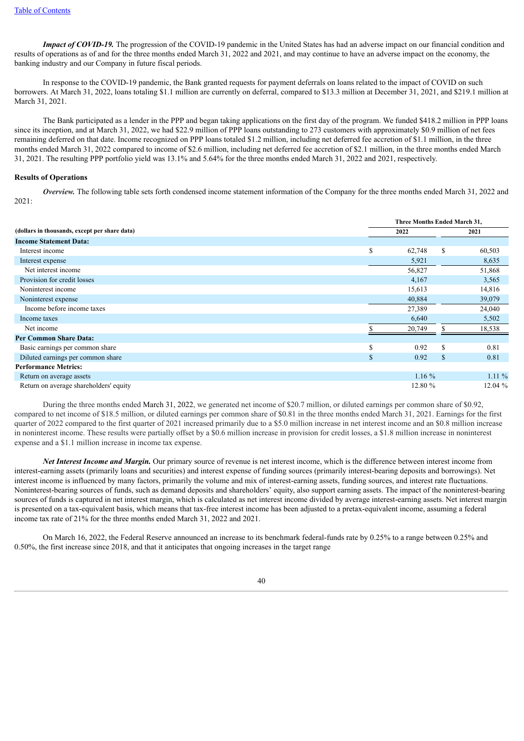***Impact of COVID-19.*** The progression of the COVID-19 pandemic in the United States has had an adverse impact on our financial condition and results of operations as of and for the three months ended March 31, 2022 and 2021, and may continue to have an adverse impact on the economy, the banking industry and our Company in future fiscal periods.

In response to the COVID-19 pandemic, the Bank granted requests for payment deferrals on loans related to the impact of COVID on such borrowers. At March 31, 2022, loans totaling $1.1 million are currently on deferral, compared to $13.3 million at December 31, 2021, and $219.1 million at March 31, 2021.

The Bank participated as a lender in the PPP and began taking applications on the first day of the program. We funded $418.2 million in PPP loans since its inception, and at March 31, 2022, we had $22.9 million of PPP loans outstanding to 273 customers with approximately $0.9 million of net fees remaining deferred on that date. Income recognized on PPP loans totaled $1.2 million, including net deferred fee accretion of $1.1 million, in the three months ended March 31, 2022 compared to income of $2.6 million, including net deferred fee accretion of $2.1 million, in the three months ended March 31, 2021. The resulting PPP portfolio yield was 13.1% and 5.64% for the three months ended March 31, 2022 and 2021, respectively.

**Results of Operations**

***Overview.*** The following table sets forth condensed income statement information of the Company for the three months ended March 31, 2022 and 2021:

| (dollars in thousands, except per share data) | Three Months Ended March 31, | |
|---|---|---|
| | 2022 | 2021 |
| **Income Statement Data:** | | |
| Interest income | $ 62,748 | $ 60,503 |
| Interest expense | 5,921 | 8,635 |
| Net interest income | 56,827 | 51,868 |
| Provision for credit losses | 4,167 | 3,565 |
| Noninterest income | 15,613 | 14,816 |
| Noninterest expense | 40,884 | 39,079 |
| Income before income taxes | 27,389 | 24,040 |
| Income taxes | 6,640 | 5,502 |
| Net income | $ 20,749 | $ 18,538 |
| **Per Common Share Data:** | | |
| Basic earnings per common share | $ 0.92 | $ 0.81 |
| Diluted earnings per common share | $ 0.92 | $ 0.81 |
| **Performance Metrics:** | | |
| Return on average assets | 1.16 % | 1.11 % |
| Return on average shareholders' equity | 12.80 % | 12.04 % |

During the three months ended March 31, 2022, we generated net income of $20.7 million, or diluted earnings per common share of $0.92, compared to net income of $18.5 million, or diluted earnings per common share of $0.81 in the three months ended March 31, 2021. Earnings for the first quarter of 2022 compared to the first quarter of 2021 increased primarily due to a $5.0 million increase in net interest income and an $0.8 million increase in noninterest income. These results were partially offset by a $0.6 million increase in provision for credit losses, a $1.8 million increase in noninterest expense and a $1.1 million increase in income tax expense.

***Net Interest Income and Margin.*** Our primary source of revenue is net interest income, which is the difference between interest income from interest-earning assets (primarily loans and securities) and interest expense of funding sources (primarily interest-bearing deposits and borrowings). Net interest income is influenced by many factors, primarily the volume and mix of interest-earning assets, funding sources, and interest rate fluctuations. Noninterest-bearing sources of funds, such as demand deposits and shareholders' equity, also support earning assets. The impact of the noninterest-bearing sources of funds is captured in net interest margin, which is calculated as net interest income divided by average interest-earning assets. Net interest margin is presented on a tax-equivalent basis, which means that tax-free interest income has been adjusted to a pretax-equivalent income, assuming a federal income tax rate of 21% for the three months ended March 31, 2022 and 2021.

On March 16, 2022, the Federal Reserve announced an increase to its benchmark federal-funds rate by 0.25% to a range between 0.25% and 0.50%, the first increase since 2018, and that it anticipates that ongoing increases in the target range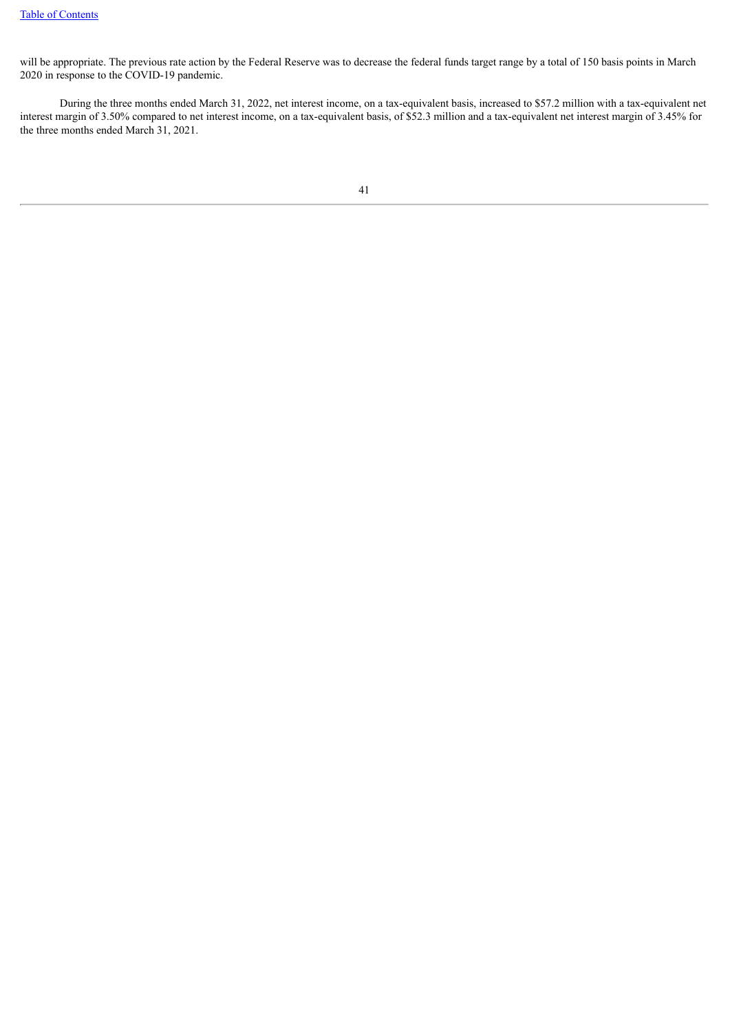will be appropriate. The previous rate action by the Federal Reserve was to decrease the federal funds target range by a total of 150 basis points in March 2020 in response to the COVID-19 pandemic.

During the three months ended March 31, 2022, net interest income, on a tax-equivalent basis, increased to $57.2 million with a tax-equivalent net interest margin of 3.50% compared to net interest income, on a tax-equivalent basis, of $52.3 million and a tax-equivalent net interest margin of 3.45% for the three months ended March 31, 2021.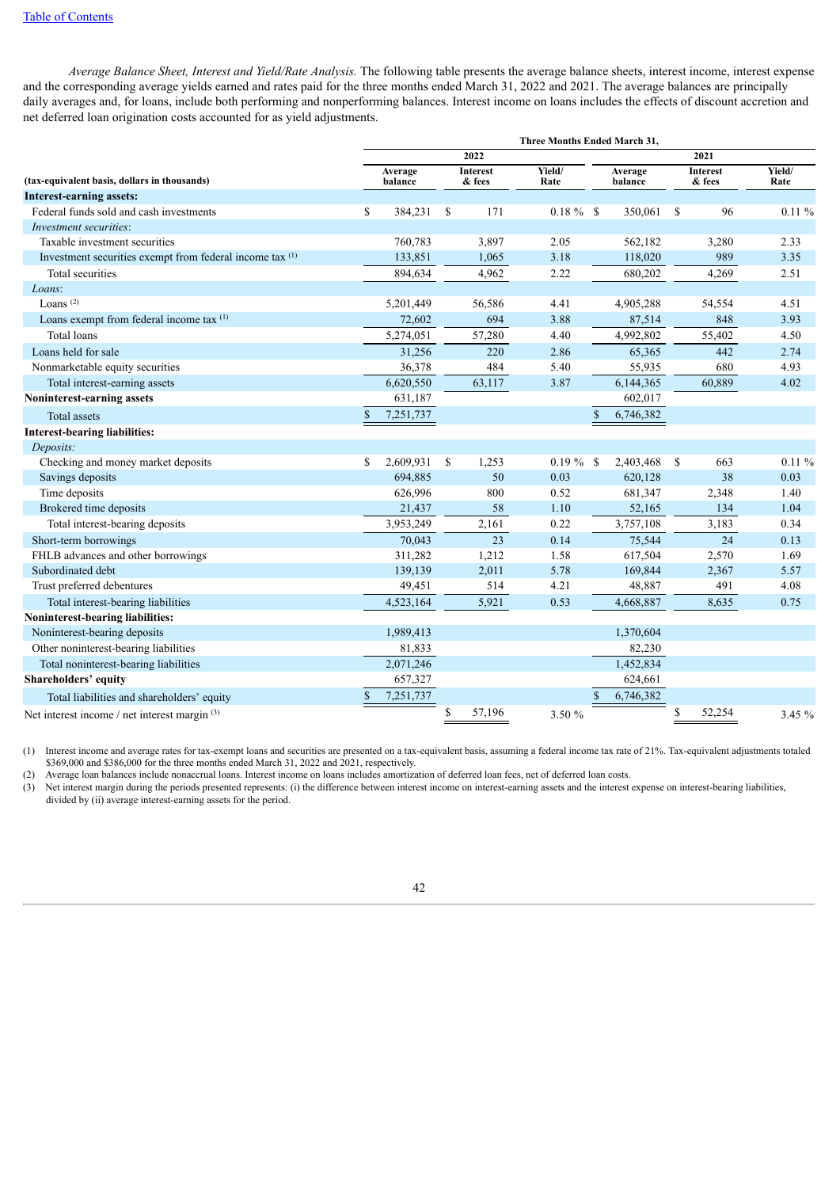*Average Balance Sheet, Interest and Yield/Rate Analysis.* The following table presents the average balance sheets, interest income, interest expense and the corresponding average yields earned and rates paid for the three months ended March 31, 2022 and 2021. The average balances are principally daily averages and, for loans, include both performing and nonperforming balances. Interest income on loans includes the effects of discount accretion and net deferred loan origination costs accounted for as yield adjustments.

| (tax-equivalent basis, dollars in thousands) | Three Months Ended March 31, 2022 | | | 2021 | | |
|---|---|---|---|---|---|---|
| | Average balance | Interest & fees | Yield/ Rate | Average balance | Interest & fees | Yield/ Rate |
| **Interest-earning assets:** | | | | | | |
| Federal funds sold and cash investments | $ 384,231 | $ 171 | 0.18 % | $ 350,061 | $ 96 | 0.11 % |
| *Investment securities*: | | | | | | |
| Taxable investment securities | 760,783 | 3,897 | 2.05 | 562,182 | 3,280 | 2.33 |
| Investment securities exempt from federal income tax [(1)] | 133,851 | 1,065 | 3.18 | 118,020 | 989 | 3.35 |
| Total securities | 894,634 | 4,962 | 2.22 | 680,202 | 4,269 | 2.51 |
| *Loans*: | | | | | | |
| Loans [(2)] | 5,201,449 | 56,586 | 4.41 | 4,905,288 | 54,554 | 4.51 |
| Loans exempt from federal income tax [(1)] | 72,602 | 694 | 3.88 | 87,514 | 848 | 3.93 |
| Total loans | 5,274,051 | 57,280 | 4.40 | 4,992,802 | 55,402 | 4.50 |
| Loans held for sale | 31,256 | 220 | 2.86 | 65,365 | 442 | 2.74 |
| Nonmarketable equity securities | 36,378 | 484 | 5.40 | 55,935 | 680 | 4.93 |
| Total interest-earning assets | 6,620,550 | 63,117 | 3.87 | 6,144,365 | 60,889 | 4.02 |
| **Noninterest-earning assets** | 631,187 | | | 602,017 | | |
| Total assets | $ 7,251,737 | | | $ 6,746,382 | | |
| **Interest-bearing liabilities:** | | | | | | |
| *Deposits:* | | | | | | |
| Checking and money market deposits | $ 2,609,931 | $ 1,253 | 0.19 % | $ 2,403,468 | $ 663 | 0.11 % |
| Savings deposits | 694,885 | 50 | 0.03 | 620,128 | 38 | 0.03 |
| Time deposits | 626,996 | 800 | 0.52 | 681,347 | 2,348 | 1.40 |
| Brokered time deposits | 21,437 | 58 | 1.10 | 52,165 | 134 | 1.04 |
| Total interest-bearing deposits | 3,953,249 | 2,161 | 0.22 | 3,757,108 | 3,183 | 0.34 |
| Short-term borrowings | 70,043 | 23 | 0.14 | 75,544 | 24 | 0.13 |
| FHLB advances and other borrowings | 311,282 | 1,212 | 1.58 | 617,504 | 2,570 | 1.69 |
| Subordinated debt | 139,139 | 2,011 | 5.78 | 169,844 | 2,367 | 5.57 |
| Trust preferred debentures | 49,451 | 514 | 4.21 | 48,887 | 491 | 4.08 |
| Total interest-bearing liabilities | 4,523,164 | 5,921 | 0.53 | 4,668,887 | 8,635 | 0.75 |
| **Noninterest-bearing liabilities:** | | | | | | |
| Noninterest-bearing deposits | 1,989,413 | | | 1,370,604 | | |
| Other noninterest-bearing liabilities | 81,833 | | | 82,230 | | |
| Total noninterest-bearing liabilities | 2,071,246 | | | 1,452,834 | | |
| **Shareholders' equity** | 657,327 | | | 624,661 | | |
| Total liabilities and shareholders' equity | $ 7,251,737 | | | $ 6,746,382 | | |
| Net interest income / net interest margin [(3)] | | $ 57,196 | 3.50 % | | $ 52,254 | 3.45 % |

(1) Interest income and average rates for tax-exempt loans and securities are presented on a tax-equivalent basis, assuming a federal income tax rate of 21%. Tax-equivalent adjustments totaled $369,000 and $386,000 for the three months ended March 31, 2022 and 2021, respectively.

(2) Average loan balances include nonaccrual loans. Interest income on loans includes amortization of deferred loan fees, net of deferred loan costs.

(3) Net interest margin during the periods presented represents: (i) the difference between interest income on interest-earning assets and the interest expense on interest-bearing liabilities, divided by (ii) average interest-earning assets for the period.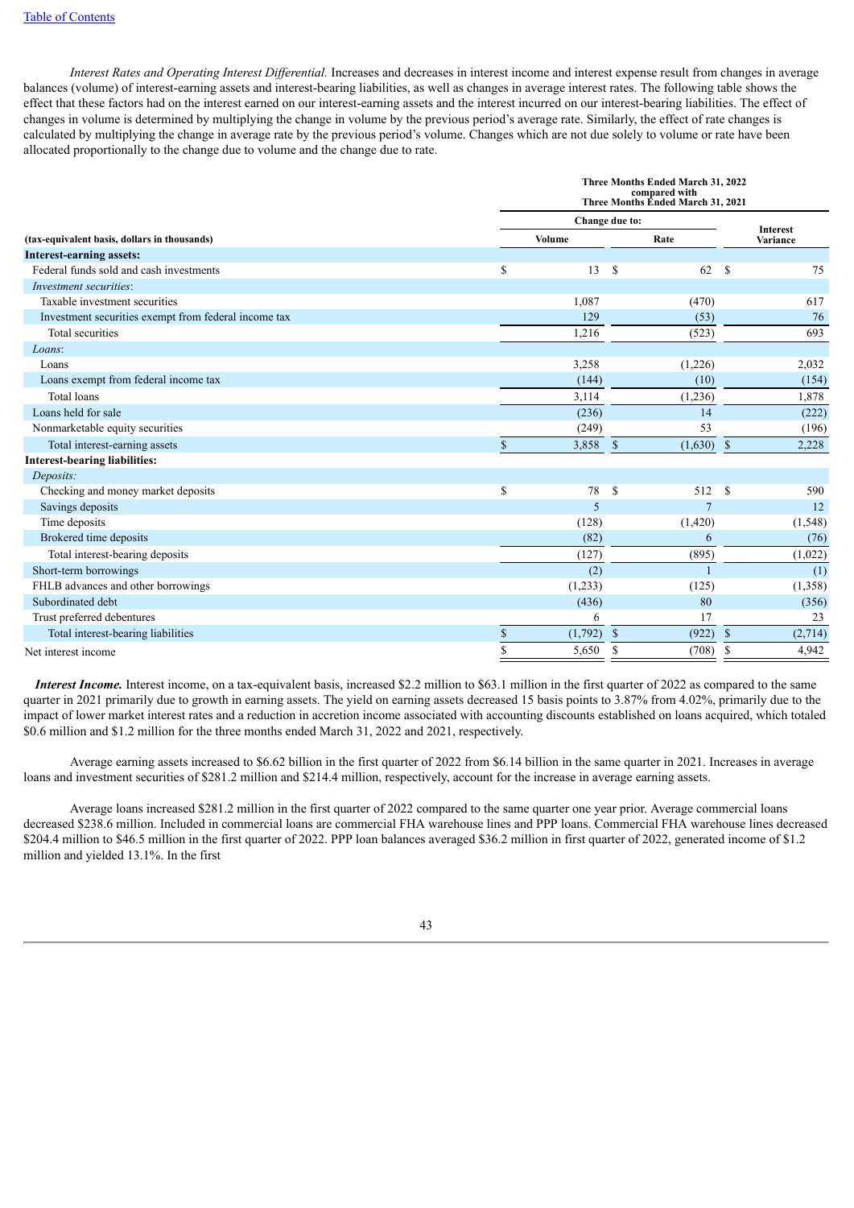[Table of Contents](#)

*Interest Rates and Operating Interest Differential.* Increases and decreases in interest income and interest expense result from changes in average balances (volume) of interest-earning assets and interest-bearing liabilities, as well as changes in average interest rates. The following table shows the effect that these factors had on the interest earned on our interest-earning assets and the interest incurred on our interest-bearing liabilities. The effect of changes in volume is determined by multiplying the change in volume by the previous period's average rate. Similarly, the effect of rate changes is calculated by multiplying the change in average rate by the previous period's volume. Changes which are not due solely to volume or rate have been allocated proportionally to the change due to volume and the change due to rate.

| | Three Months Ended March 31, 2022 compared with Three Months Ended March 31, 2021 | | |
|---|---|---|---|
| | Change due to: | | Interest Variance |
| (tax-equivalent basis, dollars in thousands) | Volume | Rate | |
| **Interest-earning assets:** | | | |
| Federal funds sold and cash investments | $ 13 | $ 62 | $ 75 |
| *Investment securities:* | | | |
| Taxable investment securities | 1,087 | (470) | 617 |
| Investment securities exempt from federal income tax | 129 | (53) | 76 |
| Total securities | 1,216 | (523) | 693 |
| *Loans:* | | | |
| Loans | 3,258 | (1,226) | 2,032 |
| Loans exempt from federal income tax | (144) | (10) | (154) |
| Total loans | 3,114 | (1,236) | 1,878 |
| Loans held for sale | (236) | 14 | (222) |
| Nonmarketable equity securities | (249) | 53 | (196) |
| Total interest-earning assets | $ 3,858 | $ (1,630) | $ 2,228 |
| **Interest-bearing liabilities:** | | | |
| *Deposits:* | | | |
| Checking and money market deposits | $ 78 | $ 512 | $ 590 |
| Savings deposits | 5 | 7 | 12 |
| Time deposits | (128) | (1,420) | (1,548) |
| Brokered time deposits | (82) | 6 | (76) |
| Total interest-bearing deposits | (127) | (895) | (1,022) |
| Short-term borrowings | (2) | 1 | (1) |
| FHLB advances and other borrowings | (1,233) | (125) | (1,358) |
| Subordinated debt | (436) | 80 | (356) |
| Trust preferred debentures | 6 | 17 | 23 |
| Total interest-bearing liabilities | $ (1,792) | $ (922) | $ (2,714) |
| Net interest income | $ 5,650 | $ (708) | $ 4,942 |

***Interest Income.*** Interest income, on a tax-equivalent basis, increased $2.2 million to $63.1 million in the first quarter of 2022 as compared to the same quarter in 2021 primarily due to growth in earning assets. The yield on earning assets decreased 15 basis points to 3.87% from 4.02%, primarily due to the impact of lower market interest rates and a reduction in accretion income associated with accounting discounts established on loans acquired, which totaled $0.6 million and $1.2 million for the three months ended March 31, 2022 and 2021, respectively.

Average earning assets increased to $6.62 billion in the first quarter of 2022 from $6.14 billion in the same quarter in 2021. Increases in average loans and investment securities of $281.2 million and $214.4 million, respectively, account for the increase in average earning assets.

Average loans increased $281.2 million in the first quarter of 2022 compared to the same quarter one year prior. Average commercial loans decreased $238.6 million. Included in commercial loans are commercial FHA warehouse lines and PPP loans. Commercial FHA warehouse lines decreased $204.4 million to $46.5 million in the first quarter of 2022. PPP loan balances averaged $36.2 million in first quarter of 2022, generated income of $1.2 million and yielded 13.1%. In the first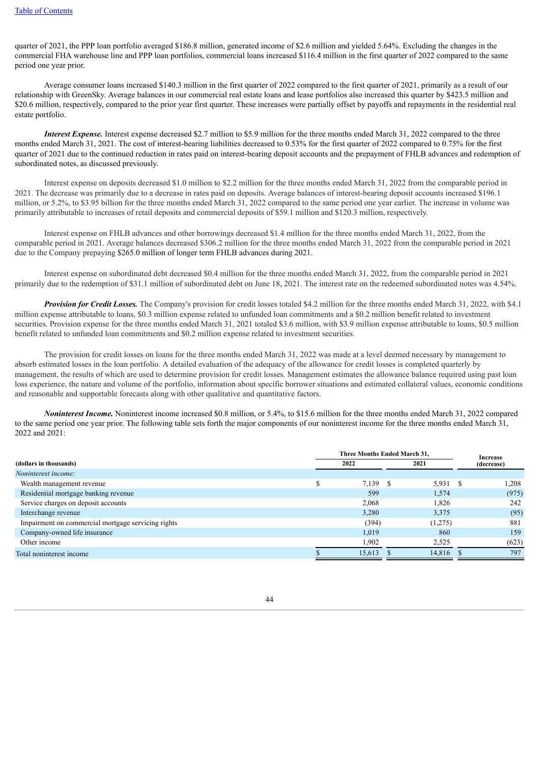quarter of 2021, the PPP loan portfolio averaged $186.8 million, generated income of $2.6 million and yielded 5.64%. Excluding the changes in the commercial FHA warehouse line and PPP loan portfolios, commercial loans increased $116.4 million in the first quarter of 2022 compared to the same period one year prior.

Average consumer loans increased $140.3 million in the first quarter of 2022 compared to the first quarter of 2021, primarily as a result of our relationship with GreenSky. Average balances in our commercial real estate loans and lease portfolios also increased this quarter by $423.5 million and $20.6 million, respectively, compared to the prior year first quarter. These increases were partially offset by payoffs and repayments in the residential real estate portfolio.

***Interest Expense.*** Interest expense decreased $2.7 million to $5.9 million for the three months ended March 31, 2022 compared to the three months ended March 31, 2021. The cost of interest-bearing liabilities decreased to 0.53% for the first quarter of 2022 compared to 0.75% for the first quarter of 2021 due to the continued reduction in rates paid on interest-bearing deposit accounts and the prepayment of FHLB advances and redemption of subordinated notes, as discussed previously.

Interest expense on deposits decreased $1.0 million to $2.2 million for the three months ended March 31, 2022 from the comparable period in 2021. The decrease was primarily due to a decrease in rates paid on deposits. Average balances of interest-bearing deposit accounts increased $196.1 million, or 5.2%, to $3.95 billion for the three months ended March 31, 2022 compared to the same period one year earlier. The increase in volume was primarily attributable to increases of retail deposits and commercial deposits of $59.1 million and $120.3 million, respectively.

Interest expense on FHLB advances and other borrowings decreased $1.4 million for the three months ended March 31, 2022, from the comparable period in 2021. Average balances decreased $306.2 million for the three months ended March 31, 2022 from the comparable period in 2021 due to the Company prepaying $265.0 million of longer term FHLB advances during 2021.

Interest expense on subordinated debt decreased $0.4 million for the three months ended March 31, 2022, from the comparable period in 2021 primarily due to the redemption of $31.1 million of subordinated debt on June 18, 2021. The interest rate on the redeemed subordinated notes was 4.54%.

***Provision for Credit Losses.*** The Company's provision for credit losses totaled $4.2 million for the three months ended March 31, 2022, with $4.1 million expense attributable to loans, $0.3 million expense related to unfunded loan commitments and a $0.2 million benefit related to investment securities. Provision expense for the three months ended March 31, 2021 totaled $3.6 million, with $3.9 million expense attributable to loans, $0.5 million benefit related to unfunded loan commitments and $0.2 million expense related to investment securities.

The provision for credit losses on loans for the three months ended March 31, 2022 was made at a level deemed necessary by management to absorb estimated losses in the loan portfolio. A detailed evaluation of the adequacy of the allowance for credit losses is completed quarterly by management, the results of which are used to determine provision for credit losses. Management estimates the allowance balance required using past loan loss experience, the nature and volume of the portfolio, information about specific borrower situations and estimated collateral values, economic conditions and reasonable and supportable forecasts along with other qualitative and quantitative factors.

***Noninterest Income.*** Noninterest income increased $0.8 million, or 5.4%, to $15.6 million for the three months ended March 31, 2022 compared to the same period one year prior. The following table sets forth the major components of our noninterest income for the three months ended March 31, 2022 and 2021:

| (dollars in thousands) | Three Months Ended March 31, 2022 | Three Months Ended March 31, 2021 | Increase (decrease) |
|---|---|---|---|
| *Noninterest income:* | | | |
| Wealth management revenue | $ 7,139 | $ 5,931 | $ 1,208 |
| Residential mortgage banking revenue | 599 | 1,574 | (975) |
| Service charges on deposit accounts | 2,068 | 1,826 | 242 |
| Interchange revenue | 3,280 | 3,375 | (95) |
| Impairment on commercial mortgage servicing rights | (394) | (1,275) | 881 |
| Company-owned life insurance | 1,019 | 860 | 159 |
| Other income | 1,902 | 2,525 | (623) |
| Total noninterest income | $ 15,613 | $ 14,816 | $ 797 |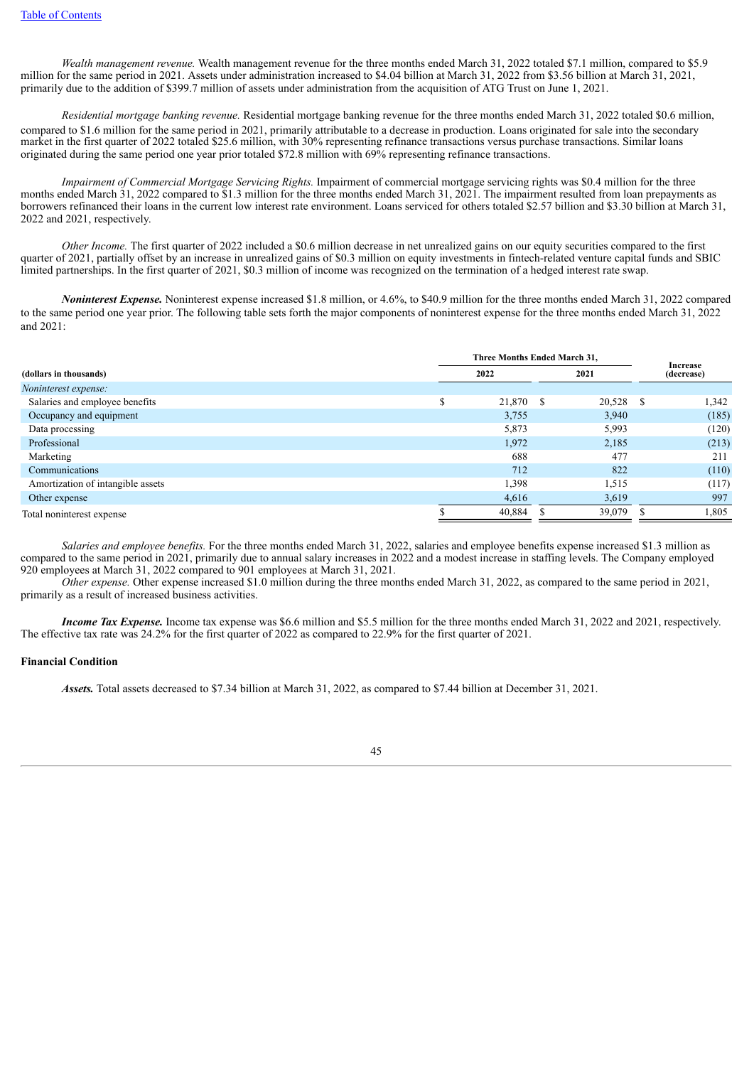*Wealth management revenue.* Wealth management revenue for the three months ended March 31, 2022 totaled $7.1 million, compared to $5.9 million for the same period in 2021. Assets under administration increased to $4.04 billion at March 31, 2022 from $3.56 billion at March 31, 2021, primarily due to the addition of $399.7 million of assets under administration from the acquisition of ATG Trust on June 1, 2021.

*Residential mortgage banking revenue.* Residential mortgage banking revenue for the three months ended March 31, 2022 totaled $0.6 million, compared to $1.6 million for the same period in 2021, primarily attributable to a decrease in production. Loans originated for sale into the secondary market in the first quarter of 2022 totaled $25.6 million, with 30% representing refinance transactions versus purchase transactions. Similar loans originated during the same period one year prior totaled $72.8 million with 69% representing refinance transactions.

*Impairment of Commercial Mortgage Servicing Rights.* Impairment of commercial mortgage servicing rights was $0.4 million for the three months ended March 31, 2022 compared to $1.3 million for the three months ended March 31, 2021. The impairment resulted from loan prepayments as borrowers refinanced their loans in the current low interest rate environment. Loans serviced for others totaled $2.57 billion and $3.30 billion at March 31, 2022 and 2021, respectively.

*Other Income.* The first quarter of 2022 included a $0.6 million decrease in net unrealized gains on our equity securities compared to the first quarter of 2021, partially offset by an increase in unrealized gains of $0.3 million on equity investments in fintech-related venture capital funds and SBIC limited partnerships. In the first quarter of 2021, $0.3 million of income was recognized on the termination of a hedged interest rate swap.

***Noninterest Expense.*** Noninterest expense increased $1.8 million, or 4.6%, to $40.9 million for the three months ended March 31, 2022 compared to the same period one year prior. The following table sets forth the major components of noninterest expense for the three months ended March 31, 2022 and 2021:

| | Three Months Ended March 31, | | |
|---|---|---|---|
| **(dollars in thousands)** | **2022** | **2021** | **Increase (decrease)** |
| *Noninterest expense:* | | | |
| Salaries and employee benefits | $ 21,870 | $ 20,528 | $ 1,342 |
| Occupancy and equipment | 3,755 | 3,940 | (185) |
| Data processing | 5,873 | 5,993 | (120) |
| Professional | 1,972 | 2,185 | (213) |
| Marketing | 688 | 477 | 211 |
| Communications | 712 | 822 | (110) |
| Amortization of intangible assets | 1,398 | 1,515 | (117) |
| Other expense | 4,616 | 3,619 | 997 |
| Total noninterest expense | $ 40,884 | $ 39,079 | $ 1,805 |

*Salaries and employee benefits.* For the three months ended March 31, 2022, salaries and employee benefits expense increased $1.3 million as compared to the same period in 2021, primarily due to annual salary increases in 2022 and a modest increase in staffing levels. The Company employed 920 employees at March 31, 2022 compared to 901 employees at March 31, 2021.

*Other expense.* Other expense increased $1.0 million during the three months ended March 31, 2022, as compared to the same period in 2021, primarily as a result of increased business activities.

***Income Tax Expense.*** Income tax expense was $6.6 million and $5.5 million for the three months ended March 31, 2022 and 2021, respectively. The effective tax rate was 24.2% for the first quarter of 2022 as compared to 22.9% for the first quarter of 2021.

**Financial Condition**

***Assets.*** Total assets decreased to $7.34 billion at March 31, 2022, as compared to $7.44 billion at December 31, 2021.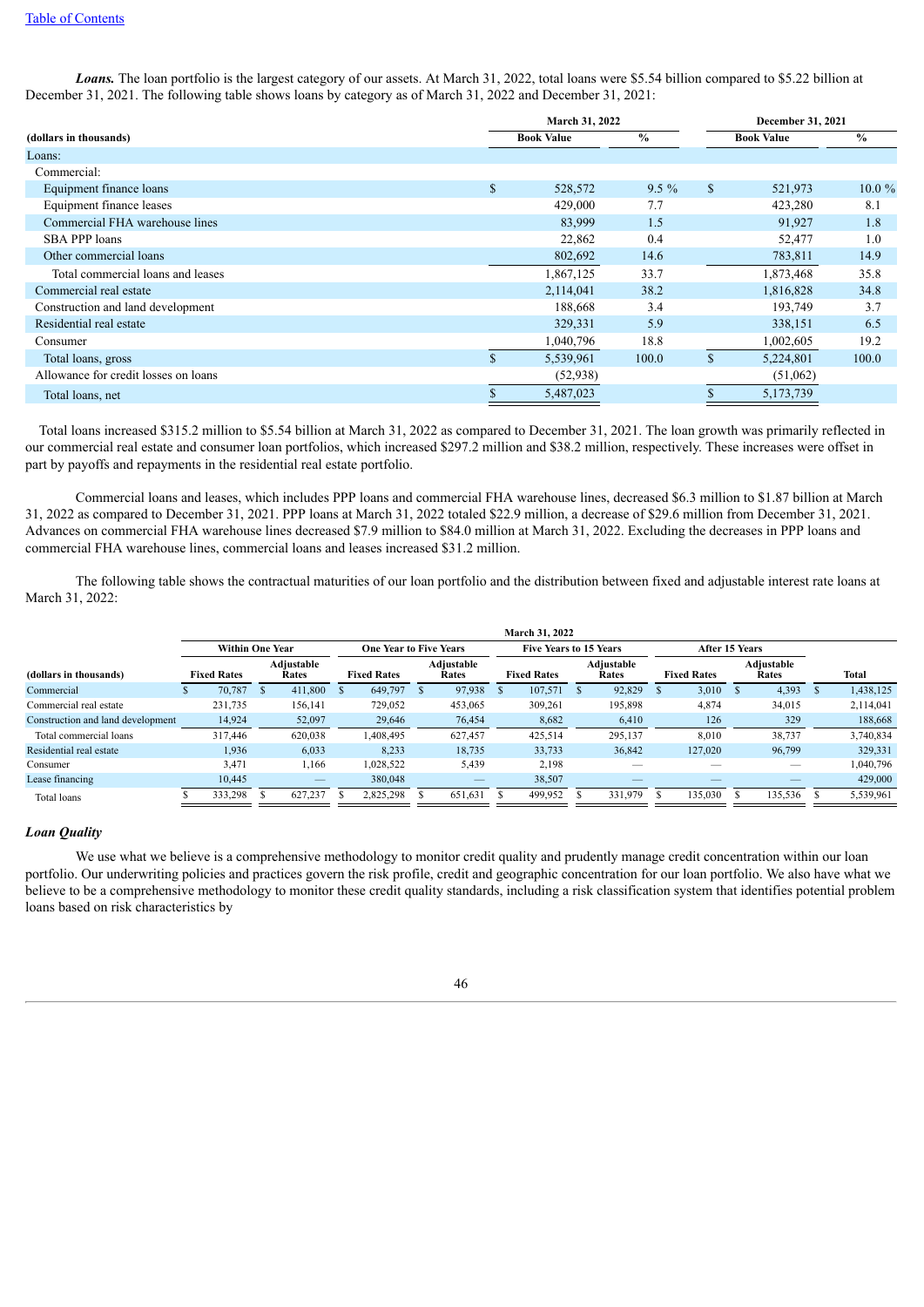***Loans.*** The loan portfolio is the largest category of our assets. At March 31, 2022, total loans were $5.54 billion compared to $5.22 billion at December 31, 2021. The following table shows loans by category as of March 31, 2022 and December 31, 2021:

| (dollars in thousands) | March 31, 2022 | | December 31, 2021 | |
|---|---|---|---|---|
| | Book Value | % | Book Value | % |
| Loans: | | | | |
| Commercial: | | | | |
| Equipment finance loans | $ 528,572 | 9.5 % | $ 521,973 | 10.0 % |
| Equipment finance leases | 429,000 | 7.7 | 423,280 | 8.1 |
| Commercial FHA warehouse lines | 83,999 | 1.5 | 91,927 | 1.8 |
| SBA PPP loans | 22,862 | 0.4 | 52,477 | 1.0 |
| Other commercial loans | 802,692 | 14.6 | 783,811 | 14.9 |
| Total commercial loans and leases | 1,867,125 | 33.7 | 1,873,468 | 35.8 |
| Commercial real estate | 2,114,041 | 38.2 | 1,816,828 | 34.8 |
| Construction and land development | 188,668 | 3.4 | 193,749 | 3.7 |
| Residential real estate | 329,331 | 5.9 | 338,151 | 6.5 |
| Consumer | 1,040,796 | 18.8 | 1,002,605 | 19.2 |
| Total loans, gross | $ 5,539,961 | 100.0 | $ 5,224,801 | 100.0 |
| Allowance for credit losses on loans | (52,938) | | (51,062) | |
| Total loans, net | $ 5,487,023 | | $ 5,173,739 | |

Total loans increased $315.2 million to $5.54 billion at March 31, 2022 as compared to December 31, 2021. The loan growth was primarily reflected in our commercial real estate and consumer loan portfolios, which increased $297.2 million and $38.2 million, respectively. These increases were offset in part by payoffs and repayments in the residential real estate portfolio.

Commercial loans and leases, which includes PPP loans and commercial FHA warehouse lines, decreased $6.3 million to $1.87 billion at March 31, 2022 as compared to December 31, 2021. PPP loans at March 31, 2022 totaled $22.9 million, a decrease of $29.6 million from December 31, 2021. Advances on commercial FHA warehouse lines decreased $7.9 million to $84.0 million at March 31, 2022. Excluding the decreases in PPP loans and commercial FHA warehouse lines, commercial loans and leases increased $31.2 million.

The following table shows the contractual maturities of our loan portfolio and the distribution between fixed and adjustable interest rate loans at March 31, 2022:

| (dollars in thousands) | March 31, 2022 | | | | | | | | |
|---|---|---|---|---|---|---|---|---|---|
| | Within One Year | | One Year to Five Years | | Five Years to 15 Years | | After 15 Years | | |
| | Fixed Rates | Adjustable Rates | Fixed Rates | Adjustable Rates | Fixed Rates | Adjustable Rates | Fixed Rates | Adjustable Rates | Total |
| Commercial | $ 70,787 | $ 411,800 | $ 649,797 | $ 97,938 | $ 107,571 | $ 92,829 | $ 3,010 | $ 4,393 | $ 1,438,125 |
| Commercial real estate | 231,735 | 156,141 | 729,052 | 453,065 | 309,261 | 195,898 | 4,874 | 34,015 | 2,114,041 |
| Construction and land development | 14,924 | 52,097 | 29,646 | 76,454 | 8,682 | 6,410 | 126 | 329 | 188,668 |
| Total commercial loans | 317,446 | 620,038 | 1,408,495 | 627,457 | 425,514 | 295,137 | 8,010 | 38,737 | 3,740,834 |
| Residential real estate | 1,936 | 6,033 | 8,233 | 18,735 | 33,733 | 36,842 | 127,020 | 96,799 | 329,331 |
| Consumer | 3,471 | 1,166 | 1,028,522 | 5,439 | 2,198 | — | — | — | 1,040,796 |
| Lease financing | 10,445 | — | 380,048 | — | 38,507 | — | — | — | 429,000 |
| Total loans | $ 333,298 | $ 627,237 | $ 2,825,298 | $ 651,631 | $ 499,952 | $ 331,979 | $ 135,030 | $ 135,536 | $ 5,539,961 |

### *Loan Quality*

We use what we believe is a comprehensive methodology to monitor credit quality and prudently manage credit concentration within our loan portfolio. Our underwriting policies and practices govern the risk profile, credit and geographic concentration for our loan portfolio. We also have what we believe to be a comprehensive methodology to monitor these credit quality standards, including a risk classification system that identifies potential problem loans based on risk characteristics by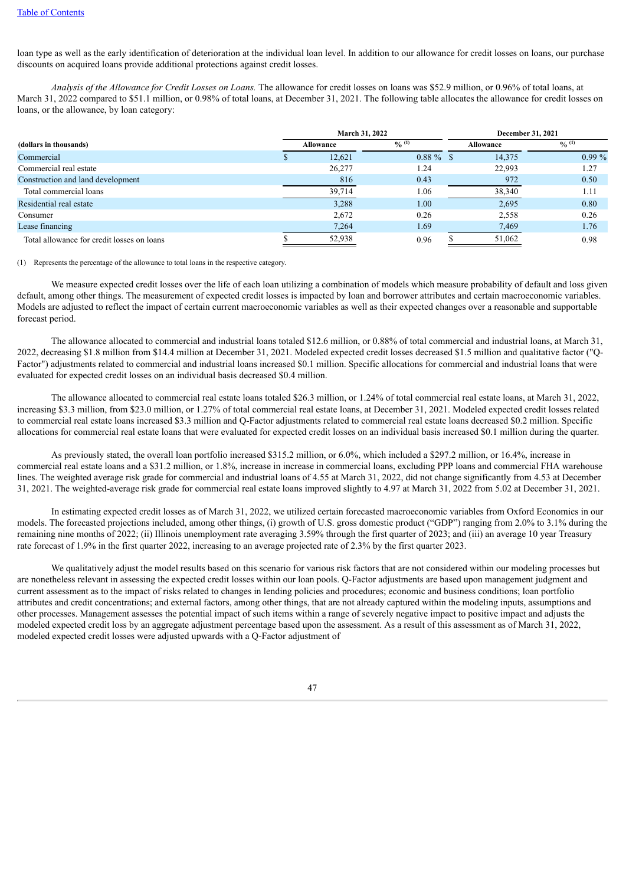loan type as well as the early identification of deterioration at the individual loan level. In addition to our allowance for credit losses on loans, our purchase discounts on acquired loans provide additional protections against credit losses.

*Analysis of the Allowance for Credit Losses on Loans.* The allowance for credit losses on loans was $52.9 million, or 0.96% of total loans, at March 31, 2022 compared to $51.1 million, or 0.98% of total loans, at December 31, 2021. The following table allocates the allowance for credit losses on loans, or the allowance, by loan category:

| | March 31, 2022 | | December 31, 2021 | |
|---|---|---|---|---|
| **(dollars in thousands)** | **Allowance** | **% (1)** | **Allowance** | **% (1)** |
| Commercial | $ 12,621 | 0.88 % | $ 14,375 | 0.99 % |
| Commercial real estate | 26,277 | 1.24 | 22,993 | 1.27 |
| Construction and land development | 816 | 0.43 | 972 | 0.50 |
| Total commercial loans | 39,714 | 1.06 | 38,340 | 1.11 |
| Residential real estate | 3,288 | 1.00 | 2,695 | 0.80 |
| Consumer | 2,672 | 0.26 | 2,558 | 0.26 |
| Lease financing | 7,264 | 1.69 | 7,469 | 1.76 |
| Total allowance for credit losses on loans | $ 52,938 | 0.96 | $ 51,062 | 0.98 |

(1) Represents the percentage of the allowance to total loans in the respective category.

We measure expected credit losses over the life of each loan utilizing a combination of models which measure probability of default and loss given default, among other things. The measurement of expected credit losses is impacted by loan and borrower attributes and certain macroeconomic variables. Models are adjusted to reflect the impact of certain current macroeconomic variables as well as their expected changes over a reasonable and supportable forecast period.

The allowance allocated to commercial and industrial loans totaled $12.6 million, or 0.88% of total commercial and industrial loans, at March 31, 2022, decreasing $1.8 million from $14.4 million at December 31, 2021. Modeled expected credit losses decreased $1.5 million and qualitative factor ("Q-Factor") adjustments related to commercial and industrial loans increased $0.1 million. Specific allocations for commercial and industrial loans that were evaluated for expected credit losses on an individual basis decreased $0.4 million.

The allowance allocated to commercial real estate loans totaled $26.3 million, or 1.24% of total commercial real estate loans, at March 31, 2022, increasing $3.3 million, from $23.0 million, or 1.27% of total commercial real estate loans, at December 31, 2021. Modeled expected credit losses related to commercial real estate loans increased $3.3 million and Q-Factor adjustments related to commercial real estate loans decreased $0.2 million. Specific allocations for commercial real estate loans that were evaluated for expected credit losses on an individual basis increased $0.1 million during the quarter.

As previously stated, the overall loan portfolio increased $315.2 million, or 6.0%, which included a $297.2 million, or 16.4%, increase in commercial real estate loans and a $31.2 million, or 1.8%, increase in increase in commercial loans, excluding PPP loans and commercial FHA warehouse lines. The weighted average risk grade for commercial and industrial loans of 4.55 at March 31, 2022, did not change significantly from 4.53 at December 31, 2021. The weighted-average risk grade for commercial real estate loans improved slightly to 4.97 at March 31, 2022 from 5.02 at December 31, 2021.

In estimating expected credit losses as of March 31, 2022, we utilized certain forecasted macroeconomic variables from Oxford Economics in our models. The forecasted projections included, among other things, (i) growth of U.S. gross domestic product ("GDP") ranging from 2.0% to 3.1% during the remaining nine months of 2022; (ii) Illinois unemployment rate averaging 3.59% through the first quarter of 2023; and (iii) an average 10 year Treasury rate forecast of 1.9% in the first quarter 2022, increasing to an average projected rate of 2.3% by the first quarter 2023.

We qualitatively adjust the model results based on this scenario for various risk factors that are not considered within our modeling processes but are nonetheless relevant in assessing the expected credit losses within our loan pools. Q-Factor adjustments are based upon management judgment and current assessment as to the impact of risks related to changes in lending policies and procedures; economic and business conditions; loan portfolio attributes and credit concentrations; and external factors, among other things, that are not already captured within the modeling inputs, assumptions and other processes. Management assesses the potential impact of such items within a range of severely negative impact to positive impact and adjusts the modeled expected credit loss by an aggregate adjustment percentage based upon the assessment. As a result of this assessment as of March 31, 2022, modeled expected credit losses were adjusted upwards with a Q-Factor adjustment of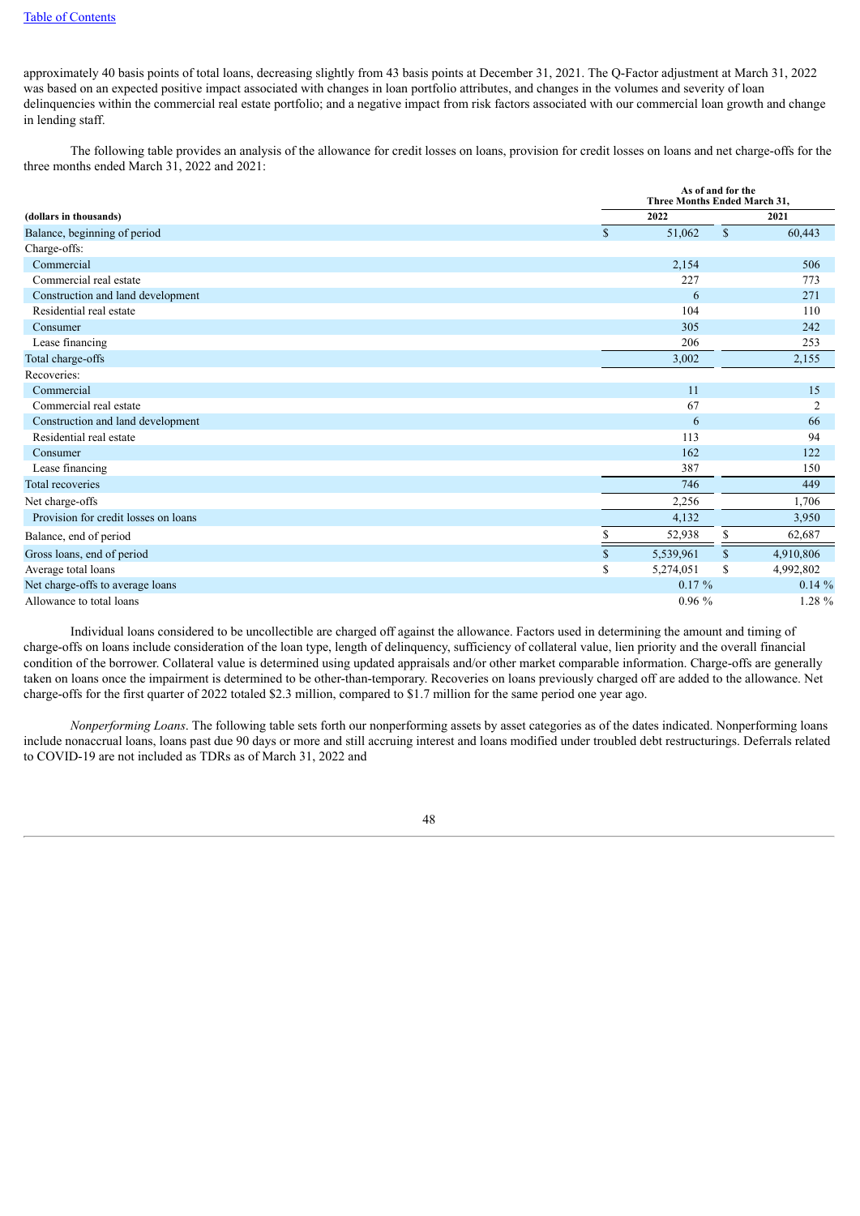approximately 40 basis points of total loans, decreasing slightly from 43 basis points at December 31, 2021. The Q-Factor adjustment at March 31, 2022 was based on an expected positive impact associated with changes in loan portfolio attributes, and changes in the volumes and severity of loan delinquencies within the commercial real estate portfolio; and a negative impact from risk factors associated with our commercial loan growth and change in lending staff.

The following table provides an analysis of the allowance for credit losses on loans, provision for credit losses on loans and net charge-offs for the three months ended March 31, 2022 and 2021:

| (dollars in thousands) | As of and for the Three Months Ended March 31, | |
|---|---|---|
| | 2022 | 2021 |
| Balance, beginning of period | $ 51,062 | $ 60,443 |
| Charge-offs: | | |
| Commercial | 2,154 | 506 |
| Commercial real estate | 227 | 773 |
| Construction and land development | 6 | 271 |
| Residential real estate | 104 | 110 |
| Consumer | 305 | 242 |
| Lease financing | 206 | 253 |
| Total charge-offs | 3,002 | 2,155 |
| Recoveries: | | |
| Commercial | 11 | 15 |
| Commercial real estate | 67 | 2 |
| Construction and land development | 6 | 66 |
| Residential real estate | 113 | 94 |
| Consumer | 162 | 122 |
| Lease financing | 387 | 150 |
| Total recoveries | 746 | 449 |
| Net charge-offs | 2,256 | 1,706 |
| Provision for credit losses on loans | 4,132 | 3,950 |
| Balance, end of period | $ 52,938 | $ 62,687 |
| Gross loans, end of period | $ 5,539,961 | $ 4,910,806 |
| Average total loans | $ 5,274,051 | $ 4,992,802 |
| Net charge-offs to average loans | 0.17 % | 0.14 % |
| Allowance to total loans | 0.96 % | 1.28 % |

Individual loans considered to be uncollectible are charged off against the allowance. Factors used in determining the amount and timing of charge-offs on loans include consideration of the loan type, length of delinquency, sufficiency of collateral value, lien priority and the overall financial condition of the borrower. Collateral value is determined using updated appraisals and/or other market comparable information. Charge-offs are generally taken on loans once the impairment is determined to be other-than-temporary. Recoveries on loans previously charged off are added to the allowance. Net charge-offs for the first quarter of 2022 totaled $2.3 million, compared to $1.7 million for the same period one year ago.

*Nonperforming Loans*. The following table sets forth our nonperforming assets by asset categories as of the dates indicated. Nonperforming loans include nonaccrual loans, loans past due 90 days or more and still accruing interest and loans modified under troubled debt restructurings. Deferrals related to COVID-19 are not included as TDRs as of March 31, 2022 and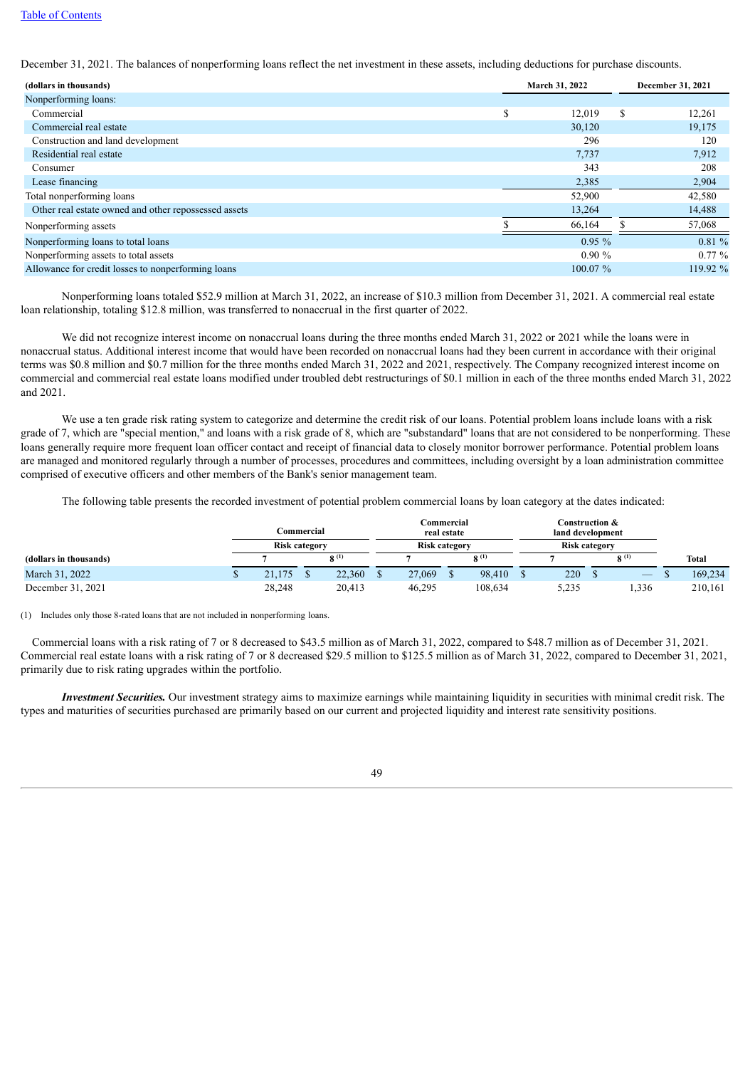December 31, 2021. The balances of nonperforming loans reflect the net investment in these assets, including deductions for purchase discounts.

| (dollars in thousands) | March 31, 2022 | December 31, 2021 |
|---|---|---|
| Nonperforming loans: | | |
| Commercial | $ 12,019 | $ 12,261 |
| Commercial real estate | 30,120 | 19,175 |
| Construction and land development | 296 | 120 |
| Residential real estate | 7,737 | 7,912 |
| Consumer | 343 | 208 |
| Lease financing | 2,385 | 2,904 |
| Total nonperforming loans | 52,900 | 42,580 |
| Other real estate owned and other repossessed assets | 13,264 | 14,488 |
| Nonperforming assets | $ 66,164 | $ 57,068 |
| Nonperforming loans to total loans | 0.95 % | 0.81 % |
| Nonperforming assets to total assets | 0.90 % | 0.77 % |
| Allowance for credit losses to nonperforming loans | 100.07 % | 119.92 % |

Nonperforming loans totaled $52.9 million at March 31, 2022, an increase of $10.3 million from December 31, 2021. A commercial real estate loan relationship, totaling $12.8 million, was transferred to nonaccrual in the first quarter of 2022.

We did not recognize interest income on nonaccrual loans during the three months ended March 31, 2022 or 2021 while the loans were in nonaccrual status. Additional interest income that would have been recorded on nonaccrual loans had they been current in accordance with their original terms was $0.8 million and $0.7 million for the three months ended March 31, 2022 and 2021, respectively. The Company recognized interest income on commercial and commercial real estate loans modified under troubled debt restructurings of $0.1 million in each of the three months ended March 31, 2022 and 2021.

We use a ten grade risk rating system to categorize and determine the credit risk of our loans. Potential problem loans include loans with a risk grade of 7, which are "special mention," and loans with a risk grade of 8, which are "substandard" loans that are not considered to be nonperforming. These loans generally require more frequent loan officer contact and receipt of financial data to closely monitor borrower performance. Potential problem loans are managed and monitored regularly through a number of processes, procedures and committees, including oversight by a loan administration committee comprised of executive officers and other members of the Bank's senior management team.

The following table presents the recorded investment of potential problem commercial loans by loan category at the dates indicated:

| | Commercial | | Commercial real estate | | Construction & land development | | |
|---|---|---|---|---|---|---|---|
| | Risk category | | Risk category | | Risk category | | |
| (dollars in thousands) | 7 | 8 (1) | 7 | 8 (1) | 7 | 8 (1) | Total |
| March 31, 2022 | $ 21,175 | $ 22,360 | $ 27,069 | $ 98,410 | $ 220 | $ — | $ 169,234 |
| December 31, 2021 | 28,248 | 20,413 | 46,295 | 108,634 | 5,235 | 1,336 | 210,161 |

(1) Includes only those 8-rated loans that are not included in nonperforming loans.

Commercial loans with a risk rating of 7 or 8 decreased to $43.5 million as of March 31, 2022, compared to $48.7 million as of December 31, 2021. Commercial real estate loans with a risk rating of 7 or 8 decreased $29.5 million to $125.5 million as of March 31, 2022, compared to December 31, 2021, primarily due to risk rating upgrades within the portfolio.

***Investment Securities.*** Our investment strategy aims to maximize earnings while maintaining liquidity in securities with minimal credit risk. The types and maturities of securities purchased are primarily based on our current and projected liquidity and interest rate sensitivity positions.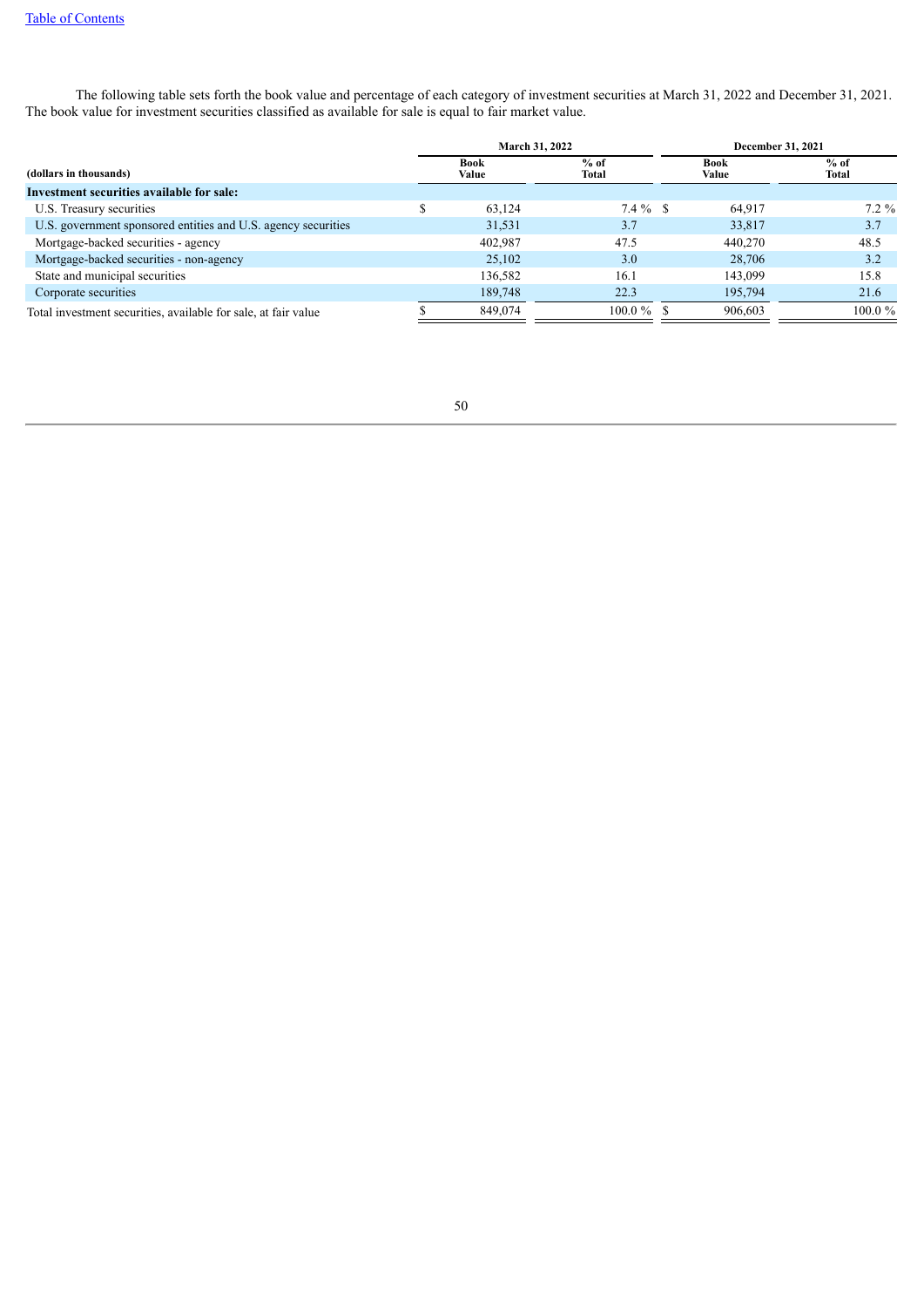The following table sets forth the book value and percentage of each category of investment securities at March 31, 2022 and December 31, 2021. The book value for investment securities classified as available for sale is equal to fair market value.

| (dollars in thousands) | March 31, 2022 | | December 31, 2021 | |
|---|---|---|---|---|
| | Book Value | % of Total | Book Value | % of Total |
| **Investment securities available for sale:** | | | | |
| U.S. Treasury securities | $ 63,124 | 7.4 % | $ 64,917 | 7.2 % |
| U.S. government sponsored entities and U.S. agency securities | 31,531 | 3.7 | 33,817 | 3.7 |
| Mortgage-backed securities - agency | 402,987 | 47.5 | 440,270 | 48.5 |
| Mortgage-backed securities - non-agency | 25,102 | 3.0 | 28,706 | 3.2 |
| State and municipal securities | 136,582 | 16.1 | 143,099 | 15.8 |
| Corporate securities | 189,748 | 22.3 | 195,794 | 21.6 |
| Total investment securities, available for sale, at fair value | $ 849,074 | 100.0 % | $ 906,603 | 100.0 % |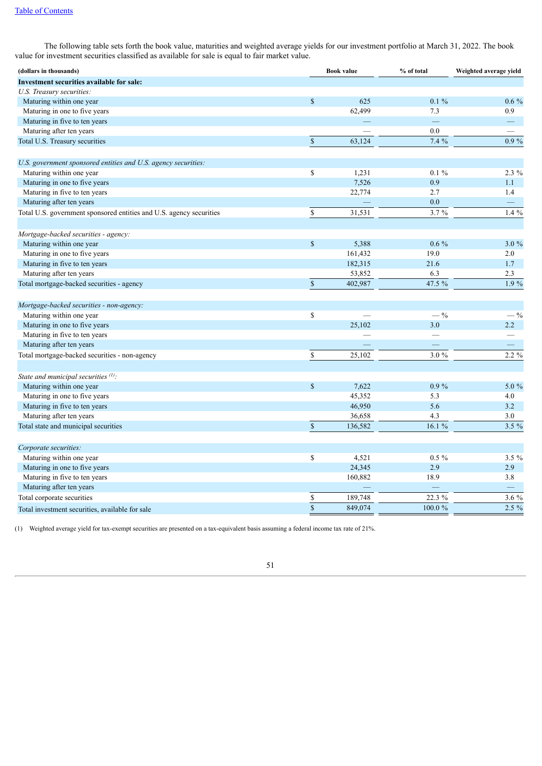The following table sets forth the book value, maturities and weighted average yields for our investment portfolio at March 31, 2022. The book value for investment securities classified as available for sale is equal to fair market value.

| (dollars in thousands) | Book value | % of total | Weighted average yield |
|---|---|---|---|
| **Investment securities available for sale:** | | | |
| *U.S. Treasury securities:* | | | |
| Maturing within one year | $ 625 | 0.1 % | 0.6 % |
| Maturing in one to five years | 62,499 | 7.3 | 0.9 |
| Maturing in five to ten years | — | — | — |
| Maturing after ten years | — | 0.0 | — |
| Total U.S. Treasury securities | $ 63,124 | 7.4 % | 0.9 % |
| | | | |
| *U.S. government sponsored entities and U.S. agency securities:* | | | |
| Maturing within one year | $ 1,231 | 0.1 % | 2.3 % |
| Maturing in one to five years | 7,526 | 0.9 | 1.1 |
| Maturing in five to ten years | 22,774 | 2.7 | 1.4 |
| Maturing after ten years | — | 0.0 | — |
| Total U.S. government sponsored entities and U.S. agency securities | $ 31,531 | 3.7 % | 1.4 % |
| | | | |
| *Mortgage-backed securities - agency:* | | | |
| Maturing within one year | $ 5,388 | 0.6 % | 3.0 % |
| Maturing in one to five years | 161,432 | 19.0 | 2.0 |
| Maturing in five to ten years | 182,315 | 21.6 | 1.7 |
| Maturing after ten years | 53,852 | 6.3 | 2.3 |
| Total mortgage-backed securities - agency | $ 402,987 | 47.5 % | 1.9 % |
| | | | |
| *Mortgage-backed securities - non-agency:* | | | |
| Maturing within one year | $ — | — % | — % |
| Maturing in one to five years | 25,102 | 3.0 | 2.2 |
| Maturing in five to ten years | — | — | — |
| Maturing after ten years | — | — | — |
| Total mortgage-backed securities - non-agency | $ 25,102 | 3.0 % | 2.2 % |
| | | | |
| *State and municipal securities [(1)]:* | | | |
| Maturing within one year | $ 7,622 | 0.9 % | 5.0 % |
| Maturing in one to five years | 45,352 | 5.3 | 4.0 |
| Maturing in five to ten years | 46,950 | 5.6 | 3.2 |
| Maturing after ten years | 36,658 | 4.3 | 3.0 |
| Total state and municipal securities | $ 136,582 | 16.1 % | 3.5 % |
| | | | |
| *Corporate securities:* | | | |
| Maturing within one year | $ 4,521 | 0.5 % | 3.5 % |
| Maturing in one to five years | 24,345 | 2.9 | 2.9 |
| Maturing in five to ten years | 160,882 | 18.9 | 3.8 |
| Maturing after ten years | — | — | — |
| Total corporate securities | $ 189,748 | 22.3 % | 3.6 % |
| Total investment securities, available for sale | $ 849,074 | 100.0 % | 2.5 % |

(1) Weighted average yield for tax-exempt securities are presented on a tax-equivalent basis assuming a federal income tax rate of 21%.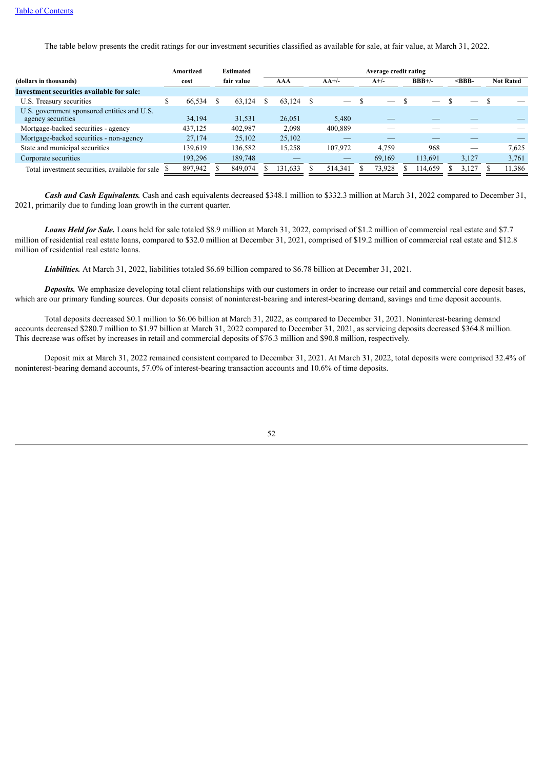[Table of Contents](#)

The table below presents the credit ratings for our investment securities classified as available for sale, at fair value, at March 31, 2022.

| | Amortized | Estimated | Average credit rating | | | | | |
|---|---|---|---|---|---|---|---|---|
| (dollars in thousands) | cost | fair value | AAA | AA+/- | A+/- | BBB+/- | <BBB- | Not Rated |
| **Investment securities available for sale:** | | | | | | | | |
| U.S. Treasury securities | $ 66,534 | $ 63,124 | $ 63,124 | $ — | $ — | $ — | $ — | $ — |
| U.S. government sponsored entities and U.S. agency securities | 34,194 | 31,531 | 26,051 | 5,480 | — | — | — | — |
| Mortgage-backed securities - agency | 437,125 | 402,987 | 2,098 | 400,889 | — | — | — | — |
| Mortgage-backed securities - non-agency | 27,174 | 25,102 | 25,102 | — | — | — | — | — |
| State and municipal securities | 139,619 | 136,582 | 15,258 | 107,972 | 4,759 | 968 | — | 7,625 |
| Corporate securities | 193,296 | 189,748 | — | — | 69,169 | 113,691 | 3,127 | 3,761 |
| Total investment securities, available for sale | $ 897,942 | $ 849,074 | $ 131,633 | $ 514,341 | $ 73,928 | $ 114,659 | $ 3,127 | $ 11,386 |

***Cash and Cash Equivalents.*** Cash and cash equivalents decreased $348.1 million to $332.3 million at March 31, 2022 compared to December 31, 2021, primarily due to funding loan growth in the current quarter.

***Loans Held for Sale.*** Loans held for sale totaled $8.9 million at March 31, 2022, comprised of $1.2 million of commercial real estate and $7.7 million of residential real estate loans, compared to $32.0 million at December 31, 2021, comprised of $19.2 million of commercial real estate and $12.8 million of residential real estate loans.

***Liabilities.*** At March 31, 2022, liabilities totaled $6.69 billion compared to $6.78 billion at December 31, 2021.

***Deposits.*** We emphasize developing total client relationships with our customers in order to increase our retail and commercial core deposit bases, which are our primary funding sources. Our deposits consist of noninterest-bearing and interest-bearing demand, savings and time deposit accounts.

Total deposits decreased $0.1 million to $6.06 billion at March 31, 2022, as compared to December 31, 2021. Noninterest-bearing demand accounts decreased $280.7 million to $1.97 billion at March 31, 2022 compared to December 31, 2021, as servicing deposits decreased $364.8 million. This decrease was offset by increases in retail and commercial deposits of $76.3 million and $90.8 million, respectively.

Deposit mix at March 31, 2022 remained consistent compared to December 31, 2021. At March 31, 2022, total deposits were comprised 32.4% of noninterest-bearing demand accounts, 57.0% of interest-bearing transaction accounts and 10.6% of time deposits.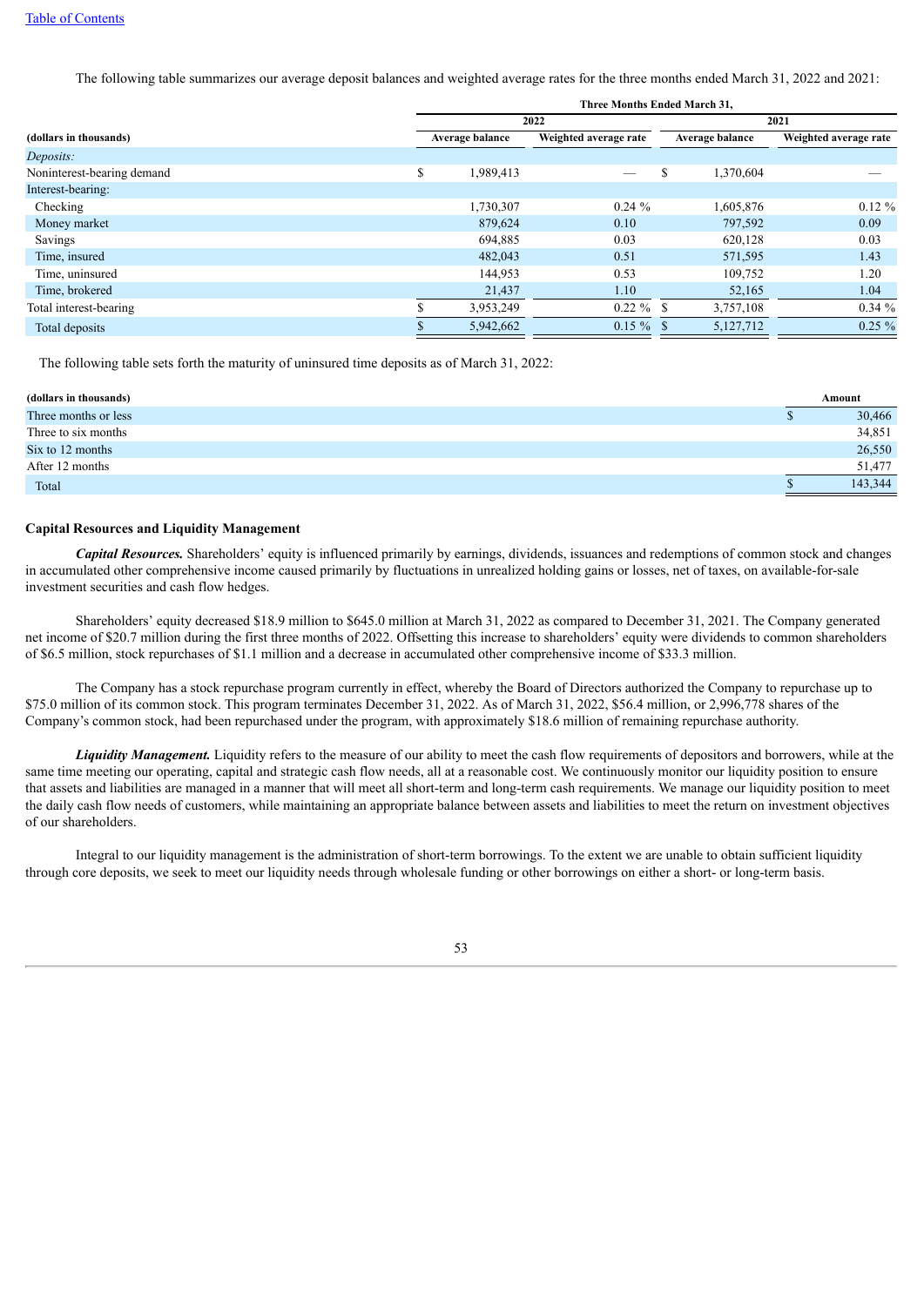The following table summarizes our average deposit balances and weighted average rates for the three months ended March 31, 2022 and 2021:

| (dollars in thousands) | Three Months Ended March 31, | | | |
|---|---|---|---|---|
| | 2022 | | 2021 | |
| | Average balance | Weighted average rate | Average balance | Weighted average rate |
| *Deposits:* | | | | |
| Noninterest-bearing demand | $ 1,989,413 | — | $ 1,370,604 | — |
| Interest-bearing: | | | | |
| Checking | 1,730,307 | 0.24 % | 1,605,876 | 0.12 % |
| Money market | 879,624 | 0.10 | 797,592 | 0.09 |
| Savings | 694,885 | 0.03 | 620,128 | 0.03 |
| Time, insured | 482,043 | 0.51 | 571,595 | 1.43 |
| Time, uninsured | 144,953 | 0.53 | 109,752 | 1.20 |
| Time, brokered | 21,437 | 1.10 | 52,165 | 1.04 |
| Total interest-bearing | $ 3,953,249 | 0.22 % | $ 3,757,108 | 0.34 % |
| Total deposits | $ 5,942,662 | 0.15 % | $ 5,127,712 | 0.25 % |

The following table sets forth the maturity of uninsured time deposits as of March 31, 2022:

| (dollars in thousands) | Amount |
|---|---|
| Three months or less | $ 30,466 |
| Three to six months | 34,851 |
| Six to 12 months | 26,550 |
| After 12 months | 51,477 |
| Total | $ 143,344 |

## Capital Resources and Liquidity Management

***Capital Resources.*** Shareholders' equity is influenced primarily by earnings, dividends, issuances and redemptions of common stock and changes in accumulated other comprehensive income caused primarily by fluctuations in unrealized holding gains or losses, net of taxes, on available-for-sale investment securities and cash flow hedges.

Shareholders' equity decreased $18.9 million to $645.0 million at March 31, 2022 as compared to December 31, 2021. The Company generated net income of $20.7 million during the first three months of 2022. Offsetting this increase to shareholders' equity were dividends to common shareholders of $6.5 million, stock repurchases of $1.1 million and a decrease in accumulated other comprehensive income of $33.3 million.

The Company has a stock repurchase program currently in effect, whereby the Board of Directors authorized the Company to repurchase up to $75.0 million of its common stock. This program terminates December 31, 2022. As of March 31, 2022, $56.4 million, or 2,996,778 shares of the Company's common stock, had been repurchased under the program, with approximately $18.6 million of remaining repurchase authority.

***Liquidity Management.*** Liquidity refers to the measure of our ability to meet the cash flow requirements of depositors and borrowers, while at the same time meeting our operating, capital and strategic cash flow needs, all at a reasonable cost. We continuously monitor our liquidity position to ensure that assets and liabilities are managed in a manner that will meet all short-term and long-term cash requirements. We manage our liquidity position to meet the daily cash flow needs of customers, while maintaining an appropriate balance between assets and liabilities to meet the return on investment objectives of our shareholders.

Integral to our liquidity management is the administration of short-term borrowings. To the extent we are unable to obtain sufficient liquidity through core deposits, we seek to meet our liquidity needs through wholesale funding or other borrowings on either a short- or long-term basis.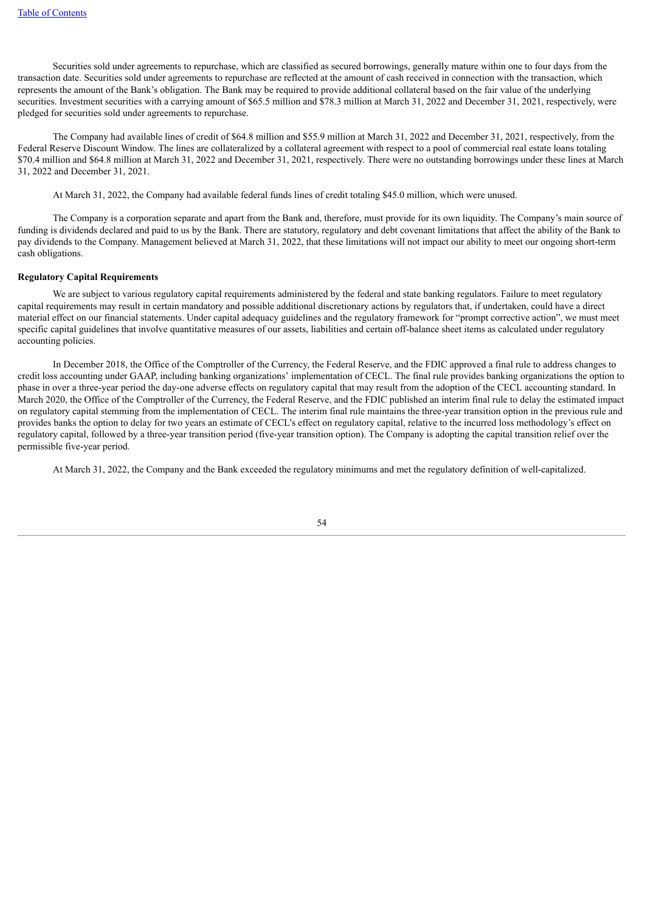Securities sold under agreements to repurchase, which are classified as secured borrowings, generally mature within one to four days from the transaction date. Securities sold under agreements to repurchase are reflected at the amount of cash received in connection with the transaction, which represents the amount of the Bank's obligation. The Bank may be required to provide additional collateral based on the fair value of the underlying securities. Investment securities with a carrying amount of $65.5 million and $78.3 million at March 31, 2022 and December 31, 2021, respectively, were pledged for securities sold under agreements to repurchase.

The Company had available lines of credit of $64.8 million and $55.9 million at March 31, 2022 and December 31, 2021, respectively, from the Federal Reserve Discount Window. The lines are collateralized by a collateral agreement with respect to a pool of commercial real estate loans totaling $70.4 million and $64.8 million at March 31, 2022 and December 31, 2021, respectively. There were no outstanding borrowings under these lines at March 31, 2022 and December 31, 2021.

At March 31, 2022, the Company had available federal funds lines of credit totaling $45.0 million, which were unused.

The Company is a corporation separate and apart from the Bank and, therefore, must provide for its own liquidity. The Company's main source of funding is dividends declared and paid to us by the Bank. There are statutory, regulatory and debt covenant limitations that affect the ability of the Bank to pay dividends to the Company. Management believed at March 31, 2022, that these limitations will not impact our ability to meet our ongoing short-term cash obligations.

**Regulatory Capital Requirements**

We are subject to various regulatory capital requirements administered by the federal and state banking regulators. Failure to meet regulatory capital requirements may result in certain mandatory and possible additional discretionary actions by regulators that, if undertaken, could have a direct material effect on our financial statements. Under capital adequacy guidelines and the regulatory framework for "prompt corrective action", we must meet specific capital guidelines that involve quantitative measures of our assets, liabilities and certain off-balance sheet items as calculated under regulatory accounting policies.

In December 2018, the Office of the Comptroller of the Currency, the Federal Reserve, and the FDIC approved a final rule to address changes to credit loss accounting under GAAP, including banking organizations' implementation of CECL. The final rule provides banking organizations the option to phase in over a three-year period the day-one adverse effects on regulatory capital that may result from the adoption of the CECL accounting standard. In March 2020, the Office of the Comptroller of the Currency, the Federal Reserve, and the FDIC published an interim final rule to delay the estimated impact on regulatory capital stemming from the implementation of CECL. The interim final rule maintains the three-year transition option in the previous rule and provides banks the option to delay for two years an estimate of CECL's effect on regulatory capital, relative to the incurred loss methodology's effect on regulatory capital, followed by a three-year transition period (five-year transition option). The Company is adopting the capital transition relief over the permissible five-year period.

At March 31, 2022, the Company and the Bank exceeded the regulatory minimums and met the regulatory definition of well-capitalized.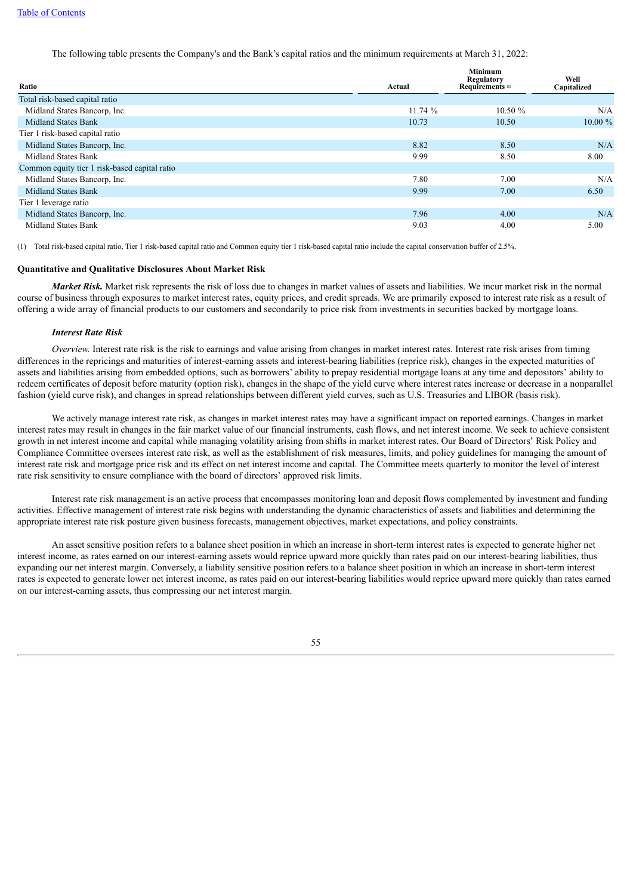The following table presents the Company's and the Bank's capital ratios and the minimum requirements at March 31, 2022:

| Ratio | Actual | Minimum Regulatory Requirements [1] | Well Capitalized |
|---|---|---|---|
| Total risk-based capital ratio | | | |
| Midland States Bancorp, Inc. | 11.74 % | 10.50 % | N/A |
| Midland States Bank | 10.73 | 10.50 | 10.00 % |
| Tier 1 risk-based capital ratio | | | |
| Midland States Bancorp, Inc. | 8.82 | 8.50 | N/A |
| Midland States Bank | 9.99 | 8.50 | 8.00 |
| Common equity tier 1 risk-based capital ratio | | | |
| Midland States Bancorp, Inc. | 7.80 | 7.00 | N/A |
| Midland States Bank | 9.99 | 7.00 | 6.50 |
| Tier 1 leverage ratio | | | |
| Midland States Bancorp, Inc. | 7.96 | 4.00 | N/A |
| Midland States Bank | 9.03 | 4.00 | 5.00 |

(1) Total risk-based capital ratio, Tier 1 risk-based capital ratio and Common equity tier 1 risk-based capital ratio include the capital conservation buffer of 2.5%.

**Quantitative and Qualitative Disclosures About Market Risk**

***Market Risk.*** Market risk represents the risk of loss due to changes in market values of assets and liabilities. We incur market risk in the normal course of business through exposures to market interest rates, equity prices, and credit spreads. We are primarily exposed to interest rate risk as a result of offering a wide array of financial products to our customers and secondarily to price risk from investments in securities backed by mortgage loans.

***Interest Rate Risk***

*Overview.* Interest rate risk is the risk to earnings and value arising from changes in market interest rates. Interest rate risk arises from timing differences in the repricings and maturities of interest-earning assets and interest-bearing liabilities (reprice risk), changes in the expected maturities of assets and liabilities arising from embedded options, such as borrowers' ability to prepay residential mortgage loans at any time and depositors' ability to redeem certificates of deposit before maturity (option risk), changes in the shape of the yield curve where interest rates increase or decrease in a nonparallel fashion (yield curve risk), and changes in spread relationships between different yield curves, such as U.S. Treasuries and LIBOR (basis risk).

We actively manage interest rate risk, as changes in market interest rates may have a significant impact on reported earnings. Changes in market interest rates may result in changes in the fair market value of our financial instruments, cash flows, and net interest income. We seek to achieve consistent growth in net interest income and capital while managing volatility arising from shifts in market interest rates. Our Board of Directors' Risk Policy and Compliance Committee oversees interest rate risk, as well as the establishment of risk measures, limits, and policy guidelines for managing the amount of interest rate risk and mortgage price risk and its effect on net interest income and capital. The Committee meets quarterly to monitor the level of interest rate risk sensitivity to ensure compliance with the board of directors' approved risk limits.

Interest rate risk management is an active process that encompasses monitoring loan and deposit flows complemented by investment and funding activities. Effective management of interest rate risk begins with understanding the dynamic characteristics of assets and liabilities and determining the appropriate interest rate risk posture given business forecasts, management objectives, market expectations, and policy constraints.

An asset sensitive position refers to a balance sheet position in which an increase in short-term interest rates is expected to generate higher net interest income, as rates earned on our interest-earning assets would reprice upward more quickly than rates paid on our interest-bearing liabilities, thus expanding our net interest margin. Conversely, a liability sensitive position refers to a balance sheet position in which an increase in short-term interest rates is expected to generate lower net interest income, as rates paid on our interest-bearing liabilities would reprice upward more quickly than rates earned on our interest-earning assets, thus compressing our net interest margin.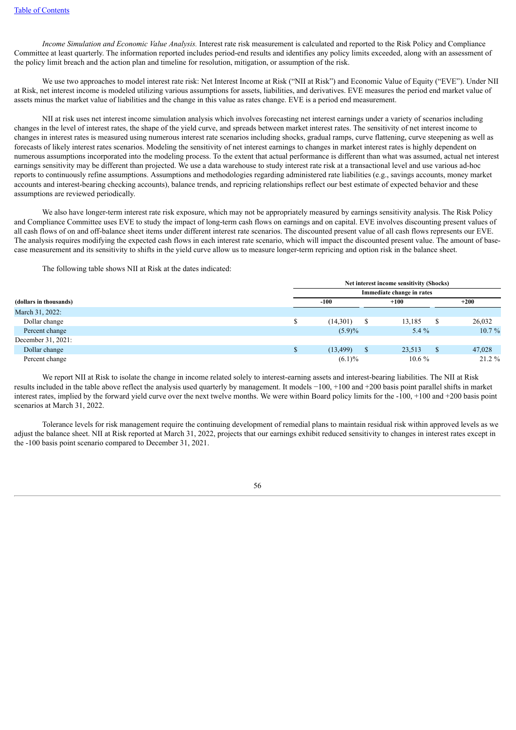[Table of Contents](#)

*Income Simulation and Economic Value Analysis.* Interest rate risk measurement is calculated and reported to the Risk Policy and Compliance Committee at least quarterly. The information reported includes period-end results and identifies any policy limits exceeded, along with an assessment of the policy limit breach and the action plan and timeline for resolution, mitigation, or assumption of the risk.

We use two approaches to model interest rate risk: Net Interest Income at Risk ("NII at Risk") and Economic Value of Equity ("EVE"). Under NII at Risk, net interest income is modeled utilizing various assumptions for assets, liabilities, and derivatives. EVE measures the period end market value of assets minus the market value of liabilities and the change in this value as rates change. EVE is a period end measurement.

NII at risk uses net interest income simulation analysis which involves forecasting net interest earnings under a variety of scenarios including changes in the level of interest rates, the shape of the yield curve, and spreads between market interest rates. The sensitivity of net interest income to changes in interest rates is measured using numerous interest rate scenarios including shocks, gradual ramps, curve flattening, curve steepening as well as forecasts of likely interest rates scenarios. Modeling the sensitivity of net interest earnings to changes in market interest rates is highly dependent on numerous assumptions incorporated into the modeling process. To the extent that actual performance is different than what was assumed, actual net interest earnings sensitivity may be different than projected. We use a data warehouse to study interest rate risk at a transactional level and use various ad-hoc reports to continuously refine assumptions. Assumptions and methodologies regarding administered rate liabilities (e.g., savings accounts, money market accounts and interest-bearing checking accounts), balance trends, and repricing relationships reflect our best estimate of expected behavior and these assumptions are reviewed periodically.

We also have longer-term interest rate risk exposure, which may not be appropriately measured by earnings sensitivity analysis. The Risk Policy and Compliance Committee uses EVE to study the impact of long-term cash flows on earnings and on capital. EVE involves discounting present values of all cash flows of on and off-balance sheet items under different interest rate scenarios. The discounted present value of all cash flows represents our EVE. The analysis requires modifying the expected cash flows in each interest rate scenario, which will impact the discounted present value. The amount of base-case measurement and its sensitivity to shifts in the yield curve allow us to measure longer-term repricing and option risk in the balance sheet.

The following table shows NII at Risk at the dates indicated:

| | Net interest income sensitivity (Shocks) | | |
|---|---|---|---|
| | Immediate change in rates | | |
| **(dollars in thousands)** | **-100** | **+100** | **+200** |
| March 31, 2022: | | | |
| Dollar change | $ (14,301) | $ 13,185 | $ 26,032 |
| Percent change | (5.9)% | 5.4 % | 10.7 % |
| December 31, 2021: | | | |
| Dollar change | $ (13,499) | $ 23,513 | $ 47,028 |
| Percent change | (6.1)% | 10.6 % | 21.2 % |

We report NII at Risk to isolate the change in income related solely to interest-earning assets and interest-bearing liabilities. The NII at Risk results included in the table above reflect the analysis used quarterly by management. It models −100, +100 and +200 basis point parallel shifts in market interest rates, implied by the forward yield curve over the next twelve months. We were within Board policy limits for the -100, +100 and +200 basis point scenarios at March 31, 2022.

Tolerance levels for risk management require the continuing development of remedial plans to maintain residual risk within approved levels as we adjust the balance sheet. NII at Risk reported at March 31, 2022, projects that our earnings exhibit reduced sensitivity to changes in interest rates except in the -100 basis point scenario compared to December 31, 2021.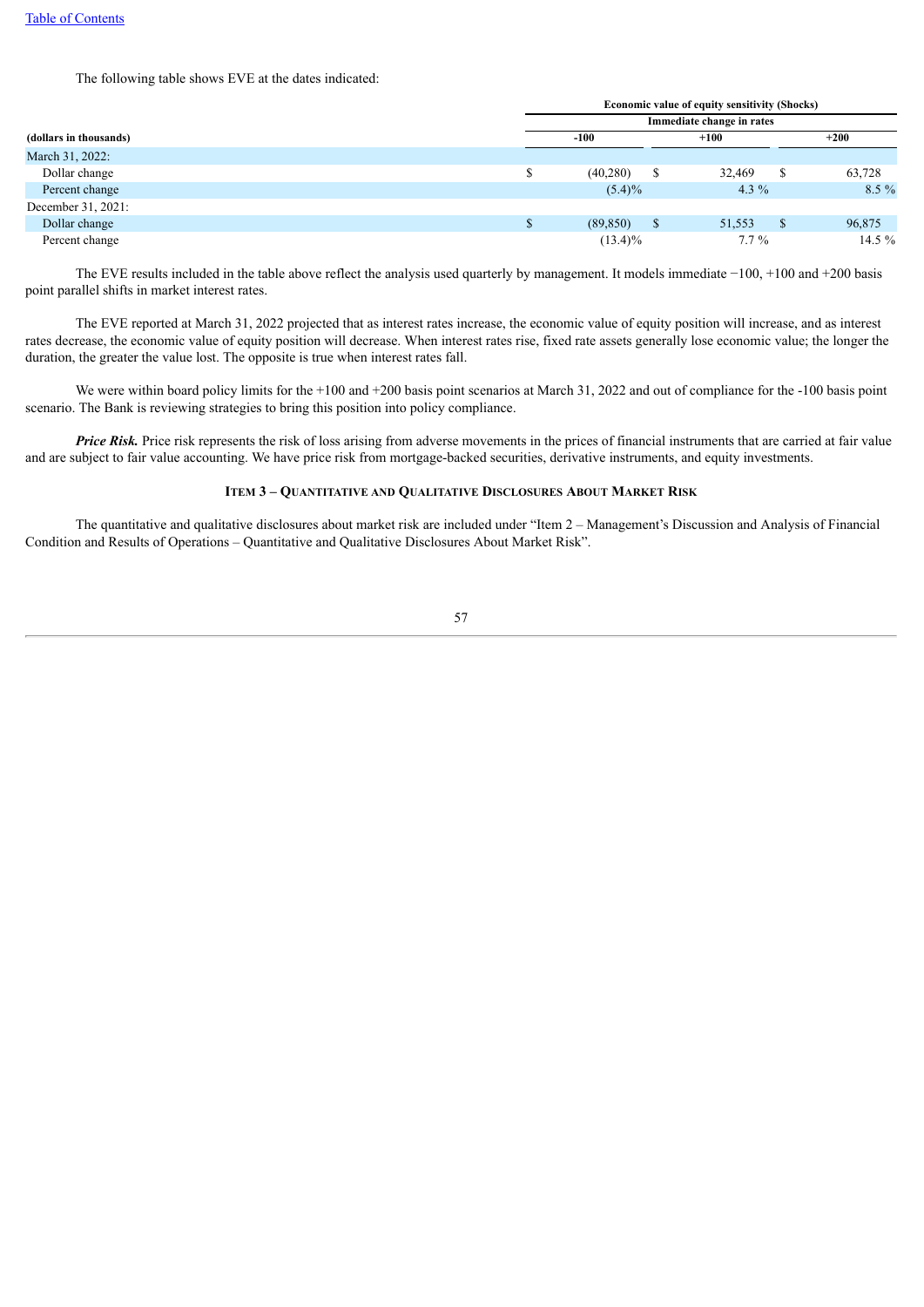The following table shows EVE at the dates indicated:

| (dollars in thousands) | Economic value of equity sensitivity (Shocks) | | |
|---|---|---|---|
| | Immediate change in rates | | |
| | -100 | +100 | +200 |
| March 31, 2022: | | | |
| Dollar change | $ (40,280) | $ 32,469 | $ 63,728 |
| Percent change | (5.4)% | 4.3 % | 8.5 % |
| December 31, 2021: | | | |
| Dollar change | $ (89,850) | $ 51,553 | $ 96,875 |
| Percent change | (13.4)% | 7.7 % | 14.5 % |

The EVE results included in the table above reflect the analysis used quarterly by management. It models immediate −100, +100 and +200 basis point parallel shifts in market interest rates.

The EVE reported at March 31, 2022 projected that as interest rates increase, the economic value of equity position will increase, and as interest rates decrease, the economic value of equity position will decrease. When interest rates rise, fixed rate assets generally lose economic value; the longer the duration, the greater the value lost. The opposite is true when interest rates fall.

We were within board policy limits for the +100 and +200 basis point scenarios at March 31, 2022 and out of compliance for the -100 basis point scenario. The Bank is reviewing strategies to bring this position into policy compliance.

***Price Risk.*** Price risk represents the risk of loss arising from adverse movements in the prices of financial instruments that are carried at fair value and are subject to fair value accounting. We have price risk from mortgage-backed securities, derivative instruments, and equity investments.

## ITEM 3 – QUANTITATIVE AND QUALITATIVE DISCLOSURES ABOUT MARKET RISK

The quantitative and qualitative disclosures about market risk are included under "Item 2 – Management's Discussion and Analysis of Financial Condition and Results of Operations – Quantitative and Qualitative Disclosures About Market Risk".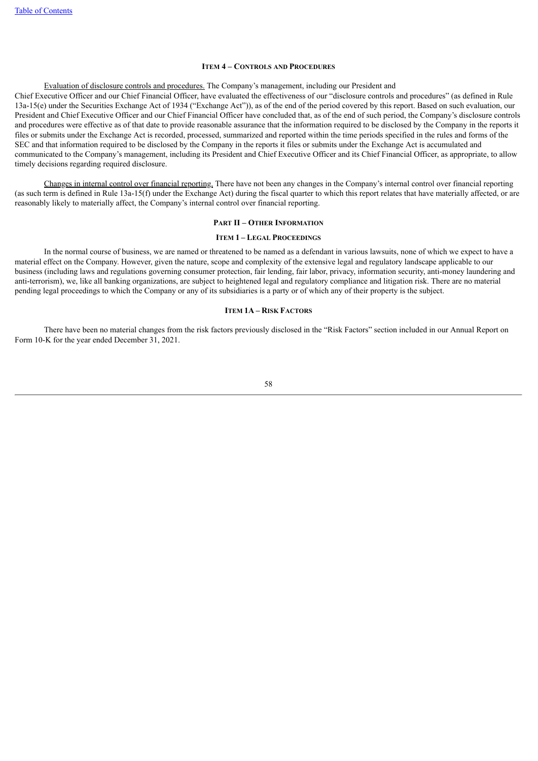### ITEM 4 – CONTROLS AND PROCEDURES

Evaluation of disclosure controls and procedures. The Company's management, including our President and Chief Executive Officer and our Chief Financial Officer, have evaluated the effectiveness of our "disclosure controls and procedures" (as defined in Rule 13a-15(e) under the Securities Exchange Act of 1934 ("Exchange Act")), as of the end of the period covered by this report. Based on such evaluation, our President and Chief Executive Officer and our Chief Financial Officer have concluded that, as of the end of such period, the Company's disclosure controls and procedures were effective as of that date to provide reasonable assurance that the information required to be disclosed by the Company in the reports it files or submits under the Exchange Act is recorded, processed, summarized and reported within the time periods specified in the rules and forms of the SEC and that information required to be disclosed by the Company in the reports it files or submits under the Exchange Act is accumulated and communicated to the Company's management, including its President and Chief Executive Officer and its Chief Financial Officer, as appropriate, to allow timely decisions regarding required disclosure.

Changes in internal control over financial reporting. There have not been any changes in the Company's internal control over financial reporting (as such term is defined in Rule 13a-15(f) under the Exchange Act) during the fiscal quarter to which this report relates that have materially affected, or are reasonably likely to materially affect, the Company's internal control over financial reporting.

## PART II – OTHER INFORMATION

### ITEM 1 – LEGAL PROCEEDINGS

In the normal course of business, we are named or threatened to be named as a defendant in various lawsuits, none of which we expect to have a material effect on the Company. However, given the nature, scope and complexity of the extensive legal and regulatory landscape applicable to our business (including laws and regulations governing consumer protection, fair lending, fair labor, privacy, information security, anti-money laundering and anti-terrorism), we, like all banking organizations, are subject to heightened legal and regulatory compliance and litigation risk. There are no material pending legal proceedings to which the Company or any of its subsidiaries is a party or of which any of their property is the subject.

### ITEM 1A – RISK FACTORS

There have been no material changes from the risk factors previously disclosed in the "Risk Factors" section included in our Annual Report on Form 10-K for the year ended December 31, 2021.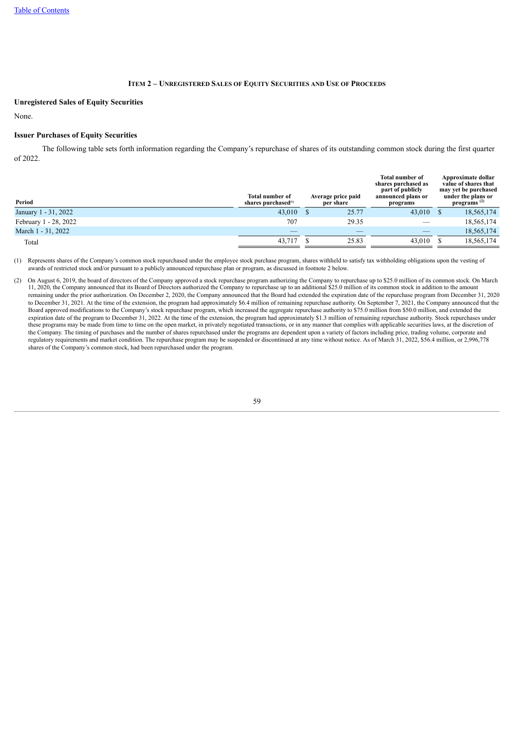## Item 2 – Unregistered Sales of Equity Securities and Use of Proceeds

### Unregistered Sales of Equity Securities

None.

### Issuer Purchases of Equity Securities

The following table sets forth information regarding the Company's repurchase of shares of its outstanding common stock during the first quarter of 2022.

| Period | Total number of shares purchased[(1)] | Average price paid per share | Total number of shares purchased as part of publicly announced plans or programs | Approximate dollar value of shares that may yet be purchased under the plans or programs [(2)] |
|---|---|---|---|---|
| January 1 - 31, 2022 | 43,010 | $ 25.77 | 43,010 | $ 18,565,174 |
| February 1 - 28, 2022 | 707 | 29.35 | — | 18,565,174 |
| March 1 - 31, 2022 | — | — | — | 18,565,174 |
| Total | 43,717 | $ 25.83 | 43,010 | $ 18,565,174 |

(1) Represents shares of the Company's common stock repurchased under the employee stock purchase program, shares withheld to satisfy tax withholding obligations upon the vesting of awards of restricted stock and/or pursuant to a publicly announced repurchase plan or program, as discussed in footnote 2 below.

(2) On August 6, 2019, the board of directors of the Company approved a stock repurchase program authorizing the Company to repurchase up to $25.0 million of its common stock. On March 11, 2020, the Company announced that its Board of Directors authorized the Company to repurchase up to an additional $25.0 million of its common stock in addition to the amount remaining under the prior authorization. On December 2, 2020, the Company announced that the Board had extended the expiration date of the repurchase program from December 31, 2020 to December 31, 2021. At the time of the extension, the program had approximately $6.4 million of remaining repurchase authority. On September 7, 2021, the Company announced that the Board approved modifications to the Company's stock repurchase program, which increased the aggregate repurchase authority to $75.0 million from $50.0 million, and extended the expiration date of the program to December 31, 2022. At the time of the extension, the program had approximately $1.3 million of remaining repurchase authority. Stock repurchases under these programs may be made from time to time on the open market, in privately negotiated transactions, or in any manner that complies with applicable securities laws, at the discretion of the Company. The timing of purchases and the number of shares repurchased under the programs are dependent upon a variety of factors including price, trading volume, corporate and regulatory requirements and market condition. The repurchase program may be suspended or discontinued at any time without notice. As of March 31, 2022, $56.4 million, or 2,996,778 shares of the Company's common stock, had been repurchased under the program.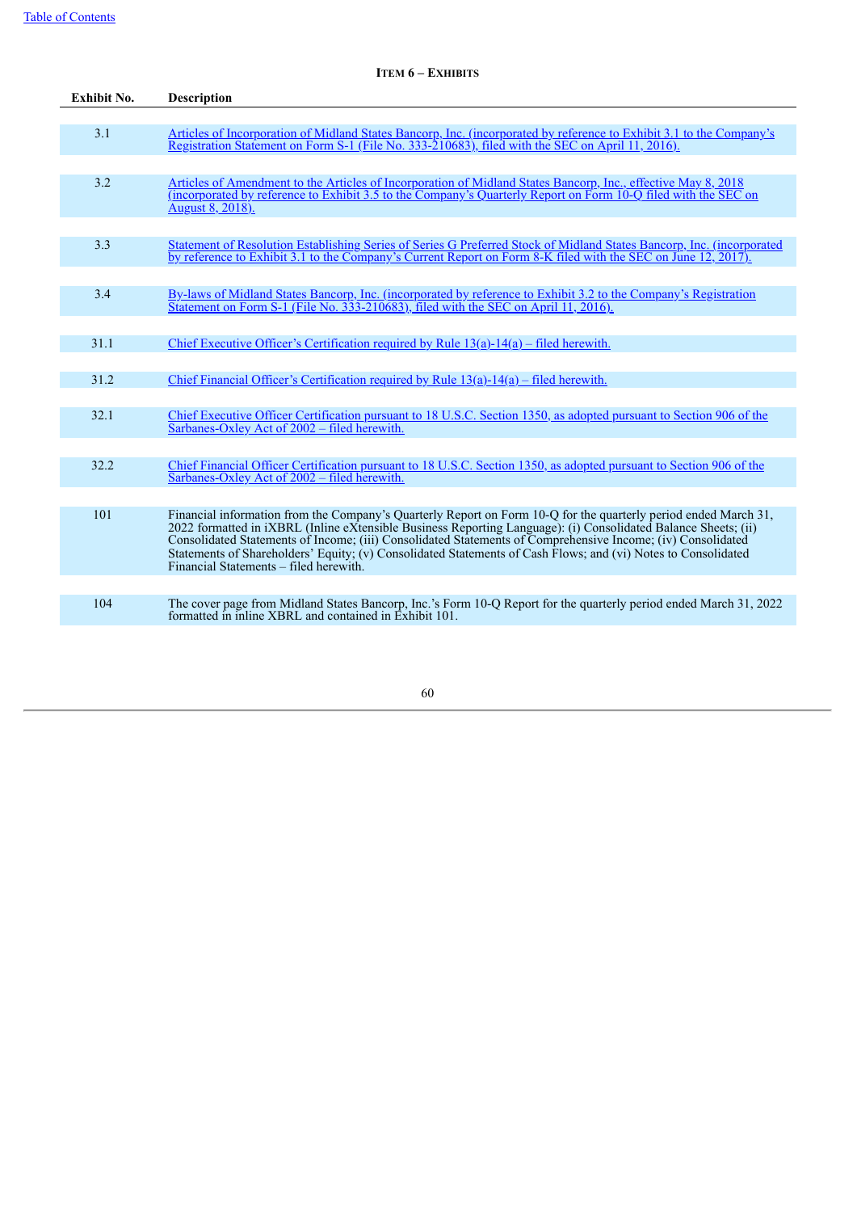## ITEM 6 – EXHIBITS

| Exhibit No. | Description |
|---|---|
| 3.1 | Articles of Incorporation of Midland States Bancorp, Inc. (incorporated by reference to Exhibit 3.1 to the Company's Registration Statement on Form S-1 (File No. 333-210683), filed with the SEC on April 11, 2016). |
| 3.2 | Articles of Amendment to the Articles of Incorporation of Midland States Bancorp, Inc., effective May 8, 2018 (incorporated by reference to Exhibit 3.5 to the Company's Quarterly Report on Form 10-Q filed with the SEC on August 8, 2018). |
| 3.3 | Statement of Resolution Establishing Series of Series G Preferred Stock of Midland States Bancorp, Inc. (incorporated by reference to Exhibit 3.1 to the Company's Current Report on Form 8-K filed with the SEC on June 12, 2017). |
| 3.4 | By-laws of Midland States Bancorp, Inc. (incorporated by reference to Exhibit 3.2 to the Company's Registration Statement on Form S-1 (File No. 333-210683), filed with the SEC on April 11, 2016). |
| 31.1 | Chief Executive Officer's Certification required by Rule 13(a)-14(a) – filed herewith. |
| 31.2 | Chief Financial Officer's Certification required by Rule 13(a)-14(a) – filed herewith. |
| 32.1 | Chief Executive Officer Certification pursuant to 18 U.S.C. Section 1350, as adopted pursuant to Section 906 of the Sarbanes-Oxley Act of 2002 – filed herewith. |
| 32.2 | Chief Financial Officer Certification pursuant to 18 U.S.C. Section 1350, as adopted pursuant to Section 906 of the Sarbanes-Oxley Act of 2002 – filed herewith. |
| 101 | Financial information from the Company's Quarterly Report on Form 10-Q for the quarterly period ended March 31, 2022 formatted in iXBRL (Inline eXtensible Business Reporting Language): (i) Consolidated Balance Sheets; (ii) Consolidated Statements of Income; (iii) Consolidated Statements of Comprehensive Income; (iv) Consolidated Statements of Shareholders' Equity; (v) Consolidated Statements of Cash Flows; and (vi) Notes to Consolidated Financial Statements – filed herewith. |
| 104 | The cover page from Midland States Bancorp, Inc.'s Form 10-Q Report for the quarterly period ended March 31, 2022 formatted in inline XBRL and contained in Exhibit 101. |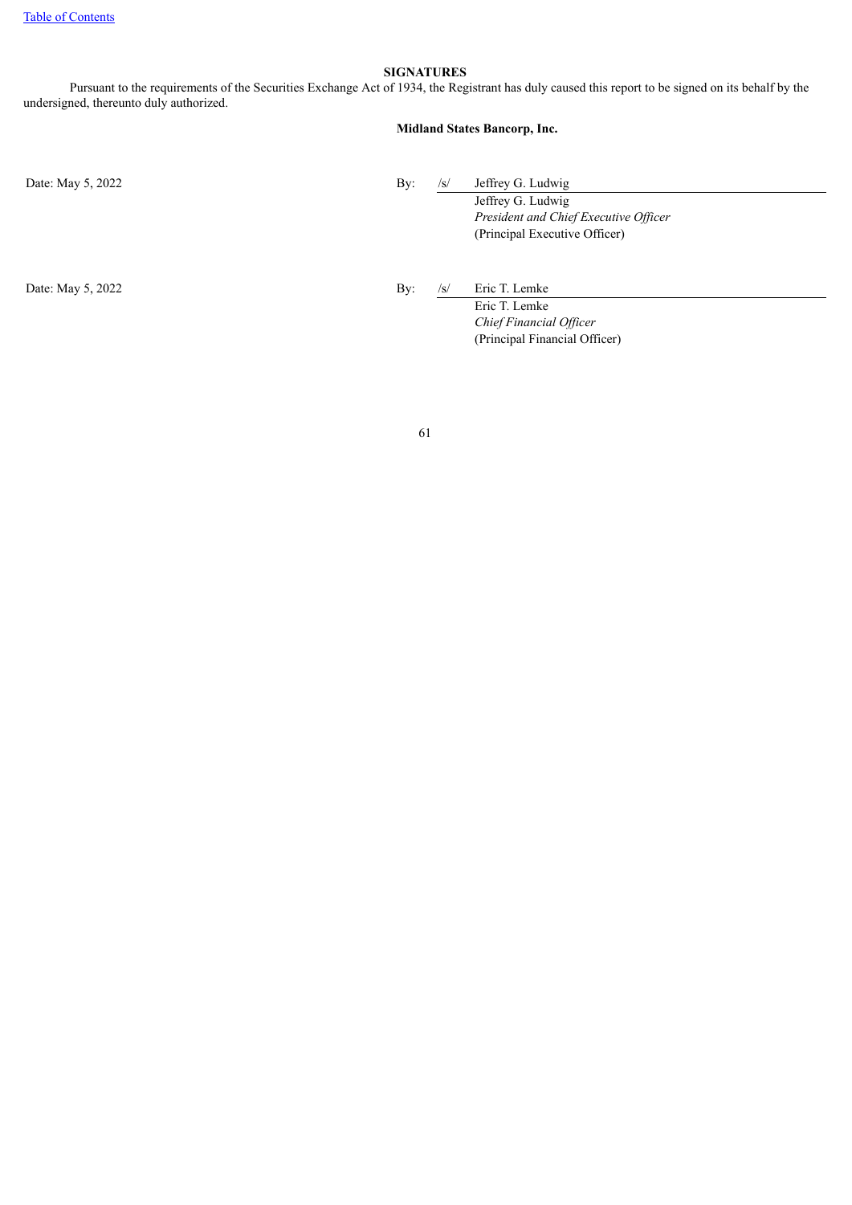## SIGNATURES

Pursuant to the requirements of the Securities Exchange Act of 1934, the Registrant has duly caused this report to be signed on its behalf by the undersigned, thereunto duly authorized.

**Midland States Bancorp, Inc.**

| | | | |
|---|---|---|---|
| Date: May 5, 2022 | By: | /s/ | Jeffrey G. Ludwig |
| | | | Jeffrey G. Ludwig |
| | | | *President and Chief Executive Officer* |
| | | | (Principal Executive Officer) |
| Date: May 5, 2022 | By: | /s/ | Eric T. Lemke |
| | | | Eric T. Lemke |
| | | | *Chief Financial Officer* |
| | | | (Principal Financial Officer) |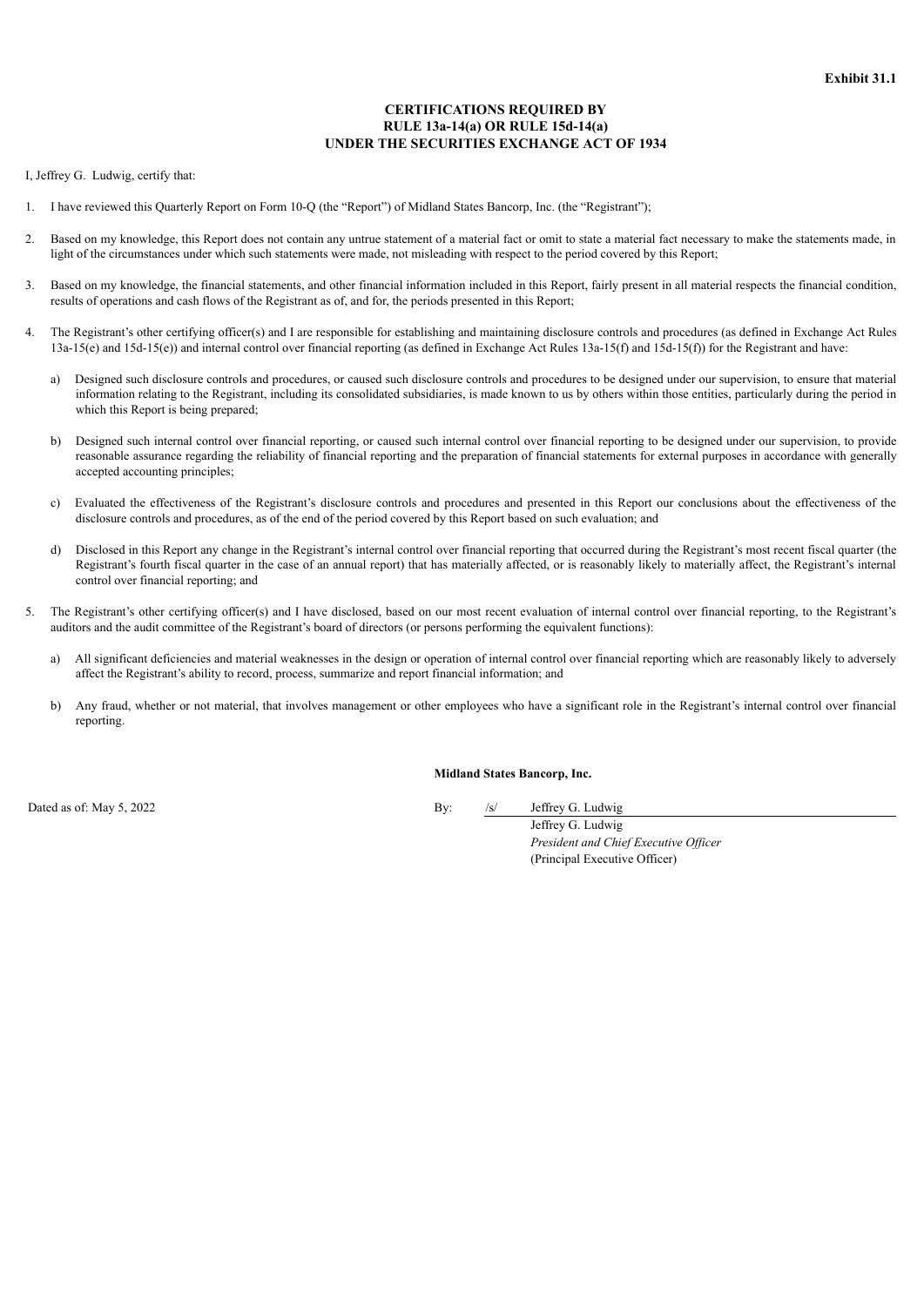**Exhibit 31.1**

**CERTIFICATIONS REQUIRED BY**
**RULE 13a-14(a) OR RULE 15d-14(a)**
**UNDER THE SECURITIES EXCHANGE ACT OF 1934**

I, Jeffrey G. Ludwig, certify that:

1. I have reviewed this Quarterly Report on Form 10-Q (the "Report") of Midland States Bancorp, Inc. (the "Registrant");

2. Based on my knowledge, this Report does not contain any untrue statement of a material fact or omit to state a material fact necessary to make the statements made, in light of the circumstances under which such statements were made, not misleading with respect to the period covered by this Report;

3. Based on my knowledge, the financial statements, and other financial information included in this Report, fairly present in all material respects the financial condition, results of operations and cash flows of the Registrant as of, and for, the periods presented in this Report;

4. The Registrant's other certifying officer(s) and I are responsible for establishing and maintaining disclosure controls and procedures (as defined in Exchange Act Rules 13a-15(e) and 15d-15(e)) and internal control over financial reporting (as defined in Exchange Act Rules 13a-15(f) and 15d-15(f)) for the Registrant and have:

   a) Designed such disclosure controls and procedures, or caused such disclosure controls and procedures to be designed under our supervision, to ensure that material information relating to the Registrant, including its consolidated subsidiaries, is made known to us by others within those entities, particularly during the period in which this Report is being prepared;

   b) Designed such internal control over financial reporting, or caused such internal control over financial reporting to be designed under our supervision, to provide reasonable assurance regarding the reliability of financial reporting and the preparation of financial statements for external purposes in accordance with generally accepted accounting principles;

   c) Evaluated the effectiveness of the Registrant's disclosure controls and procedures and presented in this Report our conclusions about the effectiveness of the disclosure controls and procedures, as of the end of the period covered by this Report based on such evaluation; and

   d) Disclosed in this Report any change in the Registrant's internal control over financial reporting that occurred during the Registrant's most recent fiscal quarter (the Registrant's fourth fiscal quarter in the case of an annual report) that has materially affected, or is reasonably likely to materially affect, the Registrant's internal control over financial reporting; and

5. The Registrant's other certifying officer(s) and I have disclosed, based on our most recent evaluation of internal control over financial reporting, to the Registrant's auditors and the audit committee of the Registrant's board of directors (or persons performing the equivalent functions):

   a) All significant deficiencies and material weaknesses in the design or operation of internal control over financial reporting which are reasonably likely to adversely affect the Registrant's ability to record, process, summarize and report financial information; and

   b) Any fraud, whether or not material, that involves management or other employees who have a significant role in the Registrant's internal control over financial reporting.

**Midland States Bancorp, Inc.**

Dated as of: May 5, 2022

By: /s/ Jeffrey G. Ludwig

Jeffrey G. Ludwig
*President and Chief Executive Officer*
(Principal Executive Officer)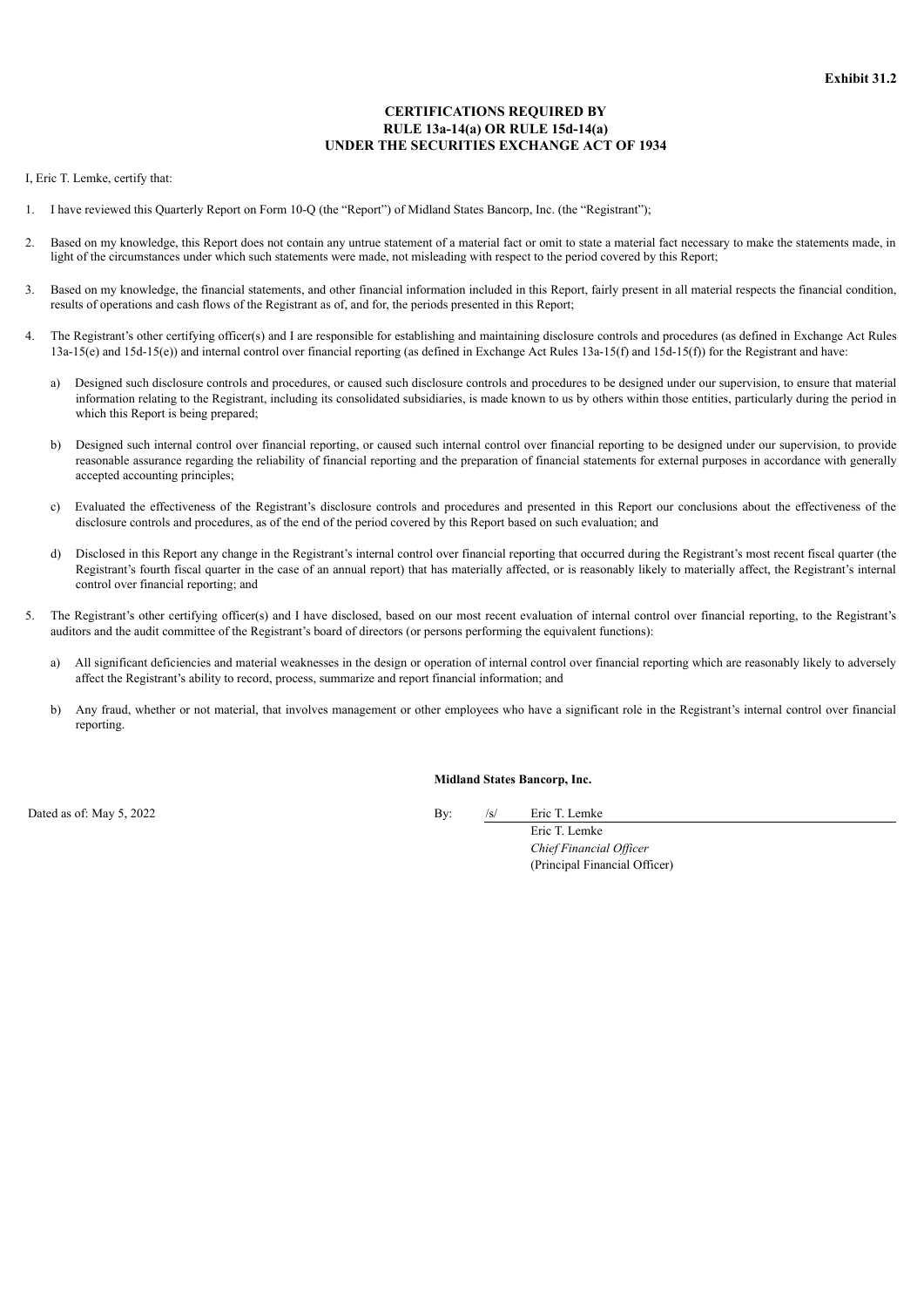**Exhibit 31.2**

**CERTIFICATIONS REQUIRED BY**
**RULE 13a-14(a) OR RULE 15d-14(a)**
**UNDER THE SECURITIES EXCHANGE ACT OF 1934**

I, Eric T. Lemke, certify that:

1. I have reviewed this Quarterly Report on Form 10-Q (the "Report") of Midland States Bancorp, Inc. (the "Registrant");

2. Based on my knowledge, this Report does not contain any untrue statement of a material fact or omit to state a material fact necessary to make the statements made, in light of the circumstances under which such statements were made, not misleading with respect to the period covered by this Report;

3. Based on my knowledge, the financial statements, and other financial information included in this Report, fairly present in all material respects the financial condition, results of operations and cash flows of the Registrant as of, and for, the periods presented in this Report;

4. The Registrant's other certifying officer(s) and I are responsible for establishing and maintaining disclosure controls and procedures (as defined in Exchange Act Rules 13a-15(e) and 15d-15(e)) and internal control over financial reporting (as defined in Exchange Act Rules 13a-15(f) and 15d-15(f)) for the Registrant and have:

   a) Designed such disclosure controls and procedures, or caused such disclosure controls and procedures to be designed under our supervision, to ensure that material information relating to the Registrant, including its consolidated subsidiaries, is made known to us by others within those entities, particularly during the period in which this Report is being prepared;

   b) Designed such internal control over financial reporting, or caused such internal control over financial reporting to be designed under our supervision, to provide reasonable assurance regarding the reliability of financial reporting and the preparation of financial statements for external purposes in accordance with generally accepted accounting principles;

   c) Evaluated the effectiveness of the Registrant's disclosure controls and procedures and presented in this Report our conclusions about the effectiveness of the disclosure controls and procedures, as of the end of the period covered by this Report based on such evaluation; and

   d) Disclosed in this Report any change in the Registrant's internal control over financial reporting that occurred during the Registrant's most recent fiscal quarter (the Registrant's fourth fiscal quarter in the case of an annual report) that has materially affected, or is reasonably likely to materially affect, the Registrant's internal control over financial reporting; and

5. The Registrant's other certifying officer(s) and I have disclosed, based on our most recent evaluation of internal control over financial reporting, to the Registrant's auditors and the audit committee of the Registrant's board of directors (or persons performing the equivalent functions):

   a) All significant deficiencies and material weaknesses in the design or operation of internal control over financial reporting which are reasonably likely to adversely affect the Registrant's ability to record, process, summarize and report financial information; and

   b) Any fraud, whether or not material, that involves management or other employees who have a significant role in the Registrant's internal control over financial reporting.

**Midland States Bancorp, Inc.**

Dated as of: May 5, 2022

By: /s/ Eric T. Lemke
Eric T. Lemke
*Chief Financial Officer*
(Principal Financial Officer)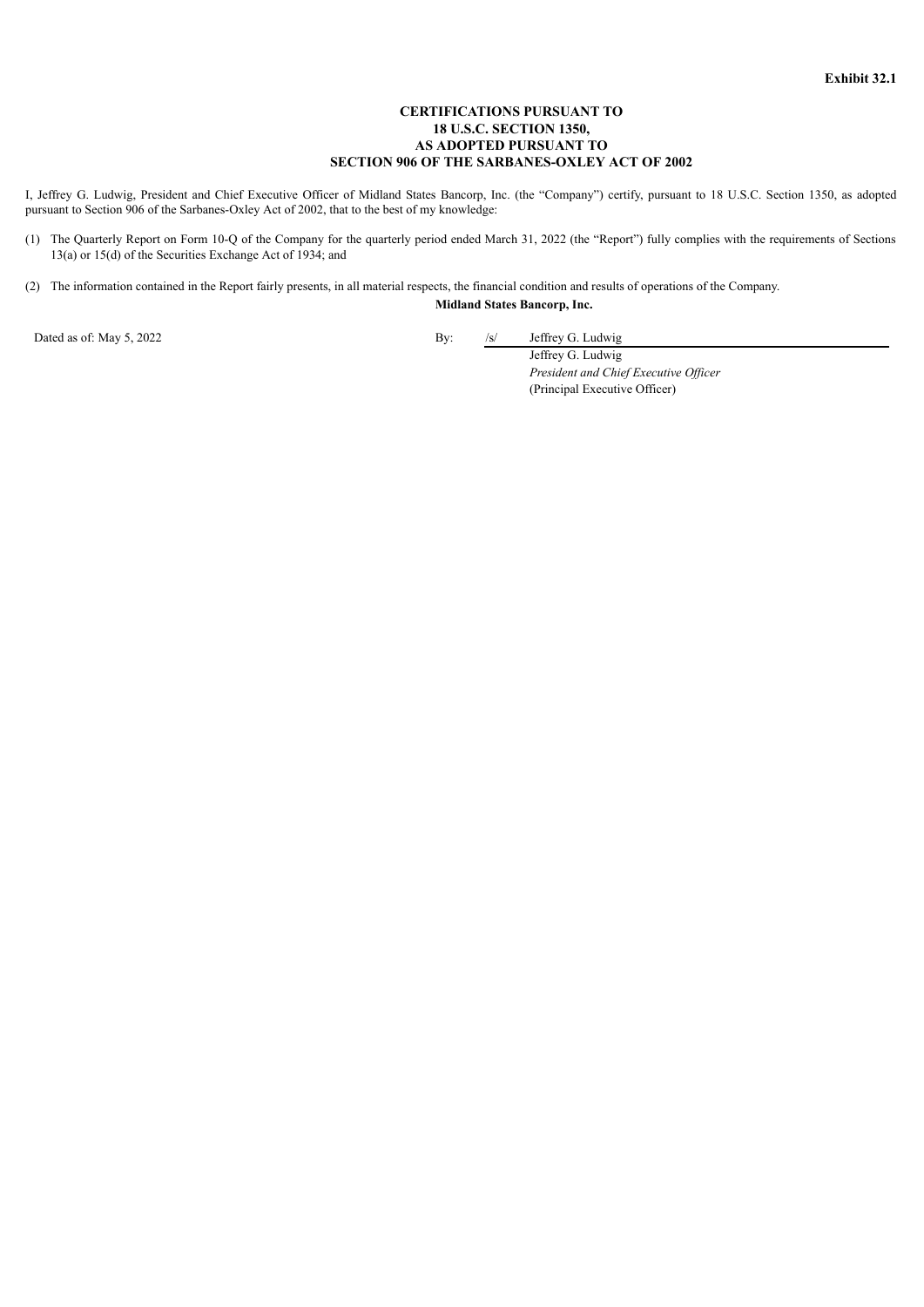**Exhibit 32.1**

**CERTIFICATIONS PURSUANT TO
18 U.S.C. SECTION 1350,
AS ADOPTED PURSUANT TO
SECTION 906 OF THE SARBANES-OXLEY ACT OF 2002**

I, Jeffrey G. Ludwig, President and Chief Executive Officer of Midland States Bancorp, Inc. (the “Company”) certify, pursuant to 18 U.S.C. Section 1350, as adopted pursuant to Section 906 of the Sarbanes-Oxley Act of 2002, that to the best of my knowledge:

(1) The Quarterly Report on Form 10-Q of the Company for the quarterly period ended March 31, 2022 (the “Report”) fully complies with the requirements of Sections 13(a) or 15(d) of the Securities Exchange Act of 1934; and

(2) The information contained in the Report fairly presents, in all material respects, the financial condition and results of operations of the Company.

**Midland States Bancorp, Inc.**

Dated as of: May 5, 2022

By: /s/ Jeffrey G. Ludwig
Jeffrey G. Ludwig
*President and Chief Executive Officer*
(Principal Executive Officer)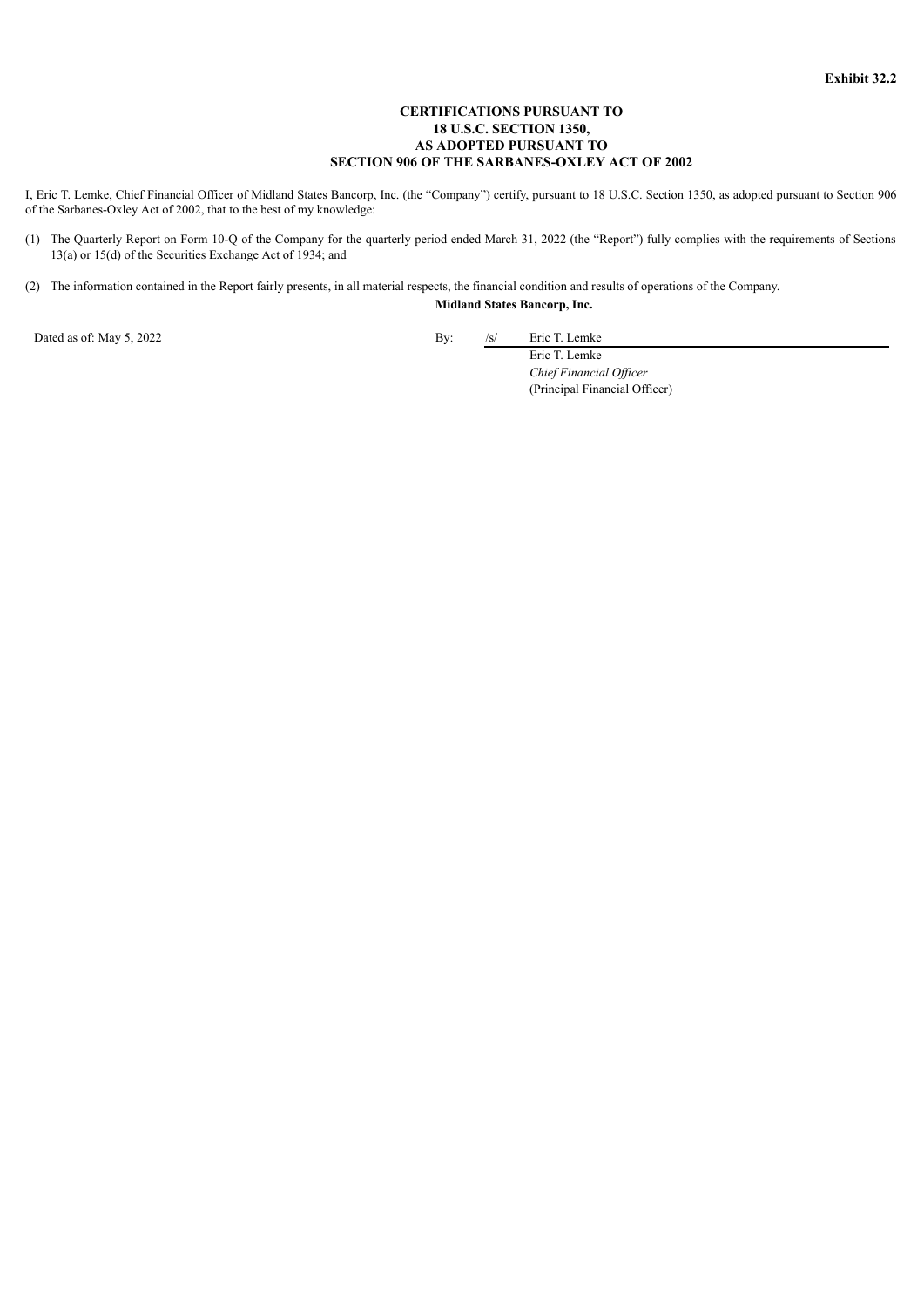**Exhibit 32.2**

**CERTIFICATIONS PURSUANT TO**
**18 U.S.C. SECTION 1350,**
**AS ADOPTED PURSUANT TO**
**SECTION 906 OF THE SARBANES-OXLEY ACT OF 2002**

I, Eric T. Lemke, Chief Financial Officer of Midland States Bancorp, Inc. (the "Company") certify, pursuant to 18 U.S.C. Section 1350, as adopted pursuant to Section 906 of the Sarbanes-Oxley Act of 2002, that to the best of my knowledge:

(1) The Quarterly Report on Form 10-Q of the Company for the quarterly period ended March 31, 2022 (the "Report") fully complies with the requirements of Sections 13(a) or 15(d) of the Securities Exchange Act of 1934; and

(2) The information contained in the Report fairly presents, in all material respects, the financial condition and results of operations of the Company.

**Midland States Bancorp, Inc.**

Dated as of: May 5, 2022

By: /s/ Eric T. Lemke
Eric T. Lemke
*Chief Financial Officer*
(Principal Financial Officer)